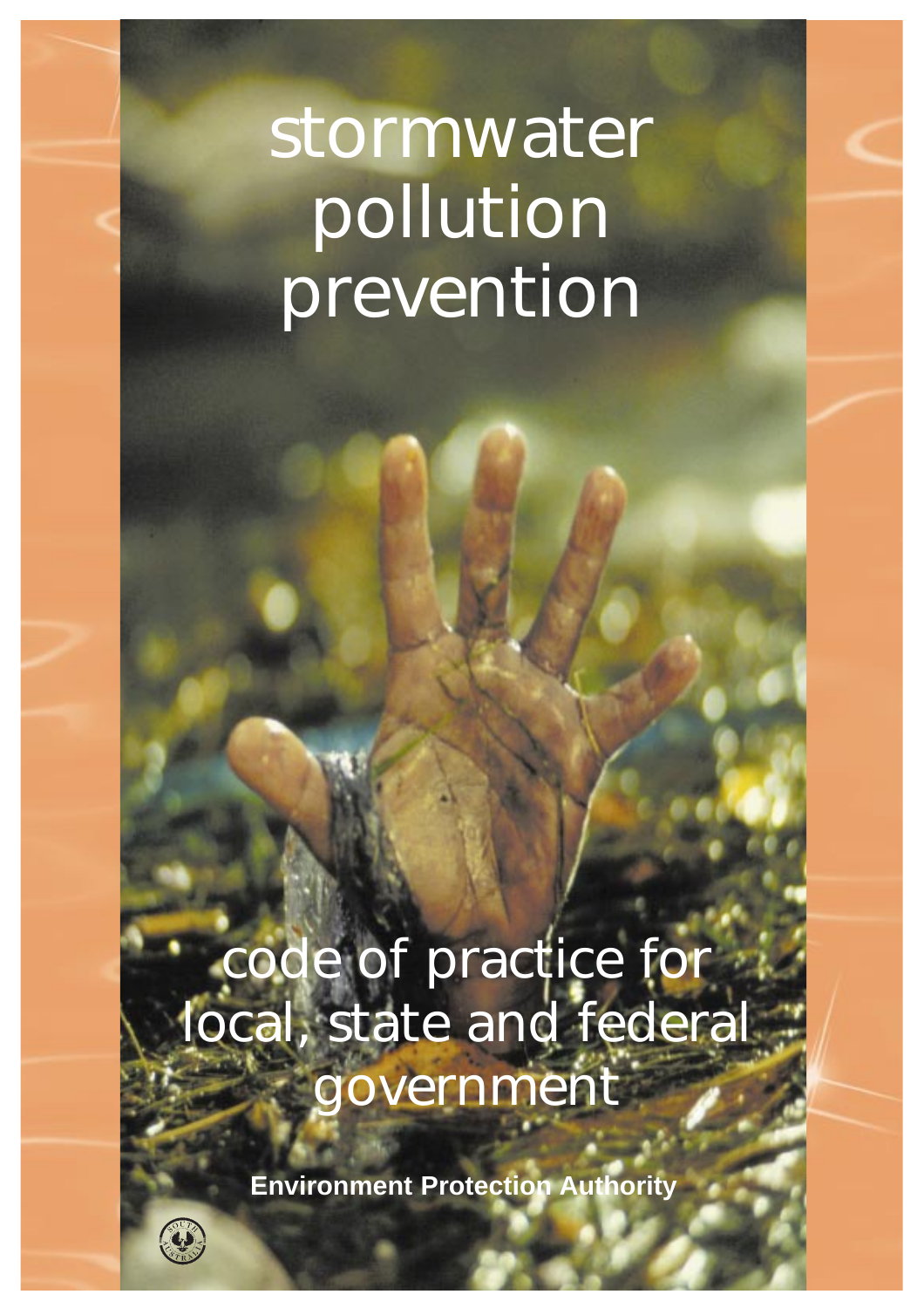# stormwater pollution prevention

## code of practice for local, state and federal government

**Environment Protection Authority**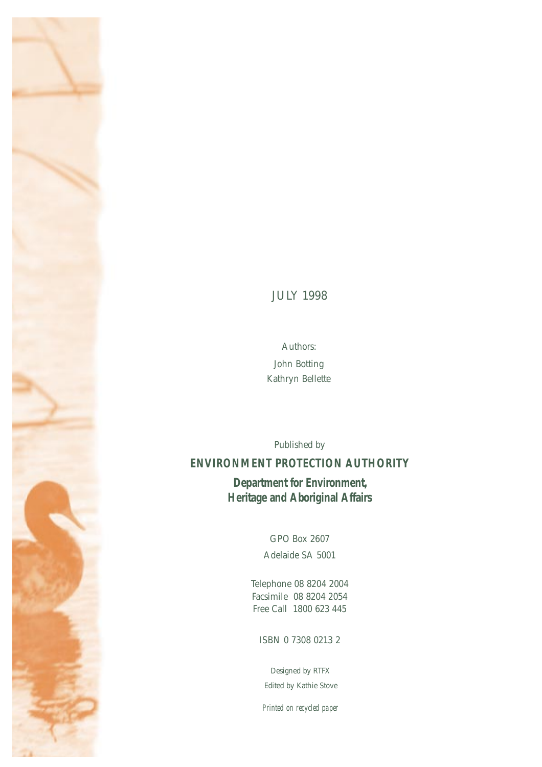JULY 1998

Authors:

John Botting

Kathryn Bellette

Published by

**ENVIRONMENT PROTECTION AUTHORITY**

**Department for Environment, Heritage and Aboriginal Affairs**

GPO Box 2607

Adelaide SA 5001

Telephone 08 8204 2004

Facsimile 08 8204 2054

Free Call 1800 623 445

ISBN 0 7308 0213 2

Designed by RTFX

Edited by Kathie Stove

*Printed on recycled paper*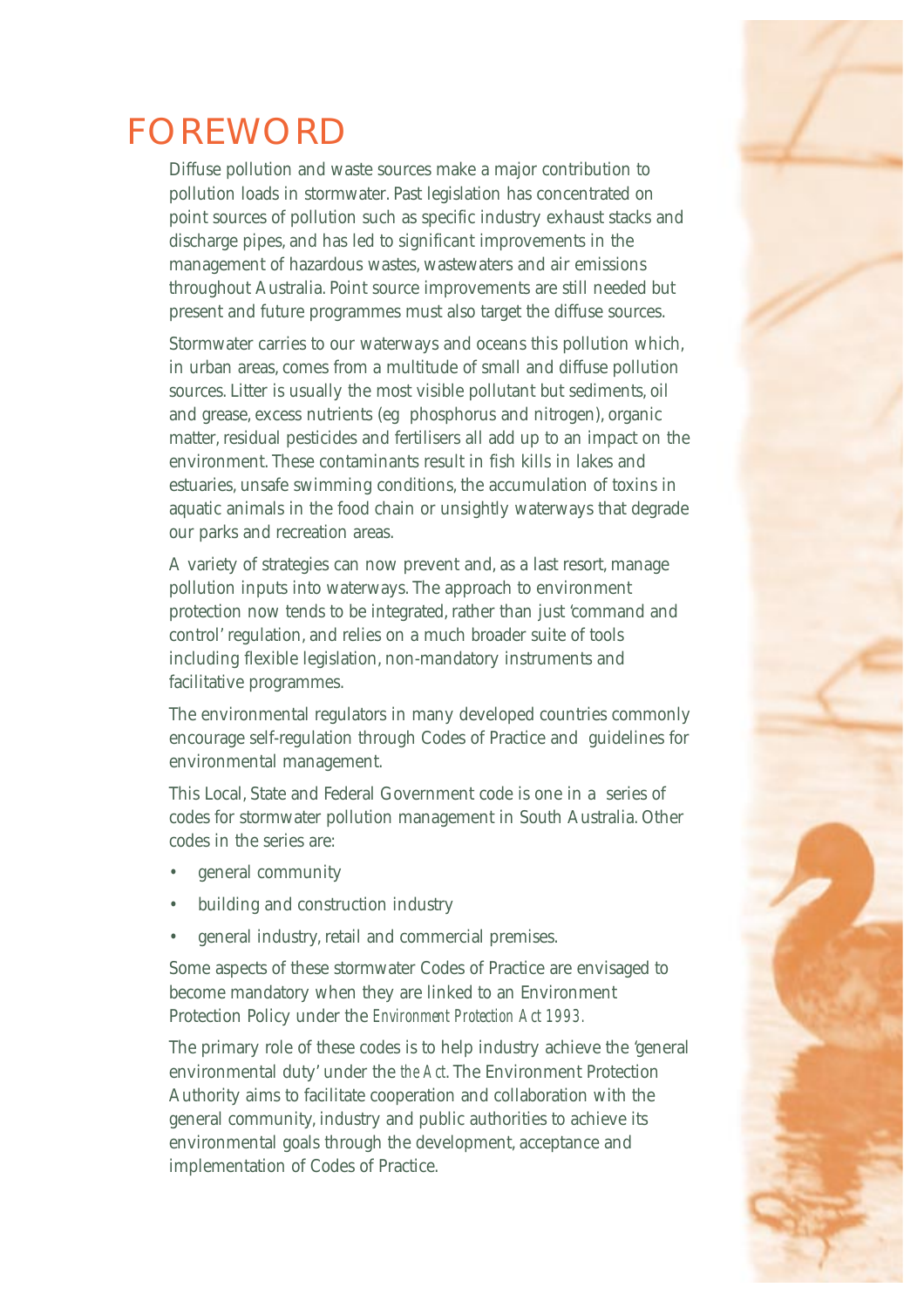# FOREWORD

Diffuse pollution and waste sources make a major contribution to pollution loads in stormwater. Past legislation has concentrated on point sources of pollution such as specific industry exhaust stacks and discharge pipes, and has led to significant improvements in the management of hazardous wastes, wastewaters and air emissions throughout Australia. Point source improvements are still needed but present and future programmes must also target the diffuse sources.

Stormwater carries to our waterways and oceans this pollution which, in urban areas, comes from a multitude of small and diffuse pollution sources. Litter is usually the most visible pollutant but sediments, oil and grease, excess nutrients (eg phosphorus and nitrogen), organic matter, residual pesticides and fertilisers all add up to an impact on the environment. These contaminants result in fish kills in lakes and estuaries, unsafe swimming conditions, the accumulation of toxins in aquatic animals in the food chain or unsightly waterways that degrade our parks and recreation areas.

A variety of strategies can now prevent and, as a last resort, manage pollution inputs into waterways. The approach to environment protection now tends to be integrated, rather than just 'command and control' regulation, and relies on a much broader suite of tools including flexible legislation, non-mandatory instruments and facilitative programmes.

The environmental regulators in many developed countries commonly encourage self-regulation through Codes of Practice and guidelines for environmental management.

This Local, State and Federal Government code is one in a series of codes for stormwater pollution management in South Australia. Other codes in the series are:

- general community
- building and construction industry
- general industry, retail and commercial premises.

Some aspects of these stormwater Codes of Practice are envisaged to become mandatory when they are linked to an Environment Protection Policy under the *Environment Protection Act 1993.*

The primary role of these codes is to help industry achieve the 'general environmental duty' under the *the Act*. The Environment Protection Authority aims to facilitate cooperation and collaboration with the general community, industry and public authorities to achieve its environmental goals through the development, acceptance and implementation of Codes of Practice.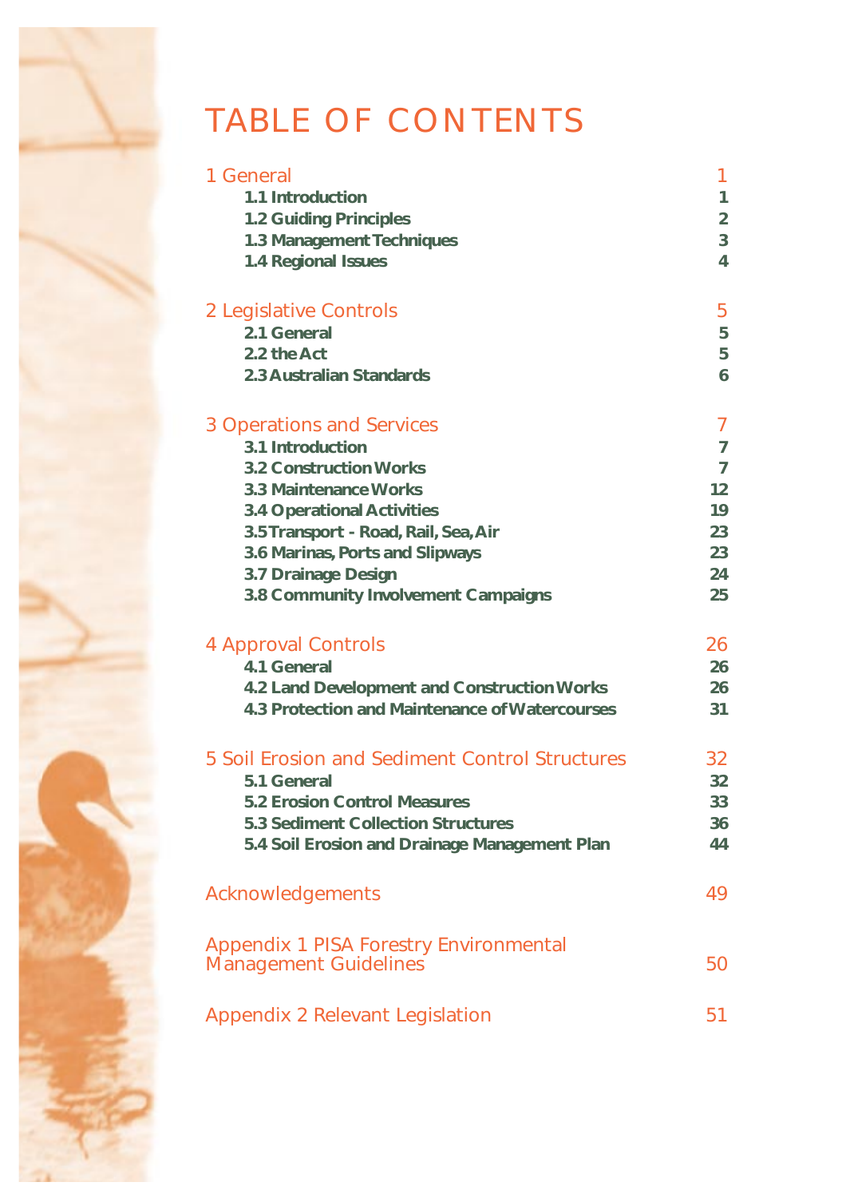# TABLE OF CONTENTS

| | |
|---|---|
| 1 General | 1 |
| **1.1 Introduction** | **1** |
| **1.2 Guiding Principles** | **2** |
| **1.3 Management Techniques** | **3** |
| **1.4 Regional Issues** | **4** |
| 2 Legislative Controls | 5 |
| **2.1 General** | **5** |
| **2.2 the Act** | **5** |
| **2.3 Australian Standards** | **6** |
| 3 Operations and Services | 7 |
| **3.1 Introduction** | **7** |
| **3.2 Construction Works** | **7** |
| **3.3 Maintenance Works** | **12** |
| **3.4 Operational Activities** | **19** |
| **3.5 Transport - Road, Rail, Sea, Air** | **23** |
| **3.6 Marinas, Ports and Slipways** | **23** |
| **3.7 Drainage Design** | **24** |
| **3.8 Community Involvement Campaigns** | **25** |
| 4 Approval Controls | 26 |
| **4.1 General** | **26** |
| **4.2 Land Development and Construction Works** | **26** |
| **4.3 Protection and Maintenance of Watercourses** | **31** |
| 5 Soil Erosion and Sediment Control Structures | 32 |
| **5.1 General** | **32** |
| **5.2 Erosion Control Measures** | **33** |
| **5.3 Sediment Collection Structures** | **36** |
| **5.4 Soil Erosion and Drainage Management Plan** | **44** |
| Acknowledgements | 49 |
| Appendix 1 PISA Forestry Environmental Management Guidelines | 50 |
| Appendix 2 Relevant Legislation | 51 |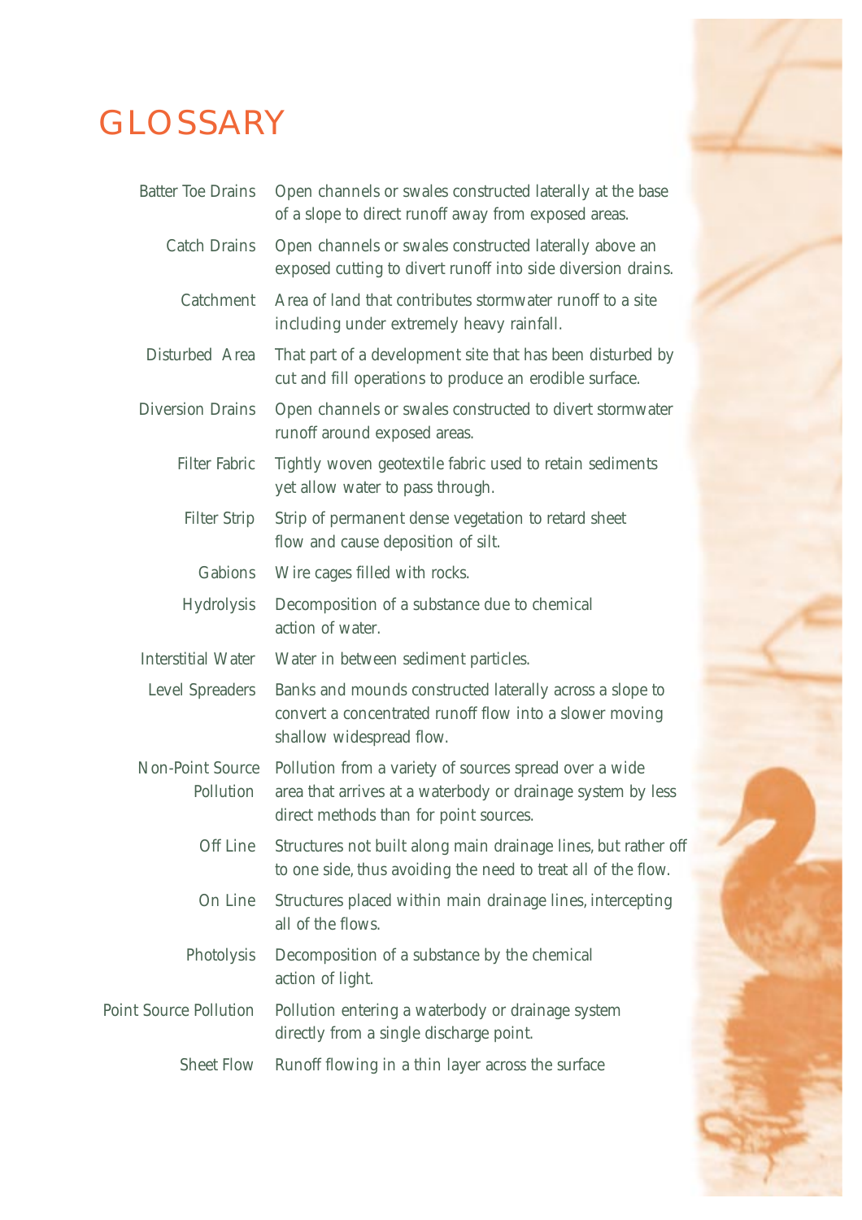# GLOSSARY

| | |
|---|---|
| Batter Toe Drains | Open channels or swales constructed laterally at the base of a slope to direct runoff away from exposed areas. |
| Catch Drains | Open channels or swales constructed laterally above an exposed cutting to divert runoff into side diversion drains. |
| Catchment | Area of land that contributes stormwater runoff to a site including under extremely heavy rainfall. |
| Disturbed Area | That part of a development site that has been disturbed by cut and fill operations to produce an erodible surface. |
| Diversion Drains | Open channels or swales constructed to divert stormwater runoff around exposed areas. |
| Filter Fabric | Tightly woven geotextile fabric used to retain sediments yet allow water to pass through. |
| Filter Strip | Strip of permanent dense vegetation to retard sheet flow and cause deposition of silt. |
| Gabions | Wire cages filled with rocks. |
| Hydrolysis | Decomposition of a substance due to chemical action of water. |
| Interstitial Water | Water in between sediment particles. |
| Level Spreaders | Banks and mounds constructed laterally across a slope to convert a concentrated runoff flow into a slower moving shallow widespread flow. |
| Non-Point Source Pollution | Pollution from a variety of sources spread over a wide area that arrives at a waterbody or drainage system by less direct methods than for point sources. |
| Off Line | Structures not built along main drainage lines, but rather off to one side, thus avoiding the need to treat all of the flow. |
| On Line | Structures placed within main drainage lines, intercepting all of the flows. |
| Photolysis | Decomposition of a substance by the chemical action of light. |
| Point Source Pollution | Pollution entering a waterbody or drainage system directly from a single discharge point. |
| Sheet Flow | Runoff flowing in a thin layer across the surface |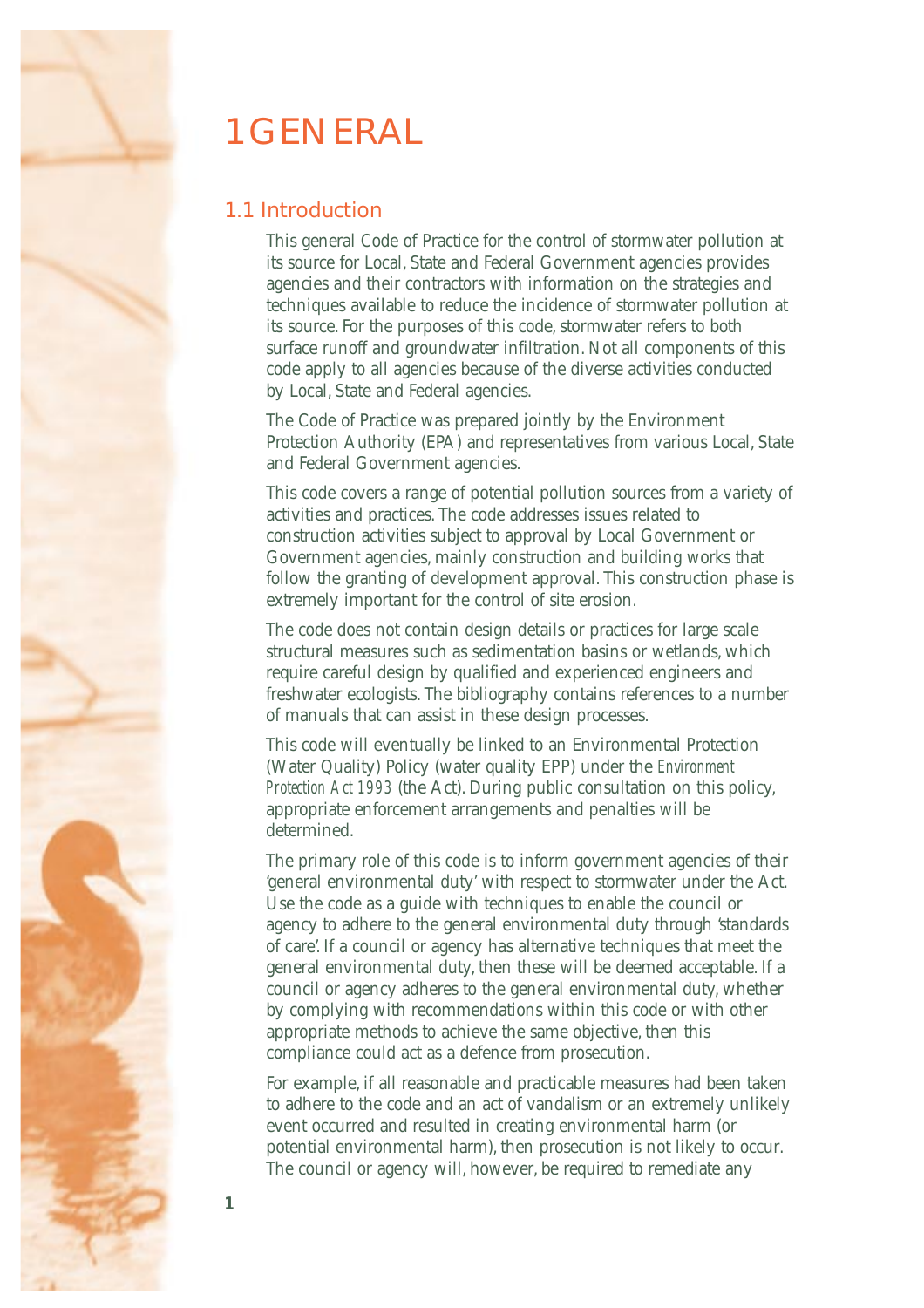# 1 GENERAL

## 1.1 Introduction

This general Code of Practice for the control of stormwater pollution at its source for Local, State and Federal Government agencies provides agencies and their contractors with information on the strategies and techniques available to reduce the incidence of stormwater pollution at its source. For the purposes of this code, stormwater refers to both surface runoff and groundwater infiltration. Not all components of this code apply to all agencies because of the diverse activities conducted by Local, State and Federal agencies.

The Code of Practice was prepared jointly by the Environment Protection Authority (EPA) and representatives from various Local, State and Federal Government agencies.

This code covers a range of potential pollution sources from a variety of activities and practices. The code addresses issues related to construction activities subject to approval by Local Government or Government agencies, mainly construction and building works that follow the granting of development approval. This construction phase is extremely important for the control of site erosion.

The code does not contain design details or practices for large scale structural measures such as sedimentation basins or wetlands, which require careful design by qualified and experienced engineers and freshwater ecologists. The bibliography contains references to a number of manuals that can assist in these design processes.

This code will eventually be linked to an Environmental Protection (Water Quality) Policy (water quality EPP) under the *Environment Protection Act 1993* (the Act). During public consultation on this policy, appropriate enforcement arrangements and penalties will be determined.

The primary role of this code is to inform government agencies of their 'general environmental duty' with respect to stormwater under the Act. Use the code as a guide with techniques to enable the council or agency to adhere to the general environmental duty through 'standards of care'. If a council or agency has alternative techniques that meet the general environmental duty, then these will be deemed acceptable. If a council or agency adheres to the general environmental duty, whether by complying with recommendations within this code or with other appropriate methods to achieve the same objective, then this compliance could act as a defence from prosecution.

For example, if all reasonable and practicable measures had been taken to adhere to the code and an act of vandalism or an extremely unlikely event occurred and resulted in creating environmental harm (or potential environmental harm), then prosecution is not likely to occur. The council or agency will, however, be required to remediate any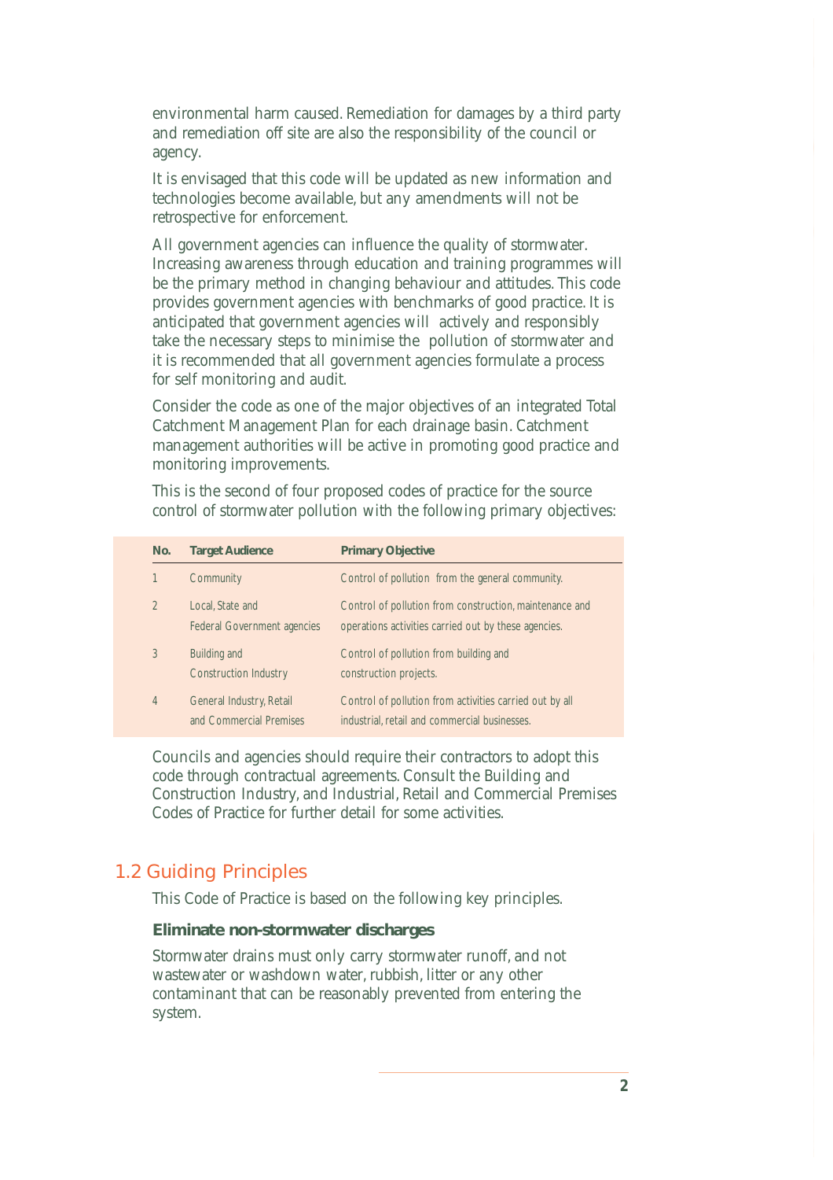environmental harm caused. Remediation for damages by a third party and remediation off site are also the responsibility of the council or agency.

It is envisaged that this code will be updated as new information and technologies become available, but any amendments will not be retrospective for enforcement.

All government agencies can influence the quality of stormwater. Increasing awareness through education and training programmes will be the primary method in changing behaviour and attitudes. This code provides government agencies with benchmarks of good practice. It is anticipated that government agencies will actively and responsibly take the necessary steps to minimise the pollution of stormwater and it is recommended that all government agencies formulate a process for self monitoring and audit.

Consider the code as one of the major objectives of an integrated Total Catchment Management Plan for each drainage basin. Catchment management authorities will be active in promoting good practice and monitoring improvements.

This is the second of four proposed codes of practice for the source control of stormwater pollution with the following primary objectives:

| No. | Target Audience | Primary Objective |
|---|---|---|
| 1 | Community | Control of pollution from the general community. |
| 2 | Local, State and Federal Government agencies | Control of pollution from construction, maintenance and operations activities carried out by these agencies. |
| 3 | Building and Construction Industry | Control of pollution from building and construction projects. |
| 4 | General Industry, Retail and Commercial Premises | Control of pollution from activities carried out by all industrial, retail and commercial businesses. |

Councils and agencies should require their contractors to adopt this code through contractual agreements. Consult the Building and Construction Industry, and Industrial, Retail and Commercial Premises Codes of Practice for further detail for some activities.

## 1.2 Guiding Principles

This Code of Practice is based on the following key principles.

**Eliminate non-stormwater discharges**

Stormwater drains must only carry stormwater runoff, and not wastewater or washdown water, rubbish, litter or any other contaminant that can be reasonably prevented from entering the system.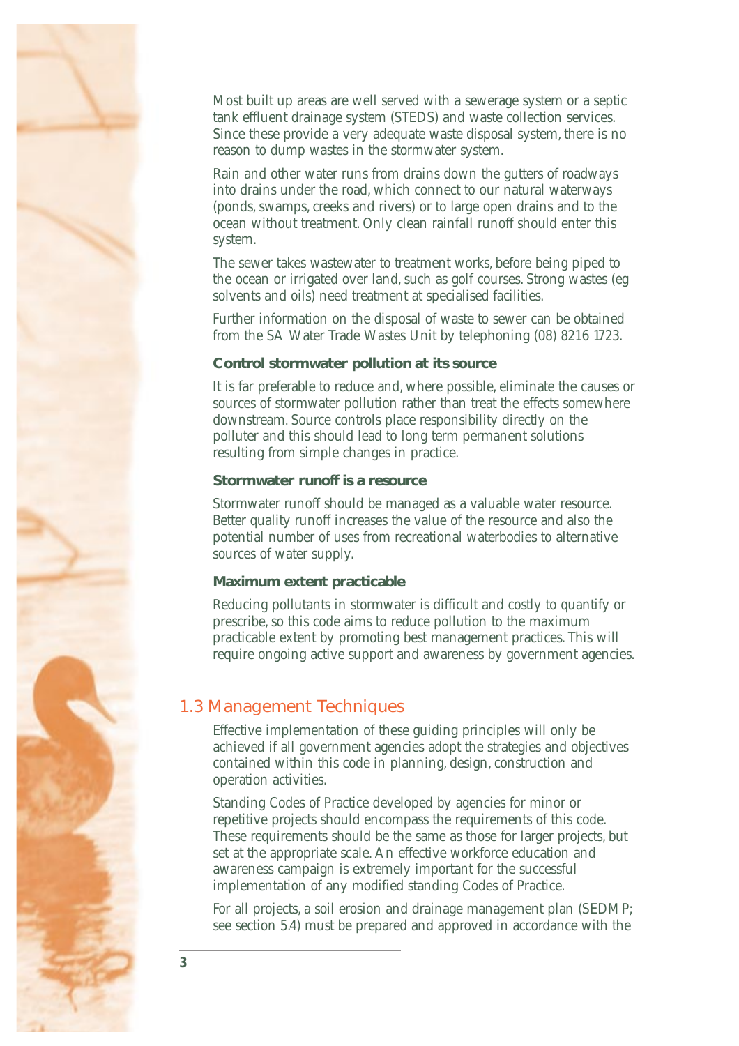Most built up areas are well served with a sewerage system or a septic tank effluent drainage system (STEDS) and waste collection services. Since these provide a very adequate waste disposal system, there is no reason to dump wastes in the stormwater system.

Rain and other water runs from drains down the gutters of roadways into drains under the road, which connect to our natural waterways (ponds, swamps, creeks and rivers) or to large open drains and to the ocean without treatment. Only clean rainfall runoff should enter this system.

The sewer takes wastewater to treatment works, before being piped to the ocean or irrigated over land, such as golf courses. Strong wastes (eg solvents and oils) need treatment at specialised facilities.

Further information on the disposal of waste to sewer can be obtained from the SA Water Trade Wastes Unit by telephoning (08) 8216 1723.

**Control stormwater pollution at its source**

It is far preferable to reduce and, where possible, eliminate the causes or sources of stormwater pollution rather than treat the effects somewhere downstream. Source controls place responsibility directly on the polluter and this should lead to long term permanent solutions resulting from simple changes in practice.

**Stormwater runoff is a resource**

Stormwater runoff should be managed as a valuable water resource. Better quality runoff increases the value of the resource and also the potential number of uses from recreational waterbodies to alternative sources of water supply.

**Maximum extent practicable**

Reducing pollutants in stormwater is difficult and costly to quantify or prescribe, so this code aims to reduce pollution to the maximum practicable extent by promoting best management practices. This will require ongoing active support and awareness by government agencies.

## 1.3 Management Techniques

Effective implementation of these guiding principles will only be achieved if all government agencies adopt the strategies and objectives contained within this code in planning, design, construction and operation activities.

Standing Codes of Practice developed by agencies for minor or repetitive projects should encompass the requirements of this code. These requirements should be the same as those for larger projects, but set at the appropriate scale. An effective workforce education and awareness campaign is extremely important for the successful implementation of any modified standing Codes of Practice.

For all projects, a soil erosion and drainage management plan (SEDMP; see section 5.4) must be prepared and approved in accordance with the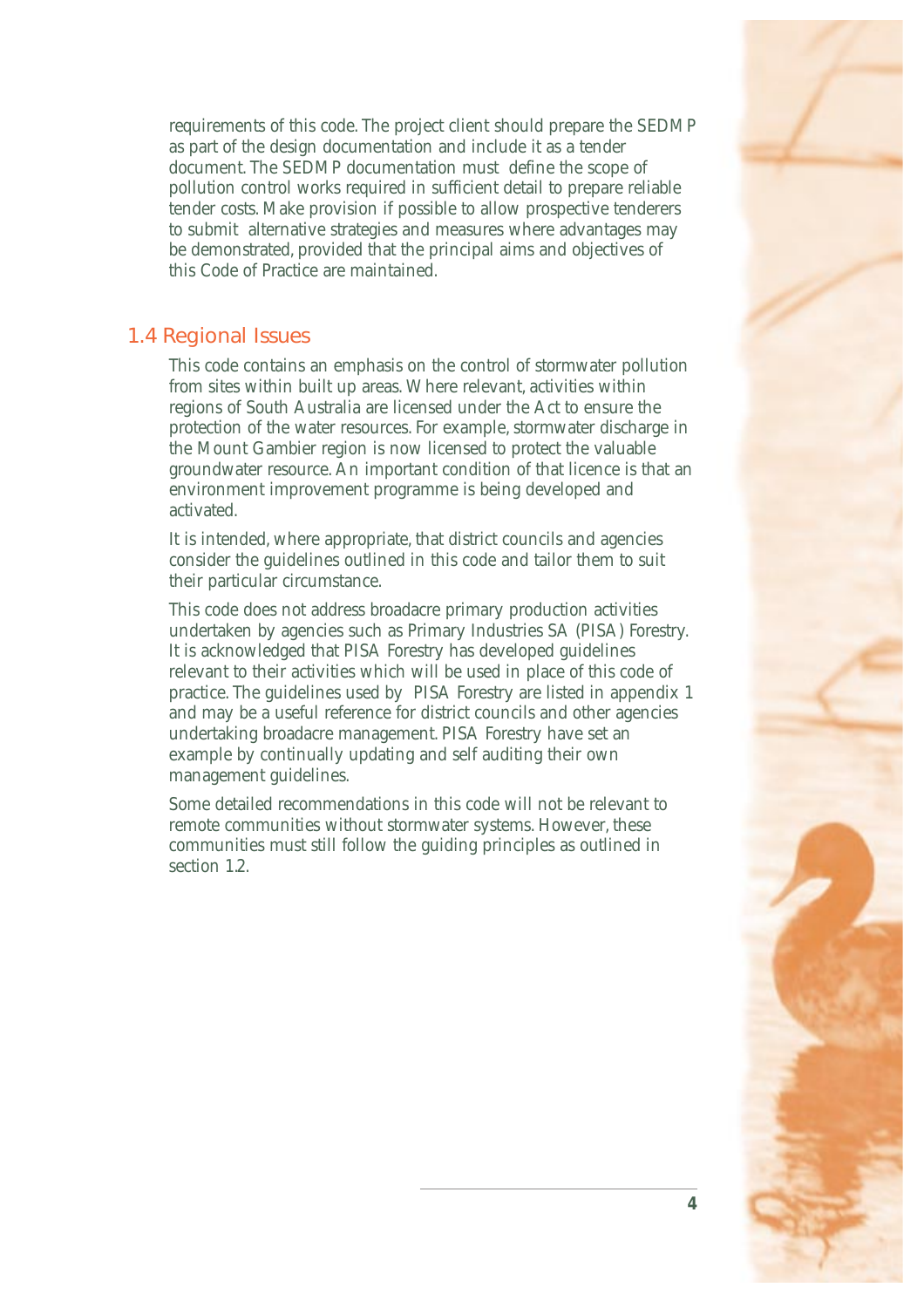requirements of this code. The project client should prepare the SEDMP as part of the design documentation and include it as a tender document. The SEDMP documentation must define the scope of pollution control works required in sufficient detail to prepare reliable tender costs. Make provision if possible to allow prospective tenderers to submit alternative strategies and measures where advantages may be demonstrated, provided that the principal aims and objectives of this Code of Practice are maintained.

## 1.4 Regional Issues

This code contains an emphasis on the control of stormwater pollution from sites within built up areas. Where relevant, activities within regions of South Australia are licensed under the Act to ensure the protection of the water resources. For example, stormwater discharge in the Mount Gambier region is now licensed to protect the valuable groundwater resource. An important condition of that licence is that an environment improvement programme is being developed and activated.

It is intended, where appropriate, that district councils and agencies consider the guidelines outlined in this code and tailor them to suit their particular circumstance.

This code does not address broadacre primary production activities undertaken by agencies such as Primary Industries SA (PISA) Forestry. It is acknowledged that PISA Forestry has developed guidelines relevant to their activities which will be used in place of this code of practice. The guidelines used by PISA Forestry are listed in appendix 1 and may be a useful reference for district councils and other agencies undertaking broadacre management. PISA Forestry have set an example by continually updating and self auditing their own management guidelines.

Some detailed recommendations in this code will not be relevant to remote communities without stormwater systems. However, these communities must still follow the guiding principles as outlined in section 1.2.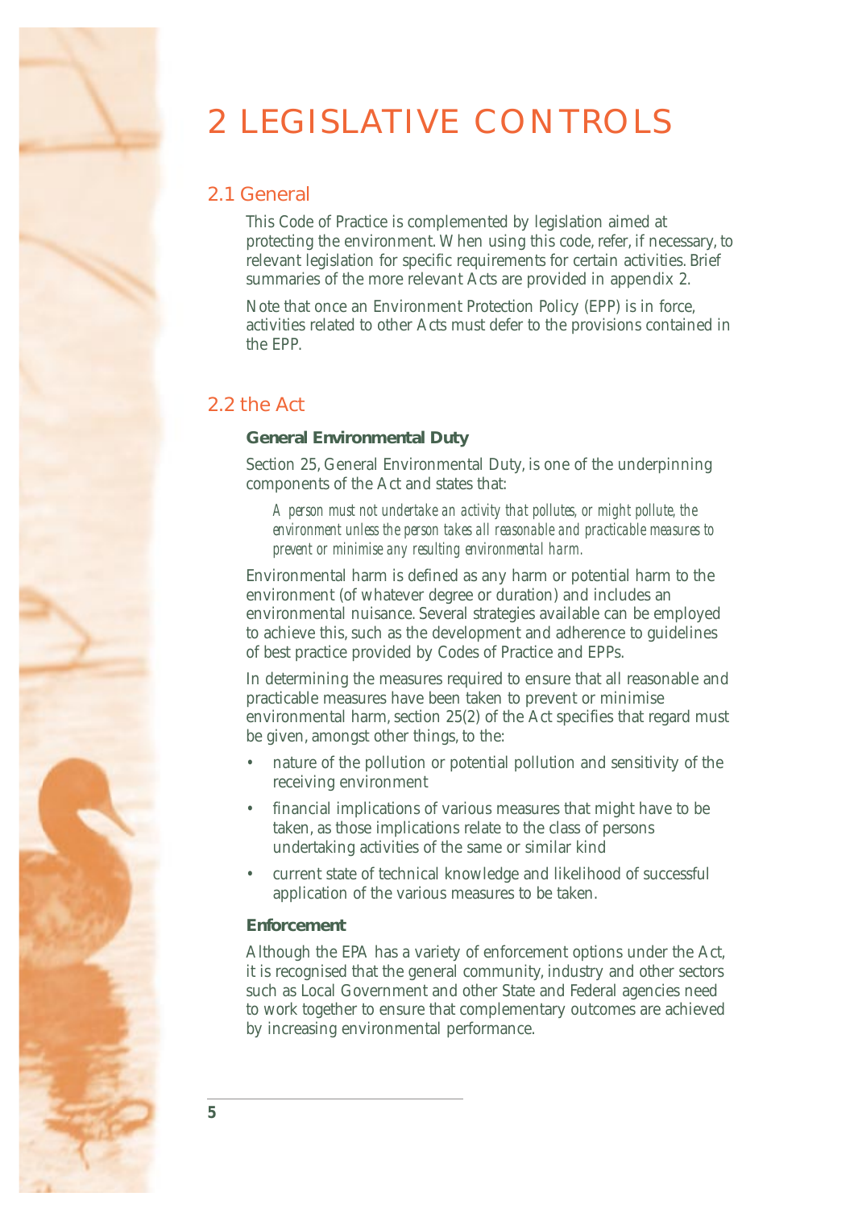# 2 LEGISLATIVE CONTROLS

## 2.1 General

This Code of Practice is complemented by legislation aimed at protecting the environment. When using this code, refer, if necessary, to relevant legislation for specific requirements for certain activities. Brief summaries of the more relevant Acts are provided in appendix 2.

Note that once an Environment Protection Policy (EPP) is in force, activities related to other Acts must defer to the provisions contained in the EPP.

## 2.2 the Act

**General Environmental Duty**

Section 25, General Environmental Duty, is one of the underpinning components of the Act and states that:

> *A person must not undertake an activity that pollutes, or might pollute, the environment unless the person takes all reasonable and practicable measures to prevent or minimise any resulting environmental harm.*

Environmental harm is defined as any harm or potential harm to the environment (of whatever degree or duration) and includes an environmental nuisance. Several strategies available can be employed to achieve this, such as the development and adherence to guidelines of best practice provided by Codes of Practice and EPPs.

In determining the measures required to ensure that all reasonable and practicable measures have been taken to prevent or minimise environmental harm, section 25(2) of the Act specifies that regard must be given, amongst other things, to the:

- nature of the pollution or potential pollution and sensitivity of the receiving environment
- financial implications of various measures that might have to be taken, as those implications relate to the class of persons undertaking activities of the same or similar kind
- current state of technical knowledge and likelihood of successful application of the various measures to be taken.

**Enforcement**

Although the EPA has a variety of enforcement options under the Act, it is recognised that the general community, industry and other sectors such as Local Government and other State and Federal agencies need to work together to ensure that complementary outcomes are achieved by increasing environmental performance.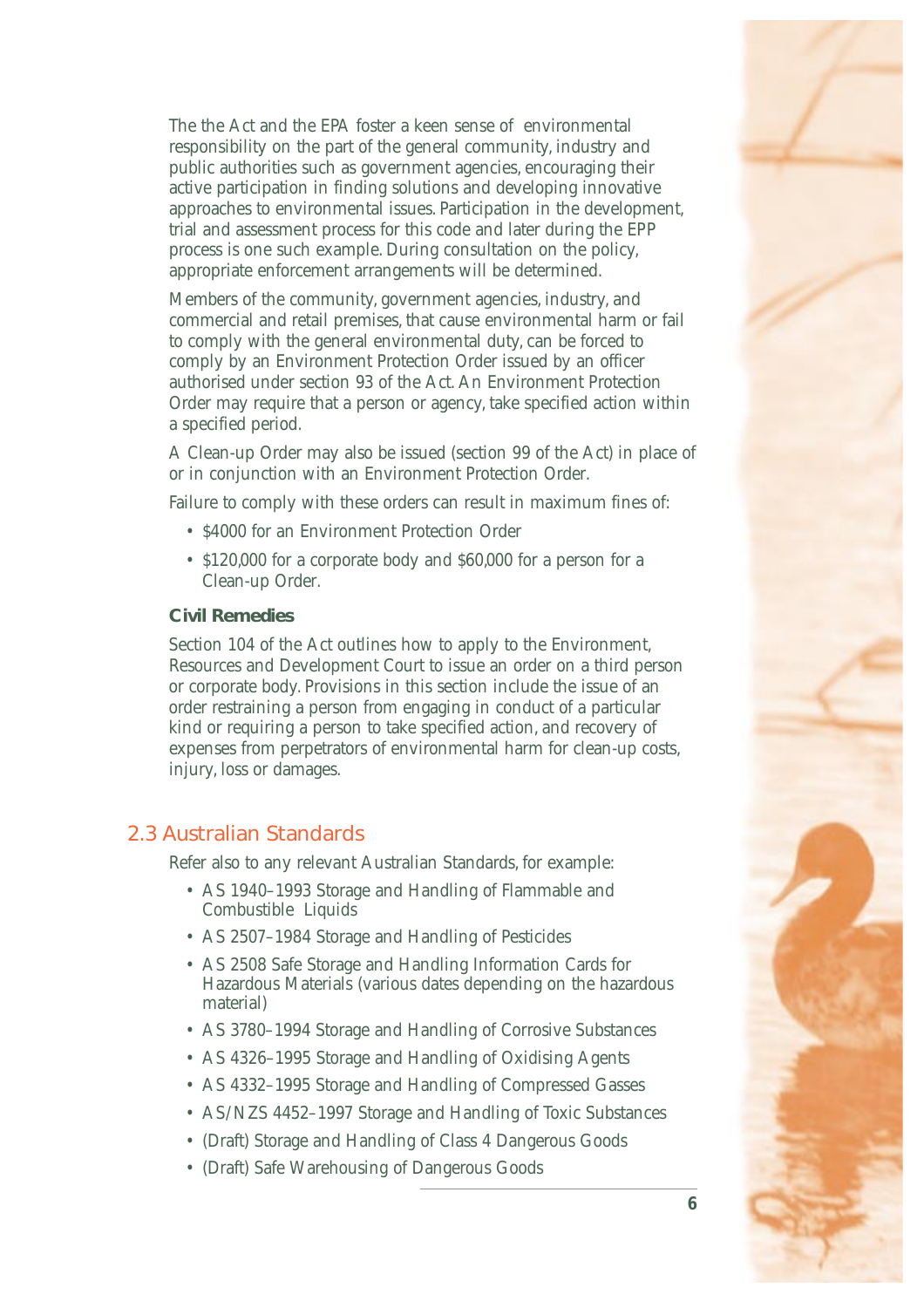The the Act and the EPA foster a keen sense of environmental responsibility on the part of the general community, industry and public authorities such as government agencies, encouraging their active participation in finding solutions and developing innovative approaches to environmental issues. Participation in the development, trial and assessment process for this code and later during the EPP process is one such example. During consultation on the policy, appropriate enforcement arrangements will be determined.

Members of the community, government agencies, industry, and commercial and retail premises, that cause environmental harm or fail to comply with the general environmental duty, can be forced to comply by an Environment Protection Order issued by an officer authorised under section 93 of the Act. An Environment Protection Order may require that a person or agency, take specified action within a specified period.

A Clean-up Order may also be issued (section 99 of the Act) in place of or in conjunction with an Environment Protection Order.

Failure to comply with these orders can result in maximum fines of:

- $4000 for an Environment Protection Order
- $120,000 for a corporate body and $60,000 for a person for a Clean-up Order.

**Civil Remedies**

Section 104 of the Act outlines how to apply to the Environment, Resources and Development Court to issue an order on a third person or corporate body. Provisions in this section include the issue of an order restraining a person from engaging in conduct of a particular kind or requiring a person to take specified action, and recovery of expenses from perpetrators of environmental harm for clean-up costs, injury, loss or damages.

## 2.3 Australian Standards

Refer also to any relevant Australian Standards, for example:

- AS 1940–1993 Storage and Handling of Flammable and Combustible Liquids
- AS 2507–1984 Storage and Handling of Pesticides
- AS 2508 Safe Storage and Handling Information Cards for Hazardous Materials (various dates depending on the hazardous material)
- AS 3780–1994 Storage and Handling of Corrosive Substances
- AS 4326–1995 Storage and Handling of Oxidising Agents
- AS 4332–1995 Storage and Handling of Compressed Gasses
- AS/NZS 4452–1997 Storage and Handling of Toxic Substances
- (Draft) Storage and Handling of Class 4 Dangerous Goods
- (Draft) Safe Warehousing of Dangerous Goods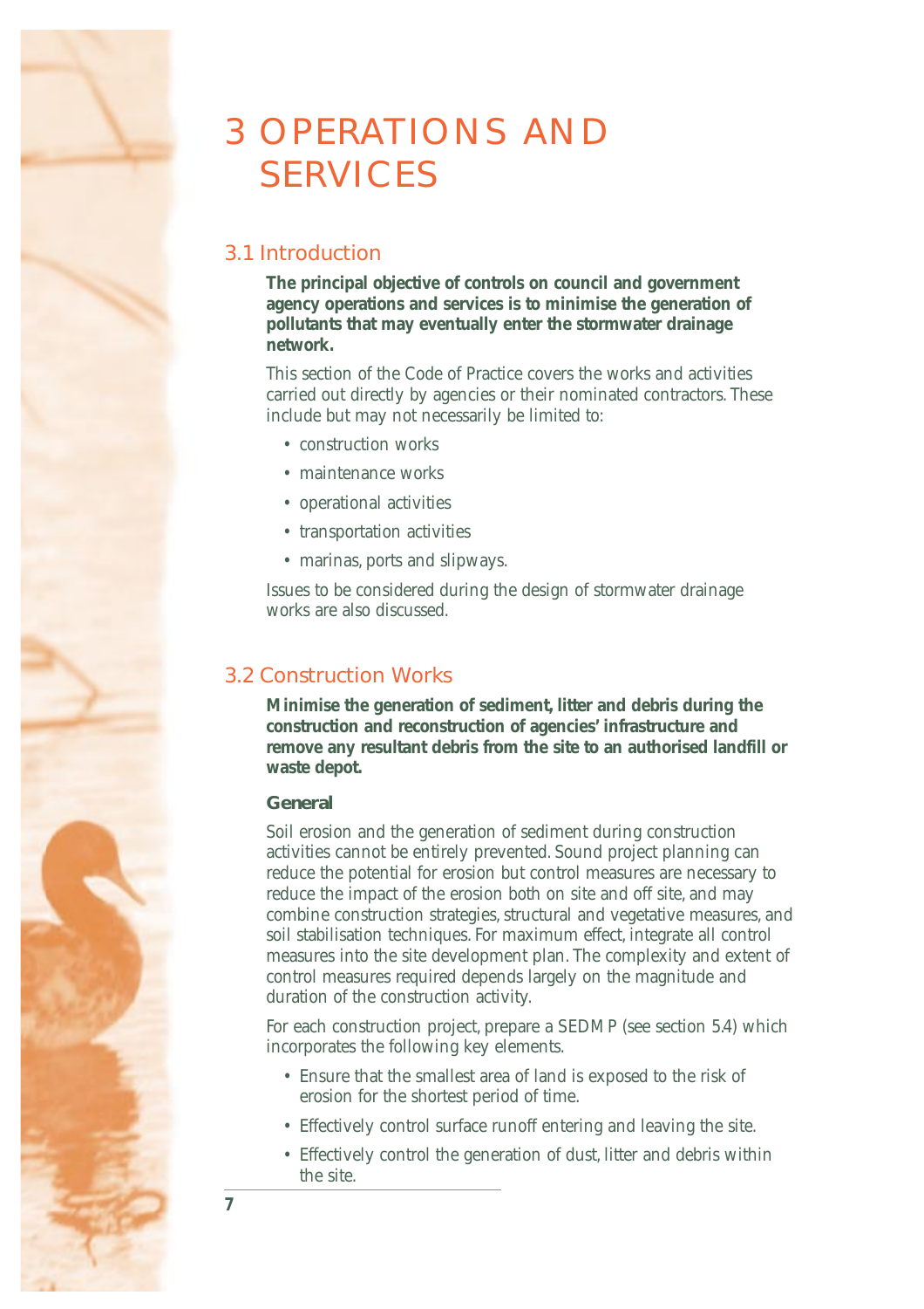# 3 OPERATIONS AND SERVICES

## 3.1 Introduction

**The principal objective of controls on council and government agency operations and services is to minimise the generation of pollutants that may eventually enter the stormwater drainage network.**

This section of the Code of Practice covers the works and activities carried out directly by agencies or their nominated contractors. These include but may not necessarily be limited to:

- construction works
- maintenance works
- operational activities
- transportation activities
- marinas, ports and slipways.

Issues to be considered during the design of stormwater drainage works are also discussed.

## 3.2 Construction Works

**Minimise the generation of sediment, litter and debris during the construction and reconstruction of agencies' infrastructure and remove any resultant debris from the site to an authorised landfill or waste depot.**

### General

Soil erosion and the generation of sediment during construction activities cannot be entirely prevented. Sound project planning can reduce the potential for erosion but control measures are necessary to reduce the impact of the erosion both on site and off site, and may combine construction strategies, structural and vegetative measures, and soil stabilisation techniques. For maximum effect, integrate all control measures into the site development plan. The complexity and extent of control measures required depends largely on the magnitude and duration of the construction activity.

For each construction project, prepare a SEDMP (see section 5.4) which incorporates the following key elements.

- Ensure that the smallest area of land is exposed to the risk of erosion for the shortest period of time.
- Effectively control surface runoff entering and leaving the site.
- Effectively control the generation of dust, litter and debris within the site.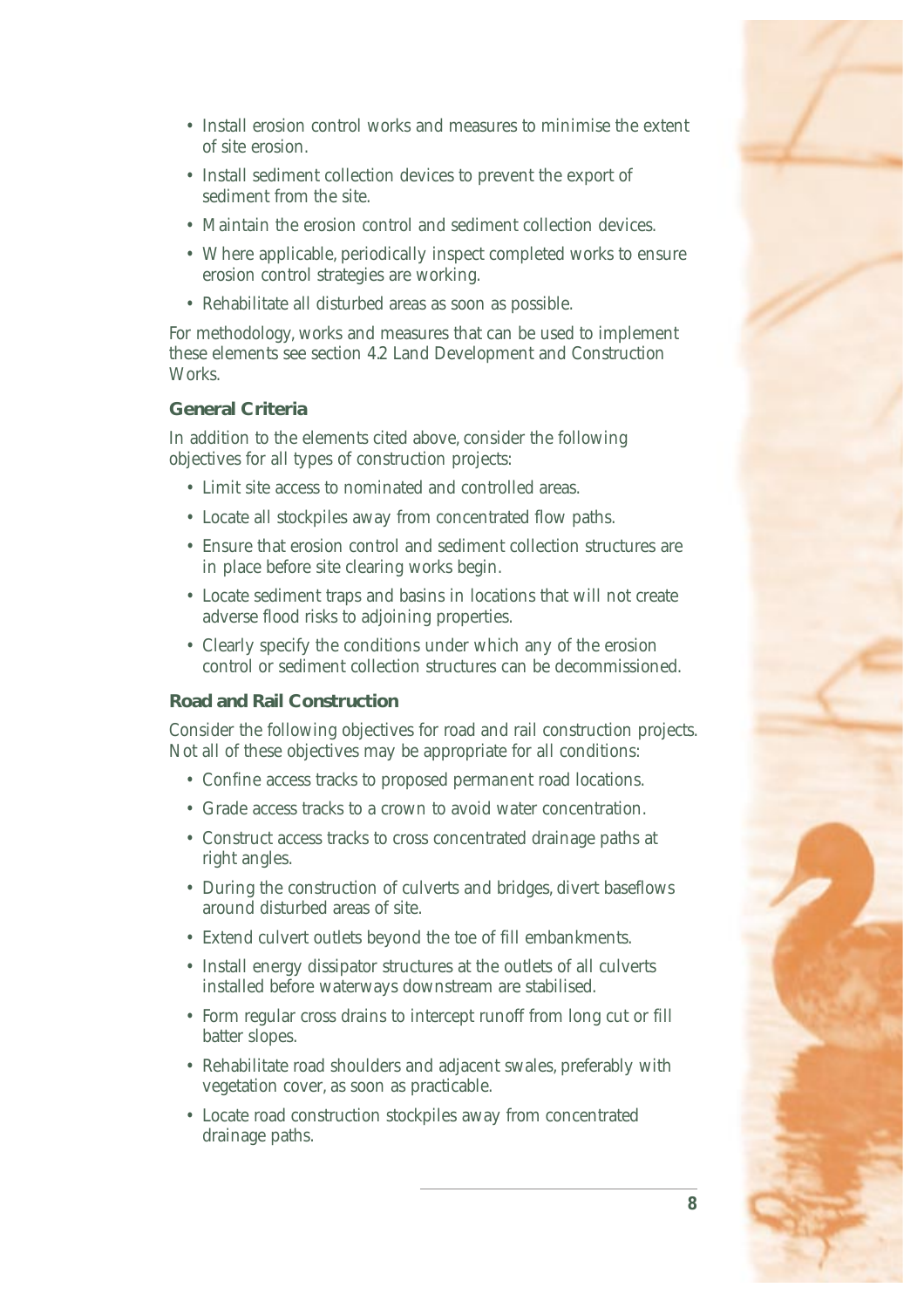- Install erosion control works and measures to minimise the extent of site erosion.
- Install sediment collection devices to prevent the export of sediment from the site.
- Maintain the erosion control and sediment collection devices.
- Where applicable, periodically inspect completed works to ensure erosion control strategies are working.
- Rehabilitate all disturbed areas as soon as possible.

For methodology, works and measures that can be used to implement these elements see section 4.2 Land Development and Construction Works.

### General Criteria

In addition to the elements cited above, consider the following objectives for all types of construction projects:

- Limit site access to nominated and controlled areas.
- Locate all stockpiles away from concentrated flow paths.
- Ensure that erosion control and sediment collection structures are in place before site clearing works begin.
- Locate sediment traps and basins in locations that will not create adverse flood risks to adjoining properties.
- Clearly specify the conditions under which any of the erosion control or sediment collection structures can be decommissioned.

### Road and Rail Construction

Consider the following objectives for road and rail construction projects. Not all of these objectives may be appropriate for all conditions:

- Confine access tracks to proposed permanent road locations.
- Grade access tracks to a crown to avoid water concentration.
- Construct access tracks to cross concentrated drainage paths at right angles.
- During the construction of culverts and bridges, divert baseflows around disturbed areas of site.
- Extend culvert outlets beyond the toe of fill embankments.
- Install energy dissipator structures at the outlets of all culverts installed before waterways downstream are stabilised.
- Form regular cross drains to intercept runoff from long cut or fill batter slopes.
- Rehabilitate road shoulders and adjacent swales, preferably with vegetation cover, as soon as practicable.
- Locate road construction stockpiles away from concentrated drainage paths.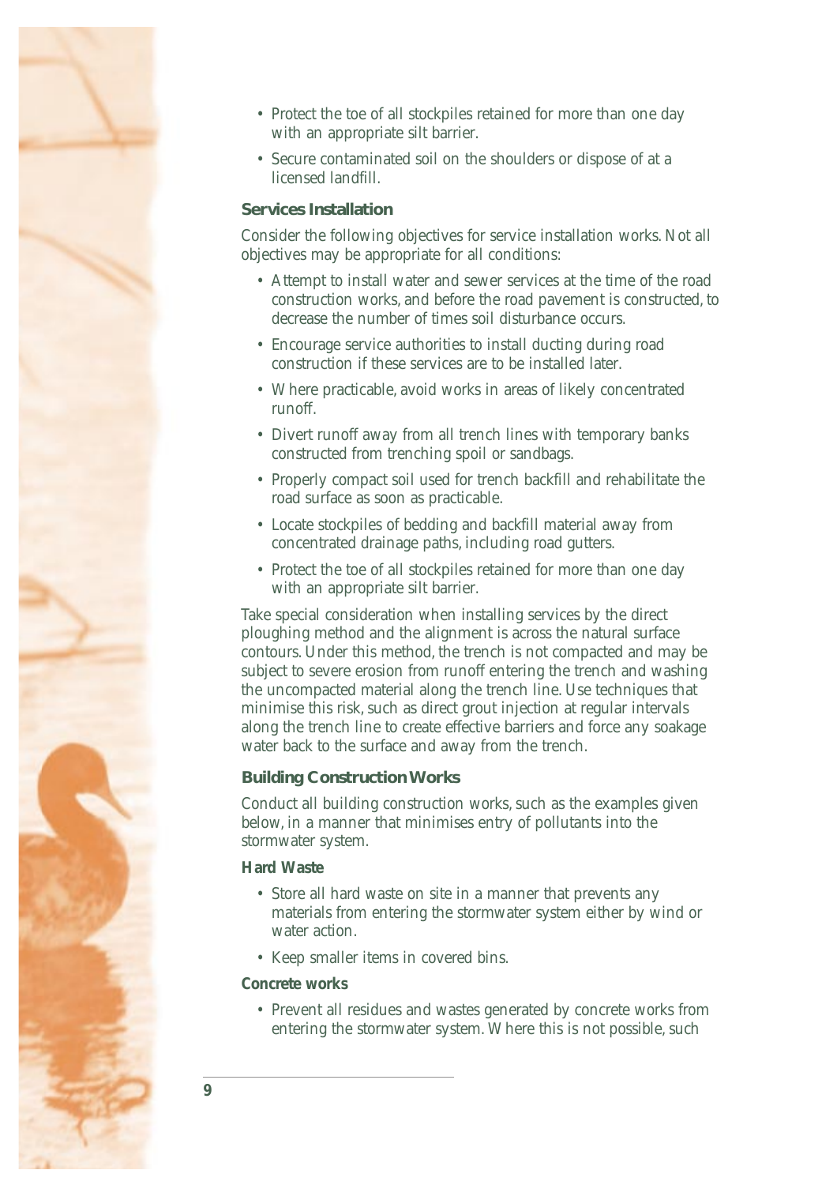- Protect the toe of all stockpiles retained for more than one day with an appropriate silt barrier.
- Secure contaminated soil on the shoulders or dispose of at a licensed landfill.

### Services Installation

Consider the following objectives for service installation works. Not all objectives may be appropriate for all conditions:

- Attempt to install water and sewer services at the time of the road construction works, and before the road pavement is constructed, to decrease the number of times soil disturbance occurs.
- Encourage service authorities to install ducting during road construction if these services are to be installed later.
- Where practicable, avoid works in areas of likely concentrated runoff.
- Divert runoff away from all trench lines with temporary banks constructed from trenching spoil or sandbags.
- Properly compact soil used for trench backfill and rehabilitate the road surface as soon as practicable.
- Locate stockpiles of bedding and backfill material away from concentrated drainage paths, including road gutters.
- Protect the toe of all stockpiles retained for more than one day with an appropriate silt barrier.

Take special consideration when installing services by the direct ploughing method and the alignment is across the natural surface contours. Under this method, the trench is not compacted and may be subject to severe erosion from runoff entering the trench and washing the uncompacted material along the trench line. Use techniques that minimise this risk, such as direct grout injection at regular intervals along the trench line to create effective barriers and force any soakage water back to the surface and away from the trench.

### Building Construction Works

Conduct all building construction works, such as the examples given below, in a manner that minimises entry of pollutants into the stormwater system.

#### Hard Waste

- Store all hard waste on site in a manner that prevents any materials from entering the stormwater system either by wind or water action.
- Keep smaller items in covered bins.

#### Concrete works

- Prevent all residues and wastes generated by concrete works from entering the stormwater system. Where this is not possible, such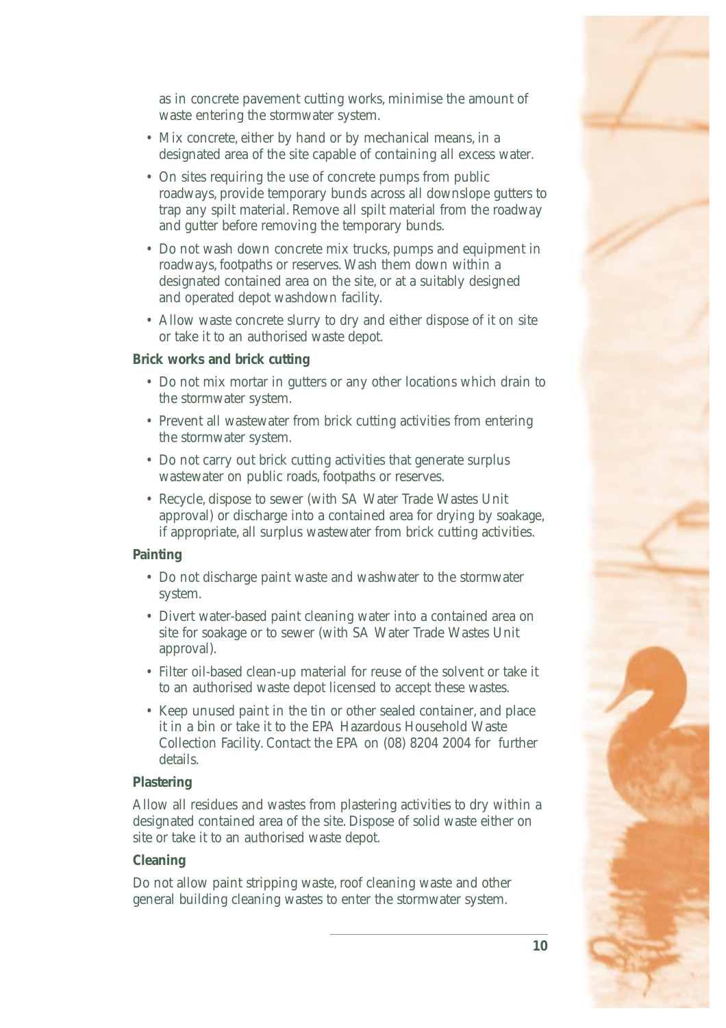as in concrete pavement cutting works, minimise the amount of waste entering the stormwater system.

- Mix concrete, either by hand or by mechanical means, in a designated area of the site capable of containing all excess water.
- On sites requiring the use of concrete pumps from public roadways, provide temporary bunds across all downslope gutters to trap any spilt material. Remove all spilt material from the roadway and gutter before removing the temporary bunds.
- Do not wash down concrete mix trucks, pumps and equipment in roadways, footpaths or reserves. Wash them down within a designated contained area on the site, or at a suitably designed and operated depot washdown facility.
- Allow waste concrete slurry to dry and either dispose of it on site or take it to an authorised waste depot.

**Brick works and brick cutting**

- Do not mix mortar in gutters or any other locations which drain to the stormwater system.
- Prevent all wastewater from brick cutting activities from entering the stormwater system.
- Do not carry out brick cutting activities that generate surplus wastewater on public roads, footpaths or reserves.
- Recycle, dispose to sewer (with SA Water Trade Wastes Unit approval) or discharge into a contained area for drying by soakage, if appropriate, all surplus wastewater from brick cutting activities.

**Painting**

- Do not discharge paint waste and washwater to the stormwater system.
- Divert water-based paint cleaning water into a contained area on site for soakage or to sewer (with SA Water Trade Wastes Unit approval).
- Filter oil-based clean-up material for reuse of the solvent or take it to an authorised waste depot licensed to accept these wastes.
- Keep unused paint in the tin or other sealed container, and place it in a bin or take it to the EPA Hazardous Household Waste Collection Facility. Contact the EPA on (08) 8204 2004 for further details.

**Plastering**

Allow all residues and wastes from plastering activities to dry within a designated contained area of the site. Dispose of solid waste either on site or take it to an authorised waste depot.

**Cleaning**

Do not allow paint stripping waste, roof cleaning waste and other general building cleaning wastes to enter the stormwater system.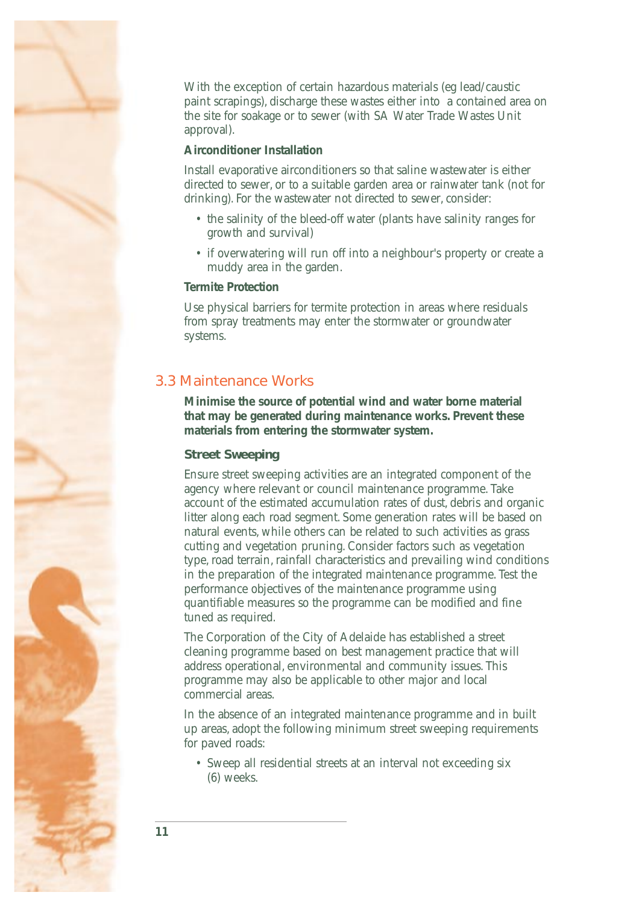With the exception of certain hazardous materials (eg lead/caustic paint scrapings), discharge these wastes either into a contained area on the site for soakage or to sewer (with SA Water Trade Wastes Unit approval).

**Airconditioner Installation**

Install evaporative airconditioners so that saline wastewater is either directed to sewer, or to a suitable garden area or rainwater tank (not for drinking). For the wastewater not directed to sewer, consider:

- the salinity of the bleed-off water (plants have salinity ranges for growth and survival)
- if overwatering will run off into a neighbour's property or create a muddy area in the garden.

**Termite Protection**

Use physical barriers for termite protection in areas where residuals from spray treatments may enter the stormwater or groundwater systems.

## 3.3 Maintenance Works

**Minimise the source of potential wind and water borne material that may be generated during maintenance works. Prevent these materials from entering the stormwater system.**

### Street Sweeping

Ensure street sweeping activities are an integrated component of the agency where relevant or council maintenance programme. Take account of the estimated accumulation rates of dust, debris and organic litter along each road segment. Some generation rates will be based on natural events, while others can be related to such activities as grass cutting and vegetation pruning. Consider factors such as vegetation type, road terrain, rainfall characteristics and prevailing wind conditions in the preparation of the integrated maintenance programme. Test the performance objectives of the maintenance programme using quantifiable measures so the programme can be modified and fine tuned as required.

The Corporation of the City of Adelaide has established a street cleaning programme based on best management practice that will address operational, environmental and community issues. This programme may also be applicable to other major and local commercial areas.

In the absence of an integrated maintenance programme and in built up areas, adopt the following minimum street sweeping requirements for paved roads:

- Sweep all residential streets at an interval not exceeding six (6) weeks.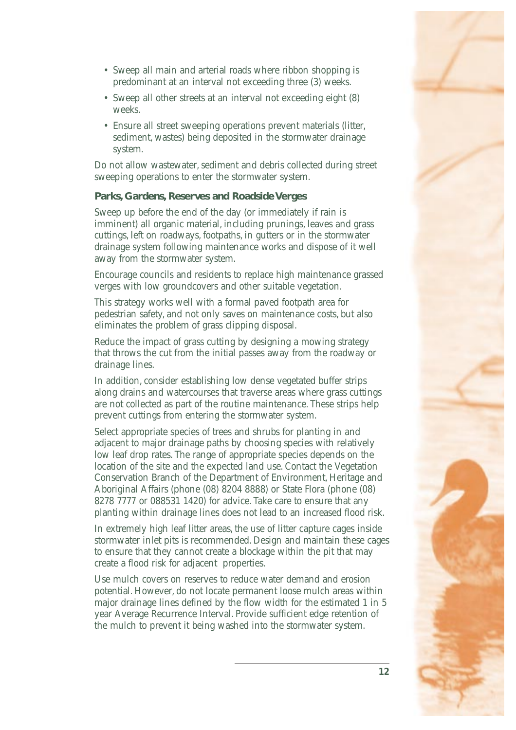- Sweep all main and arterial roads where ribbon shopping is predominant at an interval not exceeding three (3) weeks.
- Sweep all other streets at an interval not exceeding eight (8) weeks.
- Ensure all street sweeping operations prevent materials (litter, sediment, wastes) being deposited in the stormwater drainage system.

Do not allow wastewater, sediment and debris collected during street sweeping operations to enter the stormwater system.

### Parks, Gardens, Reserves and Roadside Verges

Sweep up before the end of the day (or immediately if rain is imminent) all organic material, including prunings, leaves and grass cuttings, left on roadways, footpaths, in gutters or in the stormwater drainage system following maintenance works and dispose of it well away from the stormwater system.

Encourage councils and residents to replace high maintenance grassed verges with low groundcovers and other suitable vegetation.

This strategy works well with a formal paved footpath area for pedestrian safety, and not only saves on maintenance costs, but also eliminates the problem of grass clipping disposal.

Reduce the impact of grass cutting by designing a mowing strategy that throws the cut from the initial passes away from the roadway or drainage lines.

In addition, consider establishing low dense vegetated buffer strips along drains and watercourses that traverse areas where grass cuttings are not collected as part of the routine maintenance. These strips help prevent cuttings from entering the stormwater system.

Select appropriate species of trees and shrubs for planting in and adjacent to major drainage paths by choosing species with relatively low leaf drop rates. The range of appropriate species depends on the location of the site and the expected land use. Contact the Vegetation Conservation Branch of the Department of Environment, Heritage and Aboriginal Affairs (phone (08) 8204 8888) or State Flora (phone (08) 8278 7777 or 088531 1420) for advice. Take care to ensure that any planting within drainage lines does not lead to an increased flood risk.

In extremely high leaf litter areas, the use of litter capture cages inside stormwater inlet pits is recommended. Design and maintain these cages to ensure that they cannot create a blockage within the pit that may create a flood risk for adjacent properties.

Use mulch covers on reserves to reduce water demand and erosion potential. However, do not locate permanent loose mulch areas within major drainage lines defined by the flow width for the estimated 1 in 5 year Average Recurrence Interval. Provide sufficient edge retention of the mulch to prevent it being washed into the stormwater system.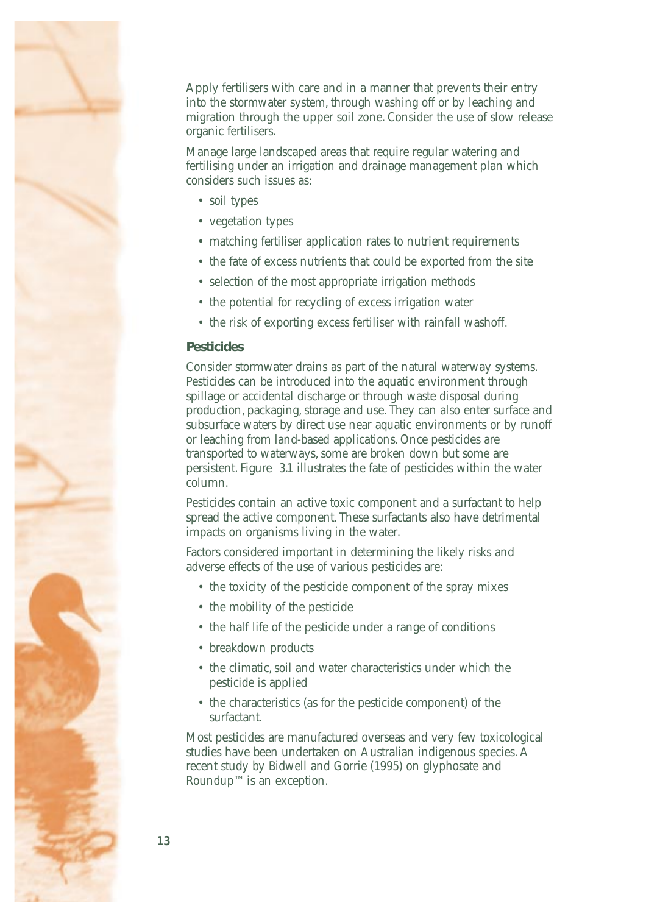Apply fertilisers with care and in a manner that prevents their entry into the stormwater system, through washing off or by leaching and migration through the upper soil zone. Consider the use of slow release organic fertilisers.

Manage large landscaped areas that require regular watering and fertilising under an irrigation and drainage management plan which considers such issues as:

- soil types
- vegetation types
- matching fertiliser application rates to nutrient requirements
- the fate of excess nutrients that could be exported from the site
- selection of the most appropriate irrigation methods
- the potential for recycling of excess irrigation water
- the risk of exporting excess fertiliser with rainfall washoff.

### Pesticides

Consider stormwater drains as part of the natural waterway systems. Pesticides can be introduced into the aquatic environment through spillage or accidental discharge or through waste disposal during production, packaging, storage and use. They can also enter surface and subsurface waters by direct use near aquatic environments or by runoff or leaching from land-based applications. Once pesticides are transported to waterways, some are broken down but some are persistent. Figure 3.1 illustrates the fate of pesticides within the water column.

Pesticides contain an active toxic component and a surfactant to help spread the active component. These surfactants also have detrimental impacts on organisms living in the water.

Factors considered important in determining the likely risks and adverse effects of the use of various pesticides are:

- the toxicity of the pesticide component of the spray mixes
- the mobility of the pesticide
- the half life of the pesticide under a range of conditions
- breakdown products
- the climatic, soil and water characteristics under which the pesticide is applied
- the characteristics (as for the pesticide component) of the surfactant.

Most pesticides are manufactured overseas and very few toxicological studies have been undertaken on Australian indigenous species. A recent study by Bidwell and Gorrie (1995) on glyphosate and Roundup™ is an exception.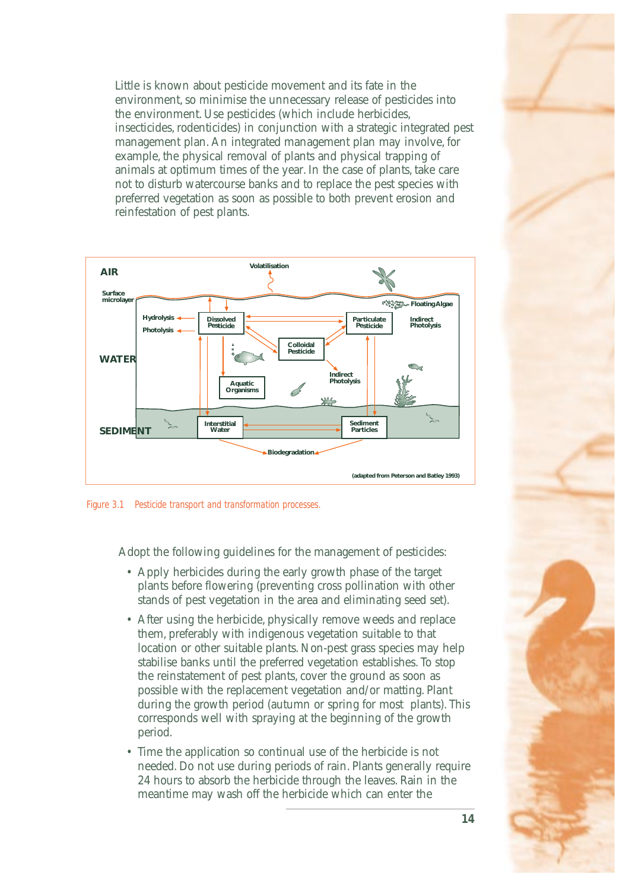Little is known about pesticide movement and its fate in the environment, so minimise the unnecessary release of pesticides into the environment. Use pesticides (which include herbicides, insecticides, rodenticides) in conjunction with a strategic integrated pest management plan. An integrated management plan may involve, for example, the physical removal of plants and physical trapping of animals at optimum times of the year. In the case of plants, take care not to disturb watercourse banks and to replace the pest species with preferred vegetation as soon as possible to both prevent erosion and reinfestation of pest plants.

Figure 3.1 Pesticide transport and transformation processes.

Adopt the following guidelines for the management of pesticides:

- Apply herbicides during the early growth phase of the target plants before flowering (preventing cross pollination with other stands of pest vegetation in the area and eliminating seed set).
- After using the herbicide, physically remove weeds and replace them, preferably with indigenous vegetation suitable to that location or other suitable plants. Non-pest grass species may help stabilise banks until the preferred vegetation establishes. To stop the reinstatement of pest plants, cover the ground as soon as possible with the replacement vegetation and/or matting. Plant during the growth period (autumn or spring for most plants). This corresponds well with spraying at the beginning of the growth period.
- Time the application so continual use of the herbicide is not needed. Do not use during periods of rain. Plants generally require 24 hours to absorb the herbicide through the leaves. Rain in the meantime may wash off the herbicide which can enter the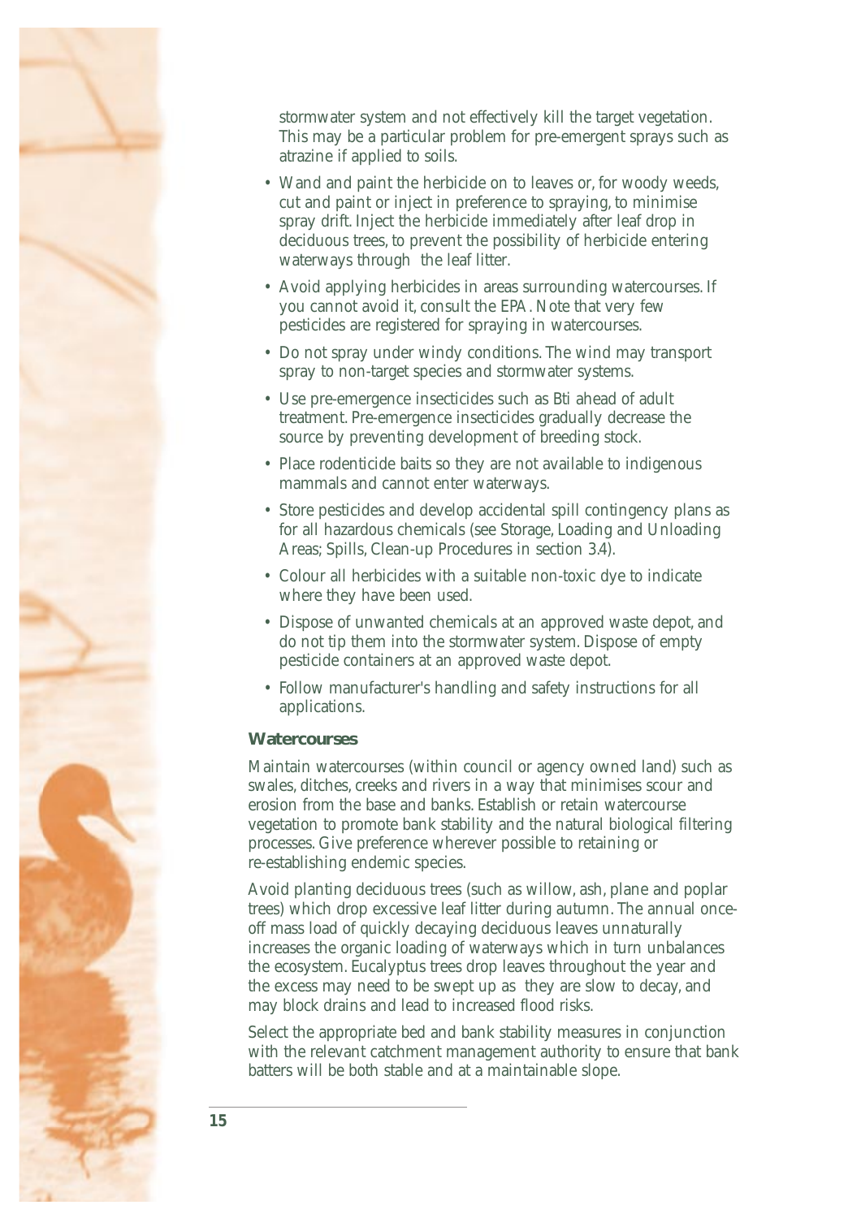stormwater system and not effectively kill the target vegetation. This may be a particular problem for pre-emergent sprays such as atrazine if applied to soils.

- Wand and paint the herbicide on to leaves or, for woody weeds, cut and paint or inject in preference to spraying, to minimise spray drift. Inject the herbicide immediately after leaf drop in deciduous trees, to prevent the possibility of herbicide entering waterways through the leaf litter.
- Avoid applying herbicides in areas surrounding watercourses. If you cannot avoid it, consult the EPA. Note that very few pesticides are registered for spraying in watercourses.
- Do not spray under windy conditions. The wind may transport spray to non-target species and stormwater systems.
- Use pre-emergence insecticides such as Bti ahead of adult treatment. Pre-emergence insecticides gradually decrease the source by preventing development of breeding stock.
- Place rodenticide baits so they are not available to indigenous mammals and cannot enter waterways.
- Store pesticides and develop accidental spill contingency plans as for all hazardous chemicals (see Storage, Loading and Unloading Areas; Spills, Clean-up Procedures in section 3.4).
- Colour all herbicides with a suitable non-toxic dye to indicate where they have been used.
- Dispose of unwanted chemicals at an approved waste depot, and do not tip them into the stormwater system. Dispose of empty pesticide containers at an approved waste depot.
- Follow manufacturer's handling and safety instructions for all applications.

**Watercourses**

Maintain watercourses (within council or agency owned land) such as swales, ditches, creeks and rivers in a way that minimises scour and erosion from the base and banks. Establish or retain watercourse vegetation to promote bank stability and the natural biological filtering processes. Give preference wherever possible to retaining or re-establishing endemic species.

Avoid planting deciduous trees (such as willow, ash, plane and poplar trees) which drop excessive leaf litter during autumn. The annual once-off mass load of quickly decaying deciduous leaves unnaturally increases the organic loading of waterways which in turn unbalances the ecosystem. Eucalyptus trees drop leaves throughout the year and the excess may need to be swept up as they are slow to decay, and may block drains and lead to increased flood risks.

Select the appropriate bed and bank stability measures in conjunction with the relevant catchment management authority to ensure that bank batters will be both stable and at a maintainable slope.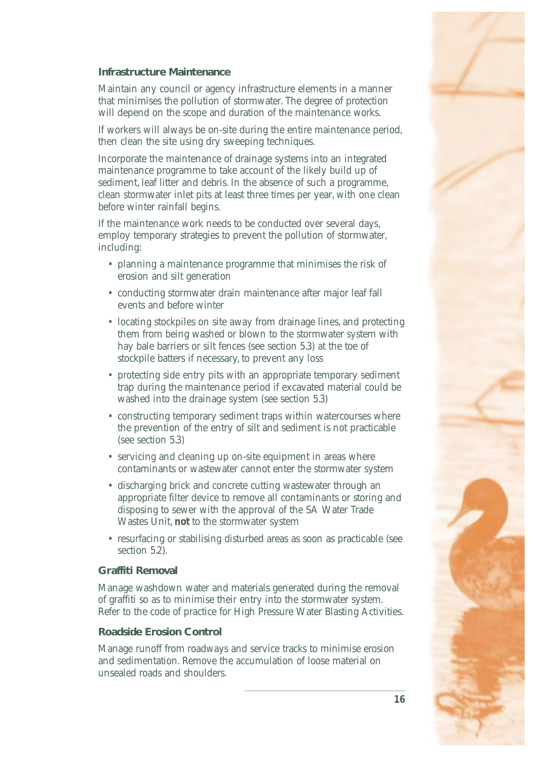### Infrastructure Maintenance

Maintain any council or agency infrastructure elements in a manner that minimises the pollution of stormwater. The degree of protection will depend on the scope and duration of the maintenance works.

If workers will always be on-site during the entire maintenance period, then clean the site using dry sweeping techniques.

Incorporate the maintenance of drainage systems into an integrated maintenance programme to take account of the likely build up of sediment, leaf litter and debris. In the absence of such a programme, clean stormwater inlet pits at least three times per year, with one clean before winter rainfall begins.

If the maintenance work needs to be conducted over several days, employ temporary strategies to prevent the pollution of stormwater, including:

- planning a maintenance programme that minimises the risk of erosion and silt generation
- conducting stormwater drain maintenance after major leaf fall events and before winter
- locating stockpiles on site away from drainage lines, and protecting them from being washed or blown to the stormwater system with hay bale barriers or silt fences (see section 5.3) at the toe of stockpile batters if necessary, to prevent any loss
- protecting side entry pits with an appropriate temporary sediment trap during the maintenance period if excavated material could be washed into the drainage system (see section 5.3)
- constructing temporary sediment traps within watercourses where the prevention of the entry of silt and sediment is not practicable (see section 5.3)
- servicing and cleaning up on-site equipment in areas where contaminants or wastewater cannot enter the stormwater system
- discharging brick and concrete cutting wastewater through an appropriate filter device to remove all contaminants or storing and disposing to sewer with the approval of the SA Water Trade Wastes Unit, **not** to the stormwater system
- resurfacing or stabilising disturbed areas as soon as practicable (see section 5.2).

### Graffiti Removal

Manage washdown water and materials generated during the removal of graffiti so as to minimise their entry into the stormwater system. Refer to the code of practice for High Pressure Water Blasting Activities.

### Roadside Erosion Control

Manage runoff from roadways and service tracks to minimise erosion and sedimentation. Remove the accumulation of loose material on unsealed roads and shoulders.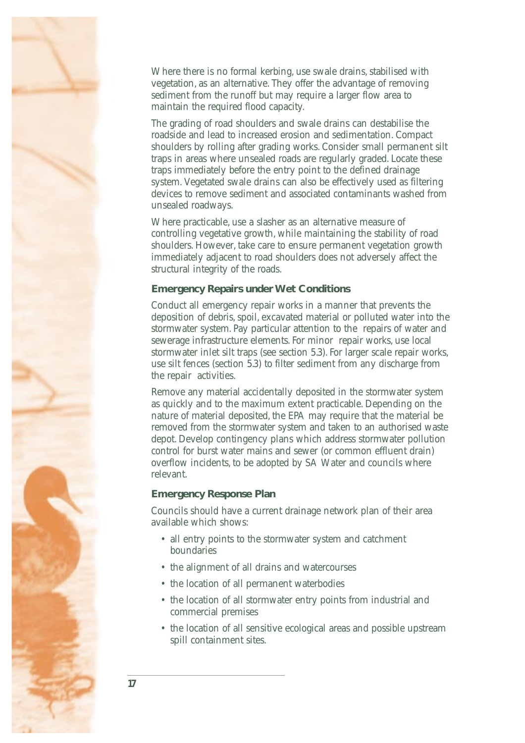Where there is no formal kerbing, use swale drains, stabilised with vegetation, as an alternative. They offer the advantage of removing sediment from the runoff but may require a larger flow area to maintain the required flood capacity.

The grading of road shoulders and swale drains can destabilise the roadside and lead to increased erosion and sedimentation. Compact shoulders by rolling after grading works. Consider small permanent silt traps in areas where unsealed roads are regularly graded. Locate these traps immediately before the entry point to the defined drainage system. Vegetated swale drains can also be effectively used as filtering devices to remove sediment and associated contaminants washed from unsealed roadways.

Where practicable, use a slasher as an alternative measure of controlling vegetative growth, while maintaining the stability of road shoulders. However, take care to ensure permanent vegetation growth immediately adjacent to road shoulders does not adversely affect the structural integrity of the roads.

### Emergency Repairs under Wet Conditions

Conduct all emergency repair works in a manner that prevents the deposition of debris, spoil, excavated material or polluted water into the stormwater system. Pay particular attention to the repairs of water and sewerage infrastructure elements. For minor repair works, use local stormwater inlet silt traps (see section 5.3). For larger scale repair works, use silt fences (section 5.3) to filter sediment from any discharge from the repair activities.

Remove any material accidentally deposited in the stormwater system as quickly and to the maximum extent practicable. Depending on the nature of material deposited, the EPA may require that the material be removed from the stormwater system and taken to an authorised waste depot. Develop contingency plans which address stormwater pollution control for burst water mains and sewer (or common effluent drain) overflow incidents, to be adopted by SA Water and councils where relevant.

### Emergency Response Plan

Councils should have a current drainage network plan of their area available which shows:

- all entry points to the stormwater system and catchment boundaries
- the alignment of all drains and watercourses
- the location of all permanent waterbodies
- the location of all stormwater entry points from industrial and commercial premises
- the location of all sensitive ecological areas and possible upstream spill containment sites.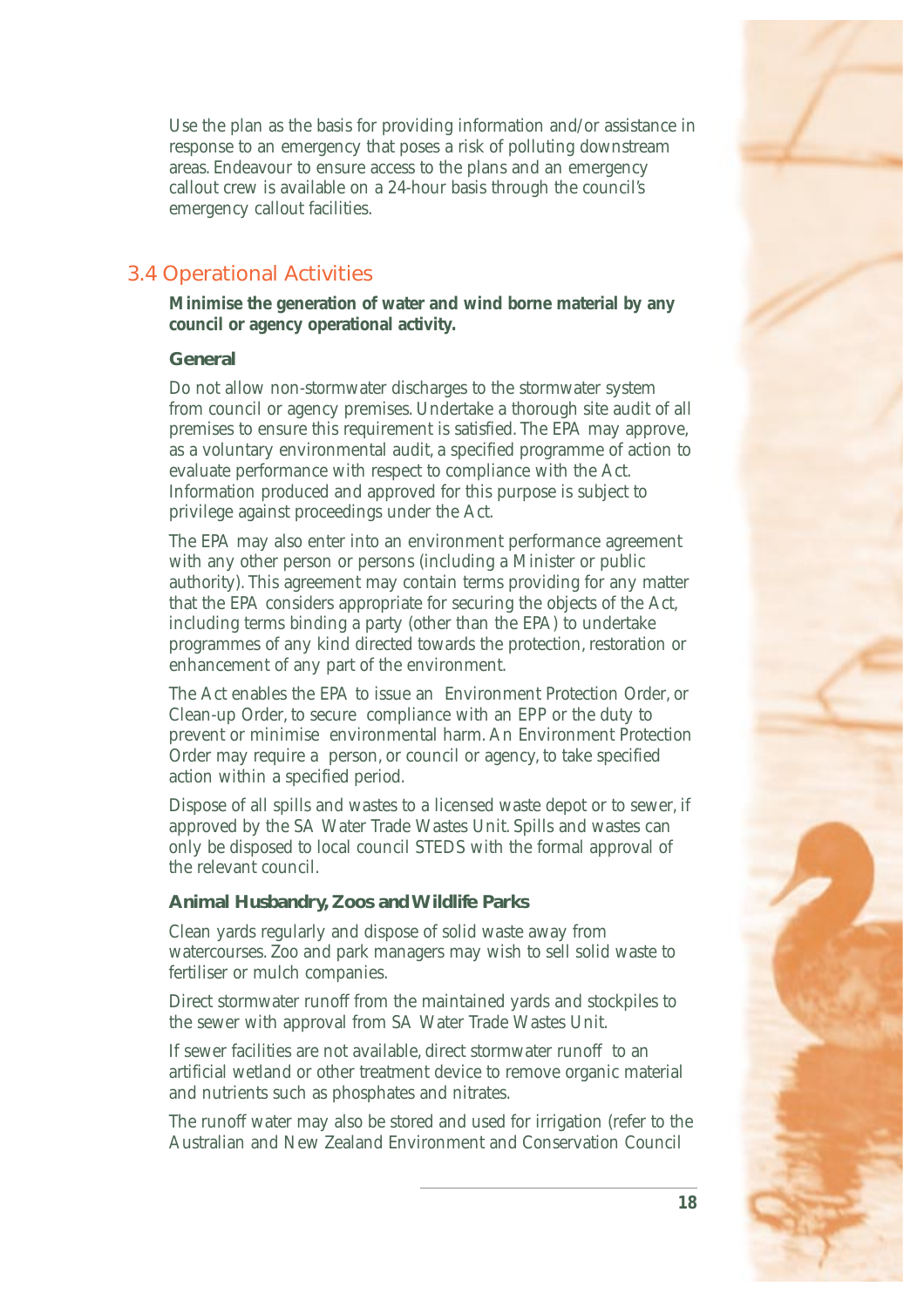Use the plan as the basis for providing information and/or assistance in response to an emergency that poses a risk of polluting downstream areas. Endeavour to ensure access to the plans and an emergency callout crew is available on a 24-hour basis through the council's emergency callout facilities.

## 3.4 Operational Activities

**Minimise the generation of water and wind borne material by any council or agency operational activity.**

### General

Do not allow non-stormwater discharges to the stormwater system from council or agency premises. Undertake a thorough site audit of all premises to ensure this requirement is satisfied. The EPA may approve, as a voluntary environmental audit, a specified programme of action to evaluate performance with respect to compliance with the Act. Information produced and approved for this purpose is subject to privilege against proceedings under the Act.

The EPA may also enter into an environment performance agreement with any other person or persons (including a Minister or public authority). This agreement may contain terms providing for any matter that the EPA considers appropriate for securing the objects of the Act, including terms binding a party (other than the EPA) to undertake programmes of any kind directed towards the protection, restoration or enhancement of any part of the environment.

The Act enables the EPA to issue an Environment Protection Order, or Clean-up Order, to secure compliance with an EPP or the duty to prevent or minimise environmental harm. An Environment Protection Order may require a person, or council or agency, to take specified action within a specified period.

Dispose of all spills and wastes to a licensed waste depot or to sewer, if approved by the SA Water Trade Wastes Unit. Spills and wastes can only be disposed to local council STEDS with the formal approval of the relevant council.

### Animal Husbandry, Zoos and Wildlife Parks

Clean yards regularly and dispose of solid waste away from watercourses. Zoo and park managers may wish to sell solid waste to fertiliser or mulch companies.

Direct stormwater runoff from the maintained yards and stockpiles to the sewer with approval from SA Water Trade Wastes Unit.

If sewer facilities are not available, direct stormwater runoff to an artificial wetland or other treatment device to remove organic material and nutrients such as phosphates and nitrates.

The runoff water may also be stored and used for irrigation (refer to the Australian and New Zealand Environment and Conservation Council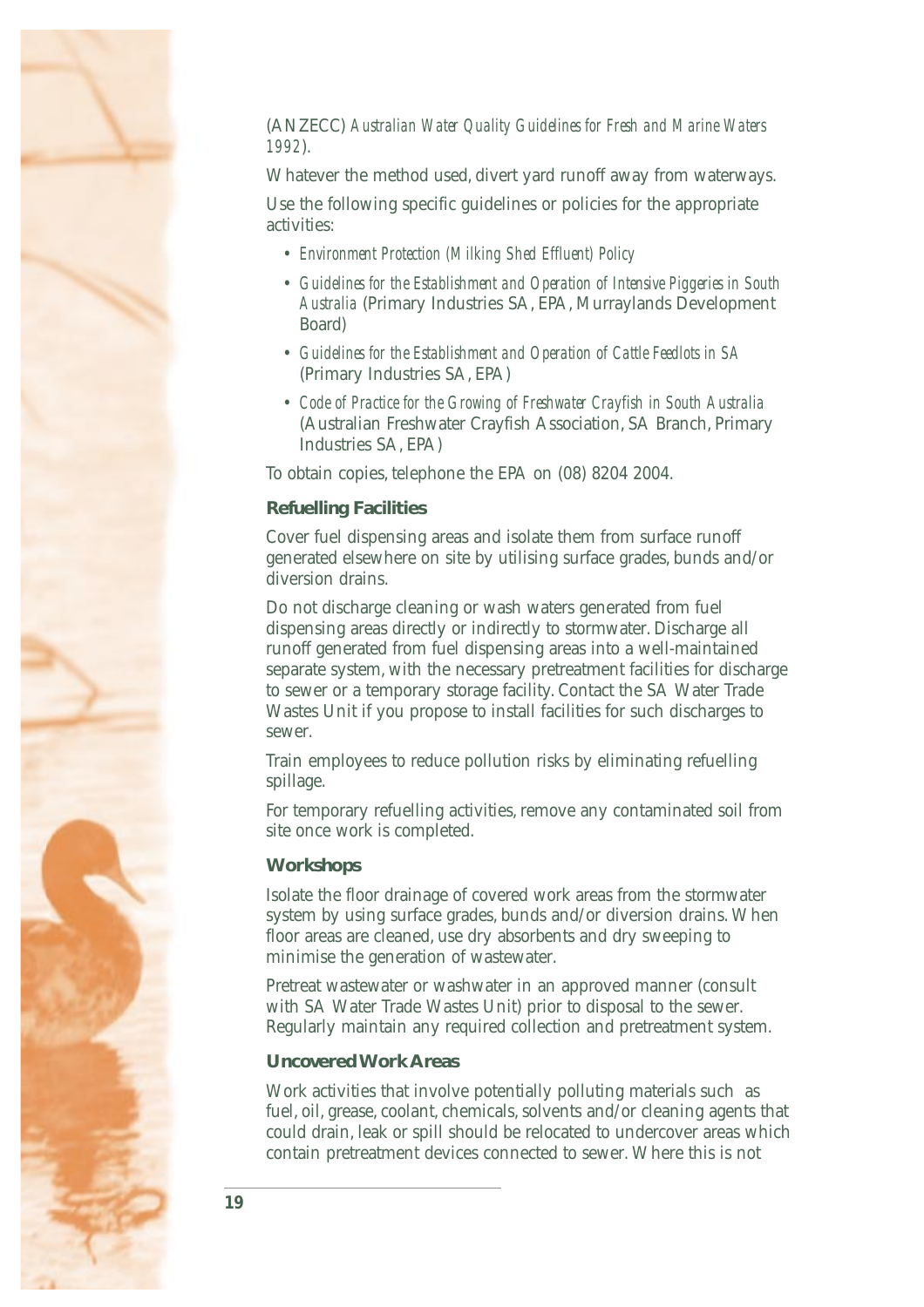(ANZECC) *Australian Water Quality Guidelines for Fresh and Marine Waters 1992*).

Whatever the method used, divert yard runoff away from waterways.

Use the following specific guidelines or policies for the appropriate activities:

- *Environment Protection (Milking Shed Effluent) Policy*
- *Guidelines for the Establishment and Operation of Intensive Piggeries in South Australia* (Primary Industries SA, EPA, Murraylands Development Board)
- *Guidelines for the Establishment and Operation of Cattle Feedlots in SA* (Primary Industries SA, EPA)
- *Code of Practice for the Growing of Freshwater Crayfish in South Australia* (Australian Freshwater Crayfish Association, SA Branch, Primary Industries SA, EPA)

To obtain copies, telephone the EPA on (08) 8204 2004.

### Refuelling Facilities

Cover fuel dispensing areas and isolate them from surface runoff generated elsewhere on site by utilising surface grades, bunds and/or diversion drains.

Do not discharge cleaning or wash waters generated from fuel dispensing areas directly or indirectly to stormwater. Discharge all runoff generated from fuel dispensing areas into a well-maintained separate system, with the necessary pretreatment facilities for discharge to sewer or a temporary storage facility. Contact the SA Water Trade Wastes Unit if you propose to install facilities for such discharges to sewer.

Train employees to reduce pollution risks by eliminating refuelling spillage.

For temporary refuelling activities, remove any contaminated soil from site once work is completed.

### Workshops

Isolate the floor drainage of covered work areas from the stormwater system by using surface grades, bunds and/or diversion drains. When floor areas are cleaned, use dry absorbents and dry sweeping to minimise the generation of wastewater.

Pretreat wastewater or washwater in an approved manner (consult with SA Water Trade Wastes Unit) prior to disposal to the sewer. Regularly maintain any required collection and pretreatment system.

### Uncovered Work Areas

Work activities that involve potentially polluting materials such as fuel, oil, grease, coolant, chemicals, solvents and/or cleaning agents that could drain, leak or spill should be relocated to undercover areas which contain pretreatment devices connected to sewer. Where this is not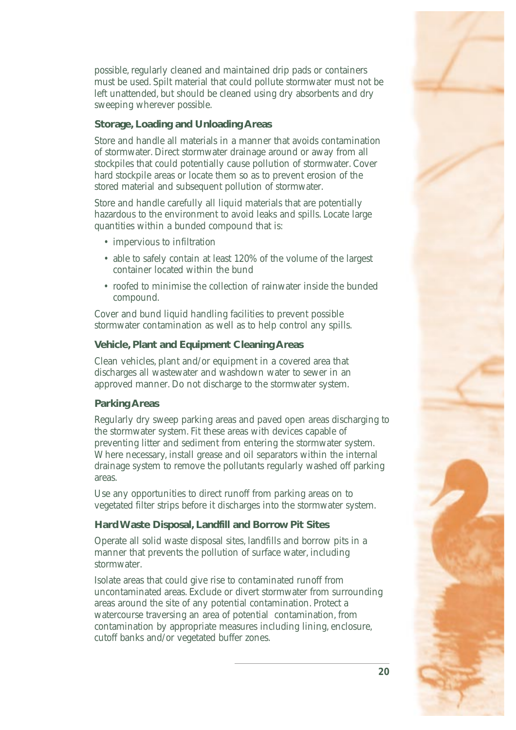possible, regularly cleaned and maintained drip pads or containers must be used. Spilt material that could pollute stormwater must not be left unattended, but should be cleaned using dry absorbents and dry sweeping wherever possible.

### Storage, Loading and Unloading Areas

Store and handle all materials in a manner that avoids contamination of stormwater. Direct stormwater drainage around or away from all stockpiles that could potentially cause pollution of stormwater. Cover hard stockpile areas or locate them so as to prevent erosion of the stored material and subsequent pollution of stormwater.

Store and handle carefully all liquid materials that are potentially hazardous to the environment to avoid leaks and spills. Locate large quantities within a bunded compound that is:

- impervious to infiltration
- able to safely contain at least 120% of the volume of the largest container located within the bund
- roofed to minimise the collection of rainwater inside the bunded compound.

Cover and bund liquid handling facilities to prevent possible stormwater contamination as well as to help control any spills.

### Vehicle, Plant and Equipment Cleaning Areas

Clean vehicles, plant and/or equipment in a covered area that discharges all wastewater and washdown water to sewer in an approved manner. Do not discharge to the stormwater system.

### Parking Areas

Regularly dry sweep parking areas and paved open areas discharging to the stormwater system. Fit these areas with devices capable of preventing litter and sediment from entering the stormwater system. Where necessary, install grease and oil separators within the internal drainage system to remove the pollutants regularly washed off parking areas.

Use any opportunities to direct runoff from parking areas on to vegetated filter strips before it discharges into the stormwater system.

### Hard Waste Disposal, Landfill and Borrow Pit Sites

Operate all solid waste disposal sites, landfills and borrow pits in a manner that prevents the pollution of surface water, including stormwater.

Isolate areas that could give rise to contaminated runoff from uncontaminated areas. Exclude or divert stormwater from surrounding areas around the site of any potential contamination. Protect a watercourse traversing an area of potential contamination, from contamination by appropriate measures including lining, enclosure, cutoff banks and/or vegetated buffer zones.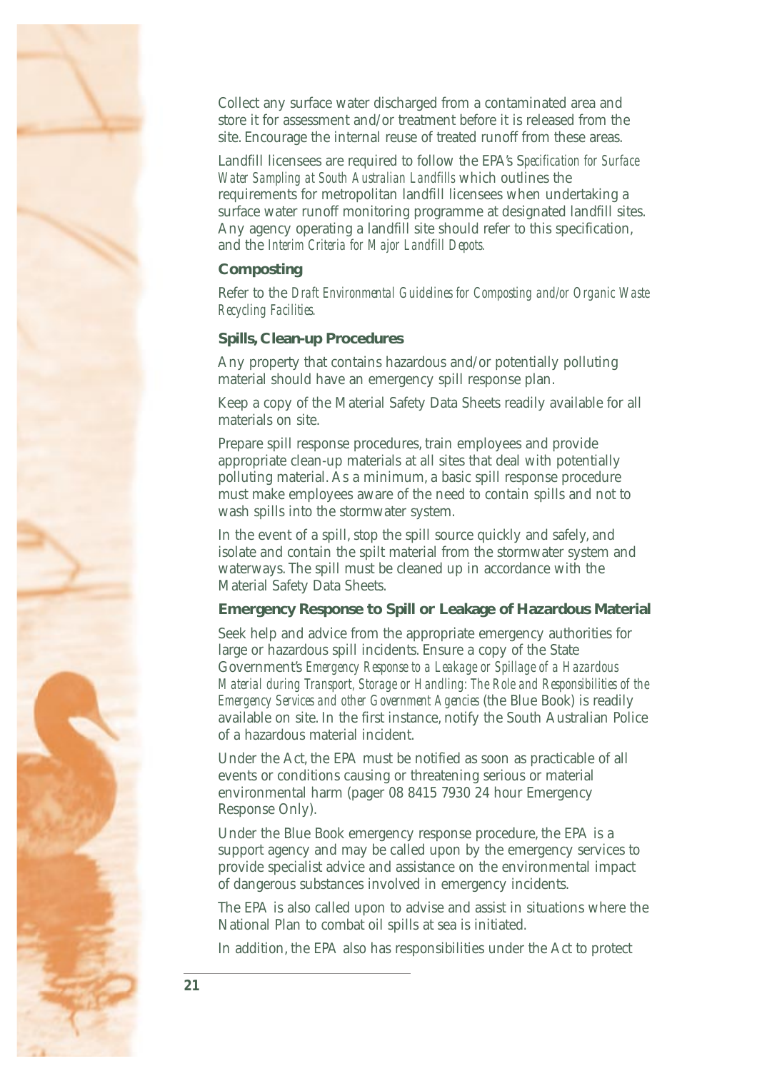Collect any surface water discharged from a contaminated area and store it for assessment and/or treatment before it is released from the site. Encourage the internal reuse of treated runoff from these areas.

Landfill licensees are required to follow the EPA's *Specification for Surface Water Sampling at South Australian Landfills* which outlines the requirements for metropolitan landfill licensees when undertaking a surface water runoff monitoring programme at designated landfill sites. Any agency operating a landfill site should refer to this specification, and the *Interim Criteria for Major Landfill Depots.*

### Composting

Refer to the *Draft Environmental Guidelines for Composting and/or Organic Waste Recycling Facilities.*

### Spills, Clean-up Procedures

Any property that contains hazardous and/or potentially polluting material should have an emergency spill response plan.

Keep a copy of the Material Safety Data Sheets readily available for all materials on site.

Prepare spill response procedures, train employees and provide appropriate clean-up materials at all sites that deal with potentially polluting material. As a minimum, a basic spill response procedure must make employees aware of the need to contain spills and not to wash spills into the stormwater system.

In the event of a spill, stop the spill source quickly and safely, and isolate and contain the spilt material from the stormwater system and waterways. The spill must be cleaned up in accordance with the Material Safety Data Sheets.

### Emergency Response to Spill or Leakage of Hazardous Material

Seek help and advice from the appropriate emergency authorities for large or hazardous spill incidents. Ensure a copy of the State Government's *Emergency Response to a Leakage or Spillage of a Hazardous Material during Transport, Storage or Handling: The Role and Responsibilities of the Emergency Services and other Government Agencies* (the Blue Book) is readily available on site. In the first instance, notify the South Australian Police of a hazardous material incident.

Under the Act, the EPA must be notified as soon as practicable of all events or conditions causing or threatening serious or material environmental harm (pager 08 8415 7930 24 hour Emergency Response Only).

Under the Blue Book emergency response procedure, the EPA is a support agency and may be called upon by the emergency services to provide specialist advice and assistance on the environmental impact of dangerous substances involved in emergency incidents.

The EPA is also called upon to advise and assist in situations where the National Plan to combat oil spills at sea is initiated.

In addition, the EPA also has responsibilities under the Act to protect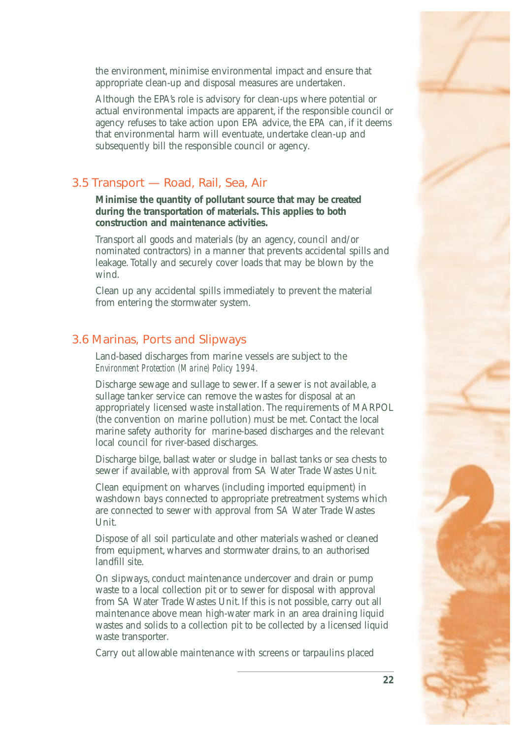the environment, minimise environmental impact and ensure that appropriate clean-up and disposal measures are undertaken.

Although the EPA's role is advisory for clean-ups where potential or actual environmental impacts are apparent, if the responsible council or agency refuses to take action upon EPA advice, the EPA can, if it deems that environmental harm will eventuate, undertake clean-up and subsequently bill the responsible council or agency.

## 3.5 Transport — Road, Rail, Sea, Air

**Minimise the quantity of pollutant source that may be created during the transportation of materials. This applies to both construction and maintenance activities.**

Transport all goods and materials (by an agency, council and/or nominated contractors) in a manner that prevents accidental spills and leakage. Totally and securely cover loads that may be blown by the wind.

Clean up any accidental spills immediately to prevent the material from entering the stormwater system.

## 3.6 Marinas, Ports and Slipways

Land-based discharges from marine vessels are subject to the *Environment Protection (Marine) Policy 1994.*

Discharge sewage and sullage to sewer. If a sewer is not available, a sullage tanker service can remove the wastes for disposal at an appropriately licensed waste installation. The requirements of MARPOL (the convention on marine pollution) must be met. Contact the local marine safety authority for marine-based discharges and the relevant local council for river-based discharges.

Discharge bilge, ballast water or sludge in ballast tanks or sea chests to sewer if available, with approval from SA Water Trade Wastes Unit.

Clean equipment on wharves (including imported equipment) in washdown bays connected to appropriate pretreatment systems which are connected to sewer with approval from SA Water Trade Wastes Unit.

Dispose of all soil particulate and other materials washed or cleaned from equipment, wharves and stormwater drains, to an authorised landfill site.

On slipways, conduct maintenance undercover and drain or pump waste to a local collection pit or to sewer for disposal with approval from SA Water Trade Wastes Unit. If this is not possible, carry out all maintenance above mean high-water mark in an area draining liquid wastes and solids to a collection pit to be collected by a licensed liquid waste transporter.

Carry out allowable maintenance with screens or tarpaulins placed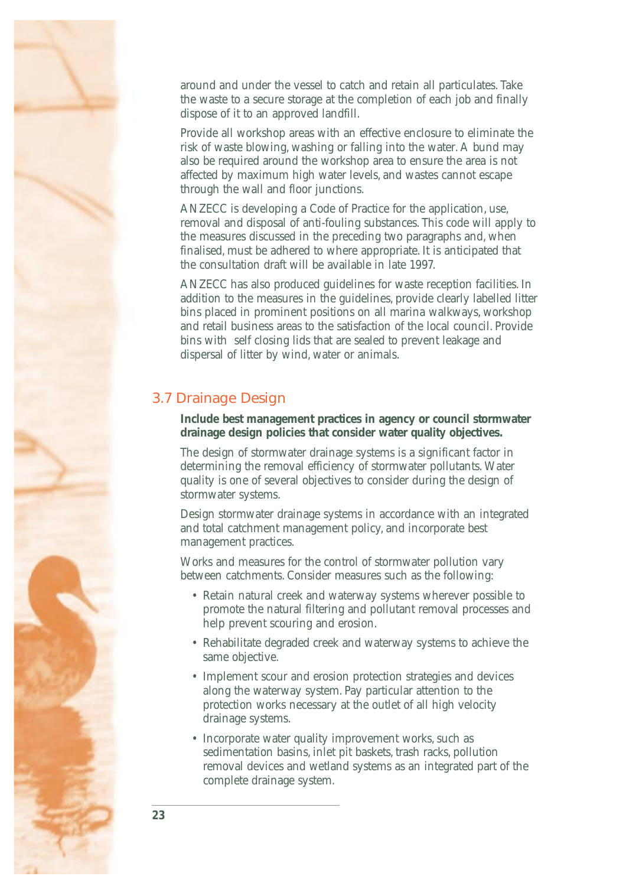around and under the vessel to catch and retain all particulates. Take the waste to a secure storage at the completion of each job and finally dispose of it to an approved landfill.

Provide all workshop areas with an effective enclosure to eliminate the risk of waste blowing, washing or falling into the water. A bund may also be required around the workshop area to ensure the area is not affected by maximum high water levels, and wastes cannot escape through the wall and floor junctions.

ANZECC is developing a Code of Practice for the application, use, removal and disposal of anti-fouling substances. This code will apply to the measures discussed in the preceding two paragraphs and, when finalised, must be adhered to where appropriate. It is anticipated that the consultation draft will be available in late 1997.

ANZECC has also produced guidelines for waste reception facilities. In addition to the measures in the guidelines, provide clearly labelled litter bins placed in prominent positions on all marina walkways, workshop and retail business areas to the satisfaction of the local council. Provide bins with self closing lids that are sealed to prevent leakage and dispersal of litter by wind, water or animals.

## 3.7 Drainage Design

**Include best management practices in agency or council stormwater drainage design policies that consider water quality objectives.**

The design of stormwater drainage systems is a significant factor in determining the removal efficiency of stormwater pollutants. Water quality is one of several objectives to consider during the design of stormwater systems.

Design stormwater drainage systems in accordance with an integrated and total catchment management policy, and incorporate best management practices.

Works and measures for the control of stormwater pollution vary between catchments. Consider measures such as the following:

- Retain natural creek and waterway systems wherever possible to promote the natural filtering and pollutant removal processes and help prevent scouring and erosion.
- Rehabilitate degraded creek and waterway systems to achieve the same objective.
- Implement scour and erosion protection strategies and devices along the waterway system. Pay particular attention to the protection works necessary at the outlet of all high velocity drainage systems.
- Incorporate water quality improvement works, such as sedimentation basins, inlet pit baskets, trash racks, pollution removal devices and wetland systems as an integrated part of the complete drainage system.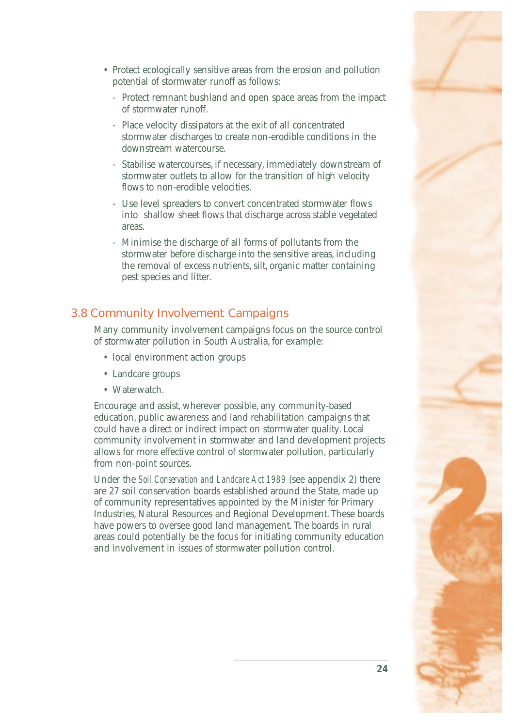- Protect ecologically sensitive areas from the erosion and pollution potential of stormwater runoff as follows:
  - Protect remnant bushland and open space areas from the impact of stormwater runoff.
  - Place velocity dissipators at the exit of all concentrated stormwater discharges to create non-erodible conditions in the downstream watercourse.
  - Stabilise watercourses, if necessary, immediately downstream of stormwater outlets to allow for the transition of high velocity flows to non-erodible velocities.
  - Use level spreaders to convert concentrated stormwater flows into shallow sheet flows that discharge across stable vegetated areas.
  - Minimise the discharge of all forms of pollutants from the stormwater before discharge into the sensitive areas, including the removal of excess nutrients, silt, organic matter containing pest species and litter.

## 3.8 Community Involvement Campaigns

Many community involvement campaigns focus on the source control of stormwater pollution in South Australia, for example:

- local environment action groups
- Landcare groups
- Waterwatch.

Encourage and assist, wherever possible, any community-based education, public awareness and land rehabilitation campaigns that could have a direct or indirect impact on stormwater quality. Local community involvement in stormwater and land development projects allows for more effective control of stormwater pollution, particularly from non-point sources.

Under the *Soil Conservation and Landcare Act 1989* (see appendix 2) there are 27 soil conservation boards established around the State, made up of community representatives appointed by the Minister for Primary Industries, Natural Resources and Regional Development. These boards have powers to oversee good land management. The boards in rural areas could potentially be the focus for initiating community education and involvement in issues of stormwater pollution control.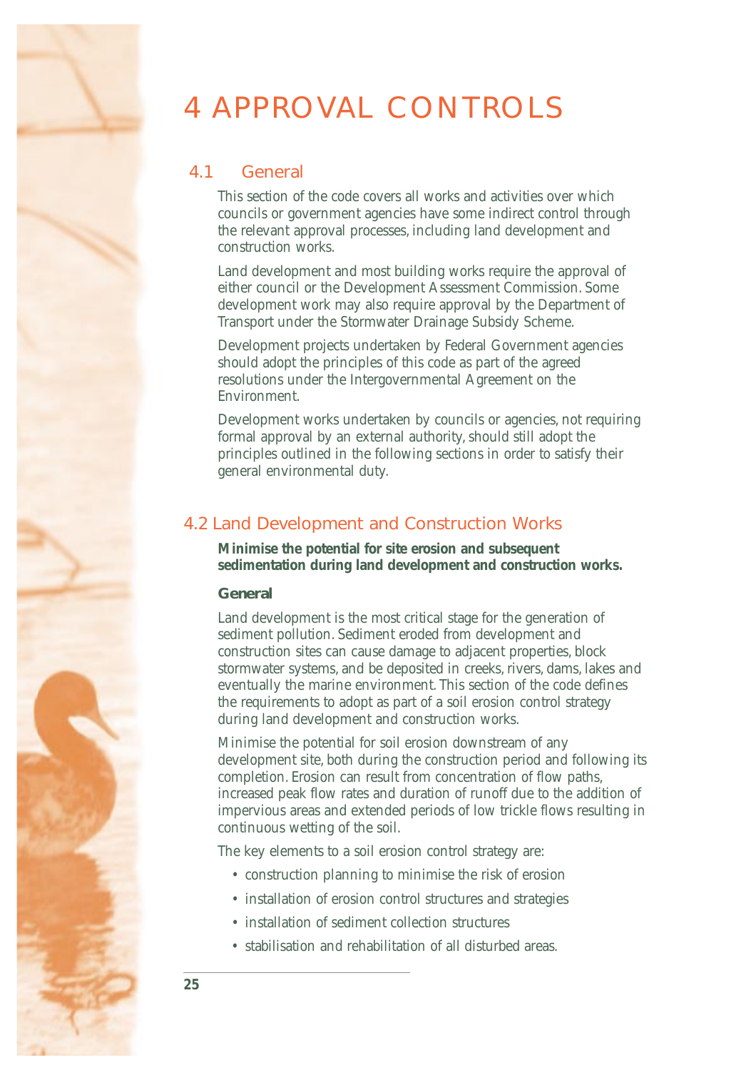# 4 APPROVAL CONTROLS

## 4.1 General

This section of the code covers all works and activities over which councils or government agencies have some indirect control through the relevant approval processes, including land development and construction works.

Land development and most building works require the approval of either council or the Development Assessment Commission. Some development work may also require approval by the Department of Transport under the Stormwater Drainage Subsidy Scheme.

Development projects undertaken by Federal Government agencies should adopt the principles of this code as part of the agreed resolutions under the Intergovernmental Agreement on the Environment.

Development works undertaken by councils or agencies, not requiring formal approval by an external authority, should still adopt the principles outlined in the following sections in order to satisfy their general environmental duty.

## 4.2 Land Development and Construction Works

**Minimise the potential for site erosion and subsequent sedimentation during land development and construction works.**

**General**

Land development is the most critical stage for the generation of sediment pollution. Sediment eroded from development and construction sites can cause damage to adjacent properties, block stormwater systems, and be deposited in creeks, rivers, dams, lakes and eventually the marine environment. This section of the code defines the requirements to adopt as part of a soil erosion control strategy during land development and construction works.

Minimise the potential for soil erosion downstream of any development site, both during the construction period and following its completion. Erosion can result from concentration of flow paths, increased peak flow rates and duration of runoff due to the addition of impervious areas and extended periods of low trickle flows resulting in continuous wetting of the soil.

The key elements to a soil erosion control strategy are:

- construction planning to minimise the risk of erosion
- installation of erosion control structures and strategies
- installation of sediment collection structures
- stabilisation and rehabilitation of all disturbed areas.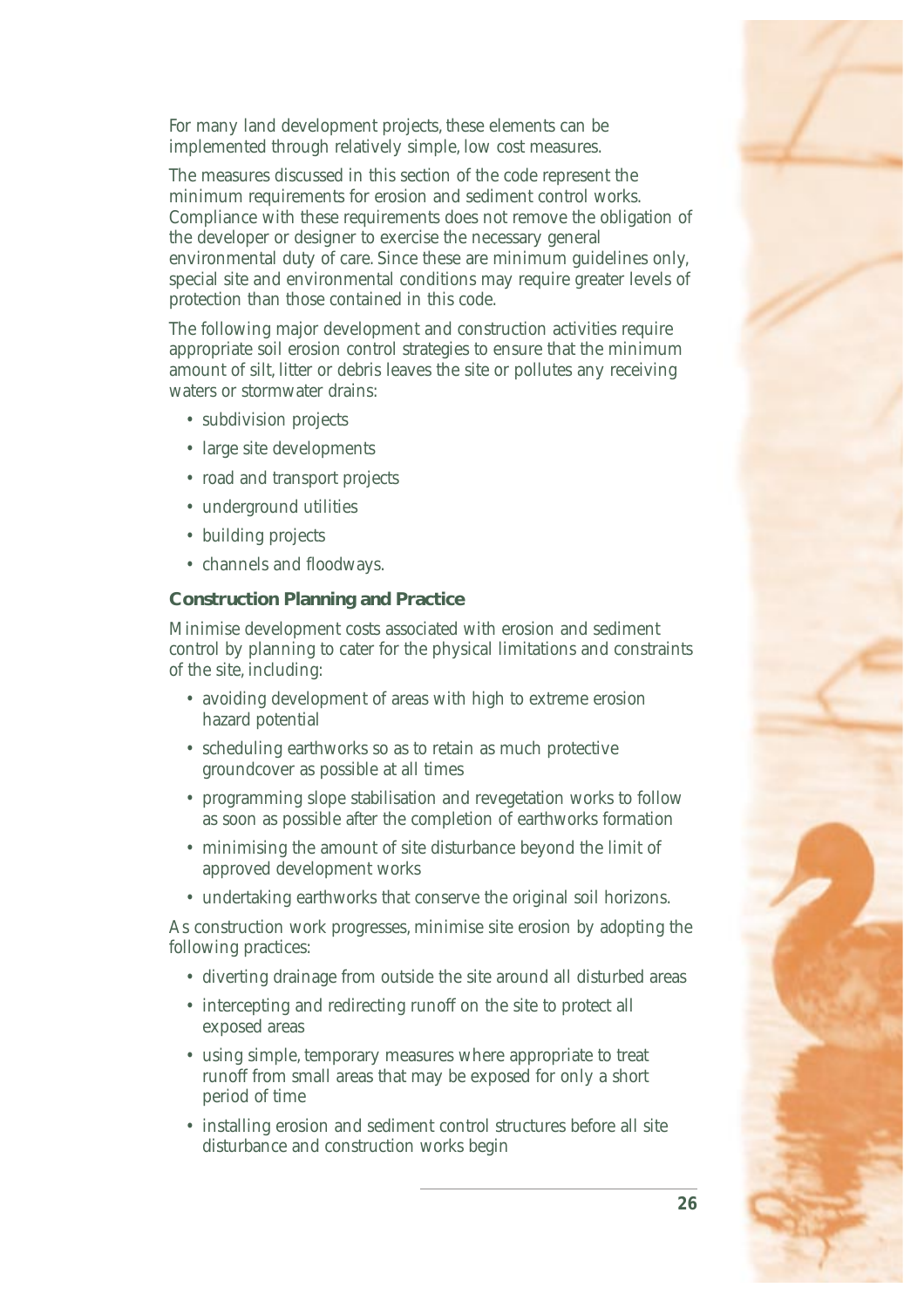For many land development projects, these elements can be implemented through relatively simple, low cost measures.

The measures discussed in this section of the code represent the minimum requirements for erosion and sediment control works. Compliance with these requirements does not remove the obligation of the developer or designer to exercise the necessary general environmental duty of care. Since these are minimum guidelines only, special site and environmental conditions may require greater levels of protection than those contained in this code.

The following major development and construction activities require appropriate soil erosion control strategies to ensure that the minimum amount of silt, litter or debris leaves the site or pollutes any receiving waters or stormwater drains:

- subdivision projects
- large site developments
- road and transport projects
- underground utilities
- building projects
- channels and floodways.

### Construction Planning and Practice

Minimise development costs associated with erosion and sediment control by planning to cater for the physical limitations and constraints of the site, including:

- avoiding development of areas with high to extreme erosion hazard potential
- scheduling earthworks so as to retain as much protective groundcover as possible at all times
- programming slope stabilisation and revegetation works to follow as soon as possible after the completion of earthworks formation
- minimising the amount of site disturbance beyond the limit of approved development works
- undertaking earthworks that conserve the original soil horizons.

As construction work progresses, minimise site erosion by adopting the following practices:

- diverting drainage from outside the site around all disturbed areas
- intercepting and redirecting runoff on the site to protect all exposed areas
- using simple, temporary measures where appropriate to treat runoff from small areas that may be exposed for only a short period of time
- installing erosion and sediment control structures before all site disturbance and construction works begin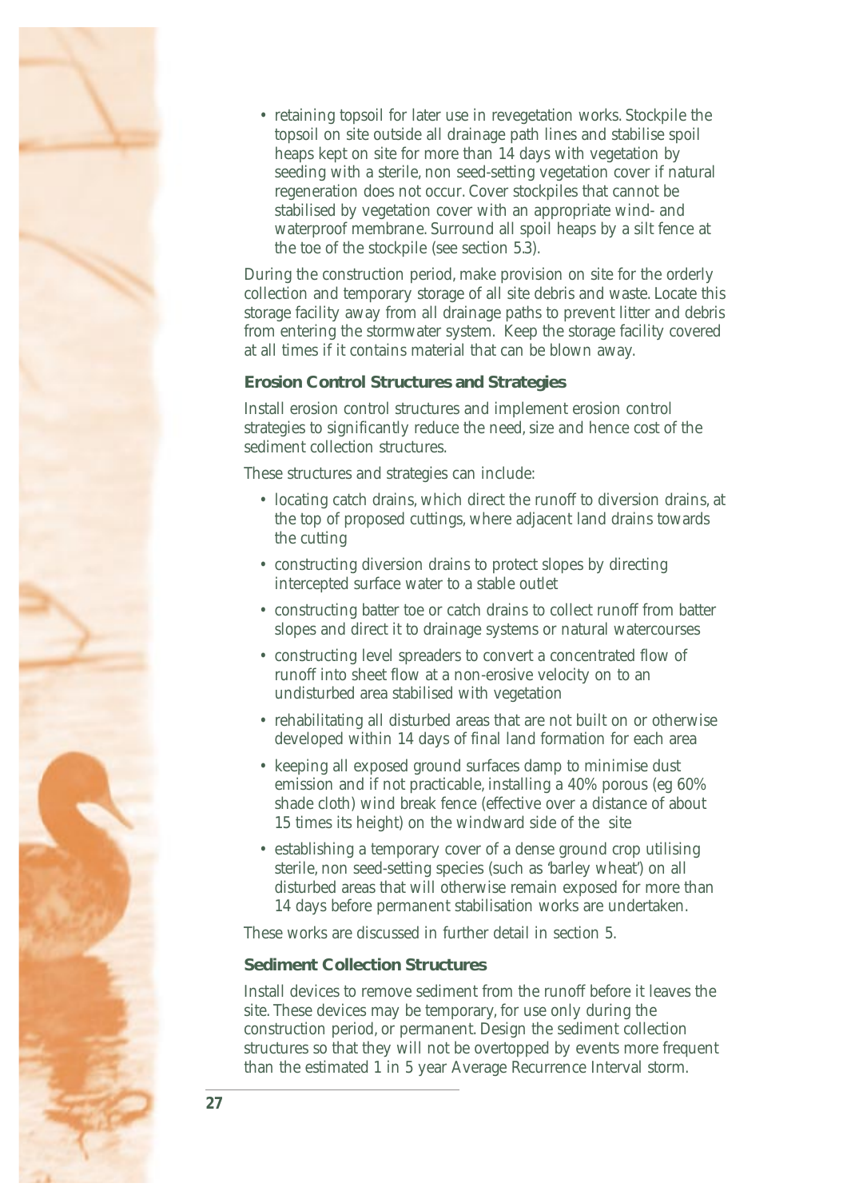- retaining topsoil for later use in revegetation works. Stockpile the topsoil on site outside all drainage path lines and stabilise spoil heaps kept on site for more than 14 days with vegetation by seeding with a sterile, non seed-setting vegetation cover if natural regeneration does not occur. Cover stockpiles that cannot be stabilised by vegetation cover with an appropriate wind- and waterproof membrane. Surround all spoil heaps by a silt fence at the toe of the stockpile (see section 5.3).

During the construction period, make provision on site for the orderly collection and temporary storage of all site debris and waste. Locate this storage facility away from all drainage paths to prevent litter and debris from entering the stormwater system. Keep the storage facility covered at all times if it contains material that can be blown away.

### Erosion Control Structures and Strategies

Install erosion control structures and implement erosion control strategies to significantly reduce the need, size and hence cost of the sediment collection structures.

These structures and strategies can include:

- locating catch drains, which direct the runoff to diversion drains, at the top of proposed cuttings, where adjacent land drains towards the cutting
- constructing diversion drains to protect slopes by directing intercepted surface water to a stable outlet
- constructing batter toe or catch drains to collect runoff from batter slopes and direct it to drainage systems or natural watercourses
- constructing level spreaders to convert a concentrated flow of runoff into sheet flow at a non-erosive velocity on to an undisturbed area stabilised with vegetation
- rehabilitating all disturbed areas that are not built on or otherwise developed within 14 days of final land formation for each area
- keeping all exposed ground surfaces damp to minimise dust emission and if not practicable, installing a 40% porous (eg 60% shade cloth) wind break fence (effective over a distance of about 15 times its height) on the windward side of the site
- establishing a temporary cover of a dense ground crop utilising sterile, non seed-setting species (such as 'barley wheat') on all disturbed areas that will otherwise remain exposed for more than 14 days before permanent stabilisation works are undertaken.

These works are discussed in further detail in section 5.

### Sediment Collection Structures

Install devices to remove sediment from the runoff before it leaves the site. These devices may be temporary, for use only during the construction period, or permanent. Design the sediment collection structures so that they will not be overtopped by events more frequent than the estimated 1 in 5 year Average Recurrence Interval storm.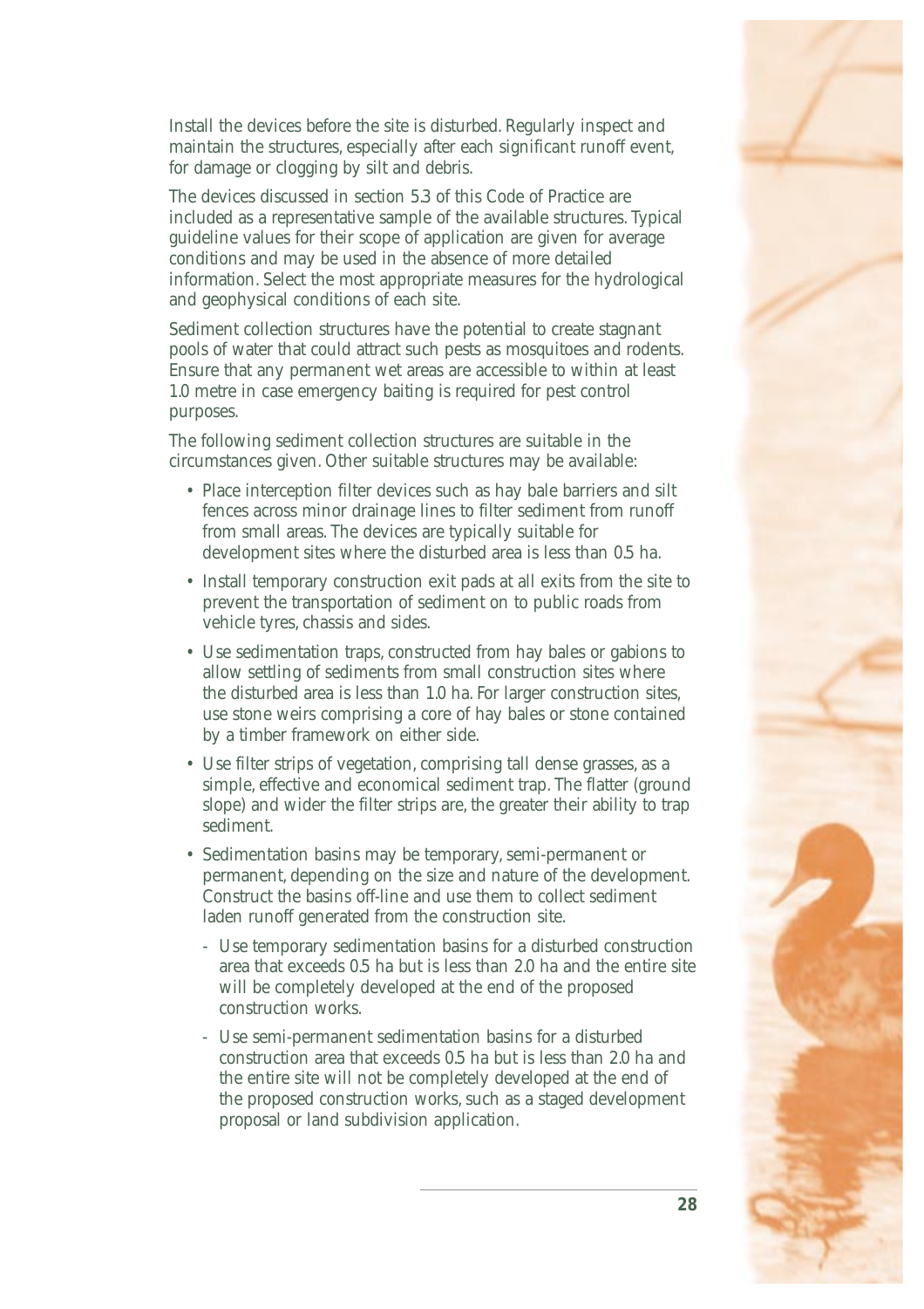Install the devices before the site is disturbed. Regularly inspect and maintain the structures, especially after each significant runoff event, for damage or clogging by silt and debris.

The devices discussed in section 5.3 of this Code of Practice are included as a representative sample of the available structures. Typical guideline values for their scope of application are given for average conditions and may be used in the absence of more detailed information. Select the most appropriate measures for the hydrological and geophysical conditions of each site.

Sediment collection structures have the potential to create stagnant pools of water that could attract such pests as mosquitoes and rodents. Ensure that any permanent wet areas are accessible to within at least 1.0 metre in case emergency baiting is required for pest control purposes.

The following sediment collection structures are suitable in the circumstances given. Other suitable structures may be available:

- Place interception filter devices such as hay bale barriers and silt fences across minor drainage lines to filter sediment from runoff from small areas. The devices are typically suitable for development sites where the disturbed area is less than 0.5 ha.
- Install temporary construction exit pads at all exits from the site to prevent the transportation of sediment on to public roads from vehicle tyres, chassis and sides.
- Use sedimentation traps, constructed from hay bales or gabions to allow settling of sediments from small construction sites where the disturbed area is less than 1.0 ha. For larger construction sites, use stone weirs comprising a core of hay bales or stone contained by a timber framework on either side.
- Use filter strips of vegetation, comprising tall dense grasses, as a simple, effective and economical sediment trap. The flatter (ground slope) and wider the filter strips are, the greater their ability to trap sediment.
- Sedimentation basins may be temporary, semi-permanent or permanent, depending on the size and nature of the development. Construct the basins off-line and use them to collect sediment laden runoff generated from the construction site.
  - Use temporary sedimentation basins for a disturbed construction area that exceeds 0.5 ha but is less than 2.0 ha and the entire site will be completely developed at the end of the proposed construction works.
  - Use semi-permanent sedimentation basins for a disturbed construction area that exceeds 0.5 ha but is less than 2.0 ha and the entire site will not be completely developed at the end of the proposed construction works, such as a staged development proposal or land subdivision application.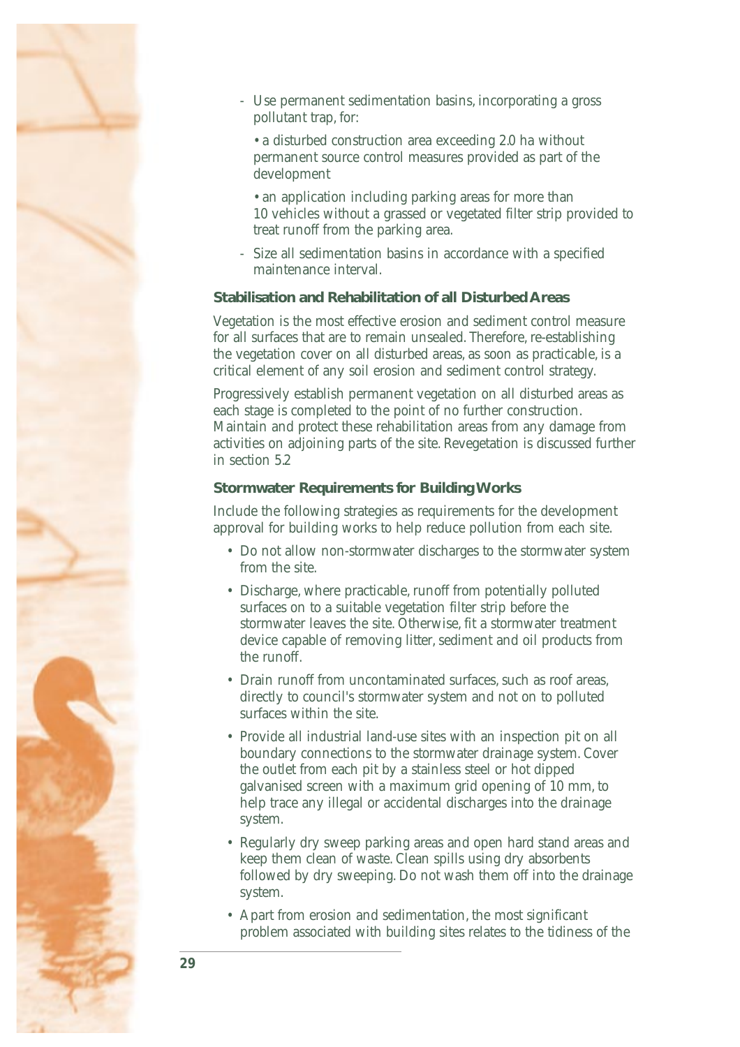- Use permanent sedimentation basins, incorporating a gross pollutant trap, for:

  • a disturbed construction area exceeding 2.0 ha without permanent source control measures provided as part of the development

  • an application including parking areas for more than 10 vehicles without a grassed or vegetated filter strip provided to treat runoff from the parking area.

- Size all sedimentation basins in accordance with a specified maintenance interval.

### Stabilisation and Rehabilitation of all Disturbed Areas

Vegetation is the most effective erosion and sediment control measure for all surfaces that are to remain unsealed. Therefore, re-establishing the vegetation cover on all disturbed areas, as soon as practicable, is a critical element of any soil erosion and sediment control strategy.

Progressively establish permanent vegetation on all disturbed areas as each stage is completed to the point of no further construction. Maintain and protect these rehabilitation areas from any damage from activities on adjoining parts of the site. Revegetation is discussed further in section 5.2

### Stormwater Requirements for Building Works

Include the following strategies as requirements for the development approval for building works to help reduce pollution from each site.

- Do not allow non-stormwater discharges to the stormwater system from the site.
- Discharge, where practicable, runoff from potentially polluted surfaces on to a suitable vegetation filter strip before the stormwater leaves the site. Otherwise, fit a stormwater treatment device capable of removing litter, sediment and oil products from the runoff.
- Drain runoff from uncontaminated surfaces, such as roof areas, directly to council's stormwater system and not on to polluted surfaces within the site.
- Provide all industrial land-use sites with an inspection pit on all boundary connections to the stormwater drainage system. Cover the outlet from each pit by a stainless steel or hot dipped galvanised screen with a maximum grid opening of 10 mm, to help trace any illegal or accidental discharges into the drainage system.
- Regularly dry sweep parking areas and open hard stand areas and keep them clean of waste. Clean spills using dry absorbents followed by dry sweeping. Do not wash them off into the drainage system.
- Apart from erosion and sedimentation, the most significant problem associated with building sites relates to the tidiness of the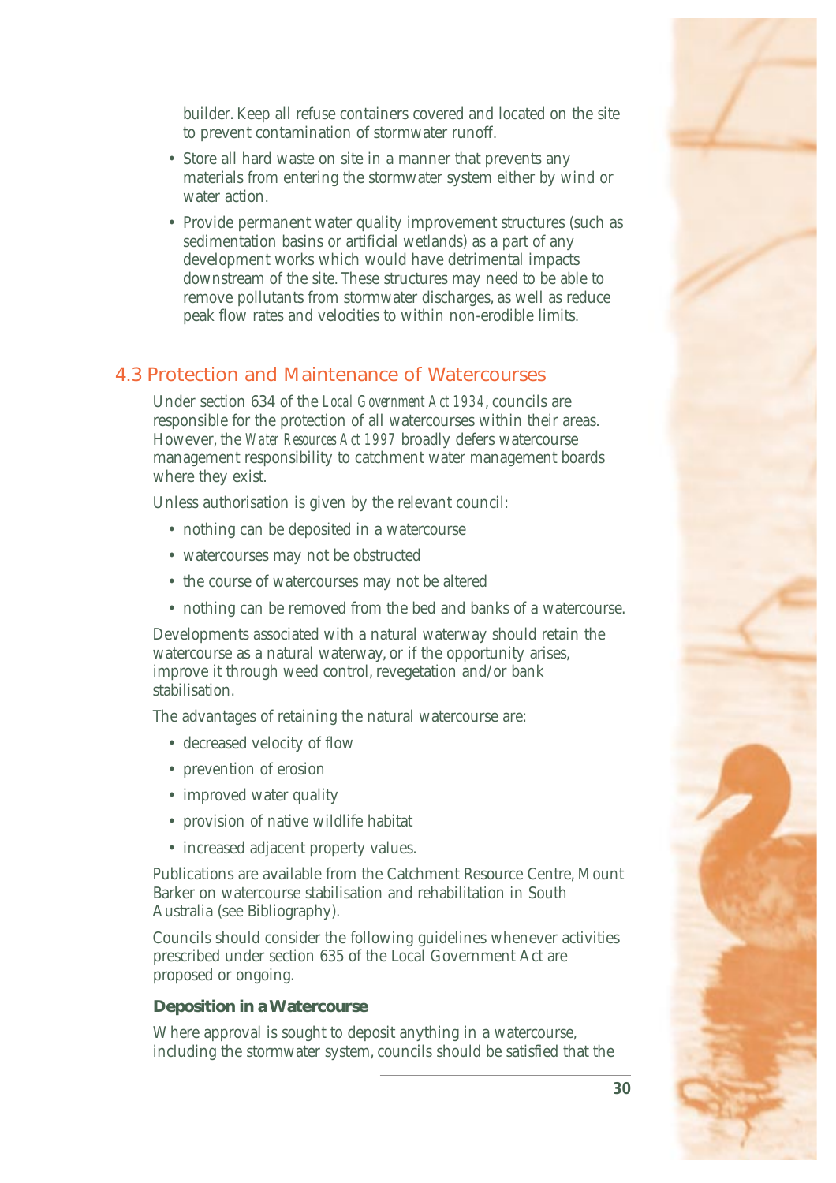builder. Keep all refuse containers covered and located on the site to prevent contamination of stormwater runoff.

- Store all hard waste on site in a manner that prevents any materials from entering the stormwater system either by wind or water action.
- Provide permanent water quality improvement structures (such as sedimentation basins or artificial wetlands) as a part of any development works which would have detrimental impacts downstream of the site. These structures may need to be able to remove pollutants from stormwater discharges, as well as reduce peak flow rates and velocities to within non-erodible limits.

## 4.3 Protection and Maintenance of Watercourses

Under section 634 of the *Local Government Act 1934*, councils are responsible for the protection of all watercourses within their areas. However, the *Water Resources Act 1997* broadly defers watercourse management responsibility to catchment water management boards where they exist.

Unless authorisation is given by the relevant council:

- nothing can be deposited in a watercourse
- watercourses may not be obstructed
- the course of watercourses may not be altered
- nothing can be removed from the bed and banks of a watercourse.

Developments associated with a natural waterway should retain the watercourse as a natural waterway, or if the opportunity arises, improve it through weed control, revegetation and/or bank stabilisation.

The advantages of retaining the natural watercourse are:

- decreased velocity of flow
- prevention of erosion
- improved water quality
- provision of native wildlife habitat
- increased adjacent property values.

Publications are available from the Catchment Resource Centre, Mount Barker on watercourse stabilisation and rehabilitation in South Australia (see Bibliography).

Councils should consider the following guidelines whenever activities prescribed under section 635 of the Local Government Act are proposed or ongoing.

### Deposition in a Watercourse

Where approval is sought to deposit anything in a watercourse, including the stormwater system, councils should be satisfied that the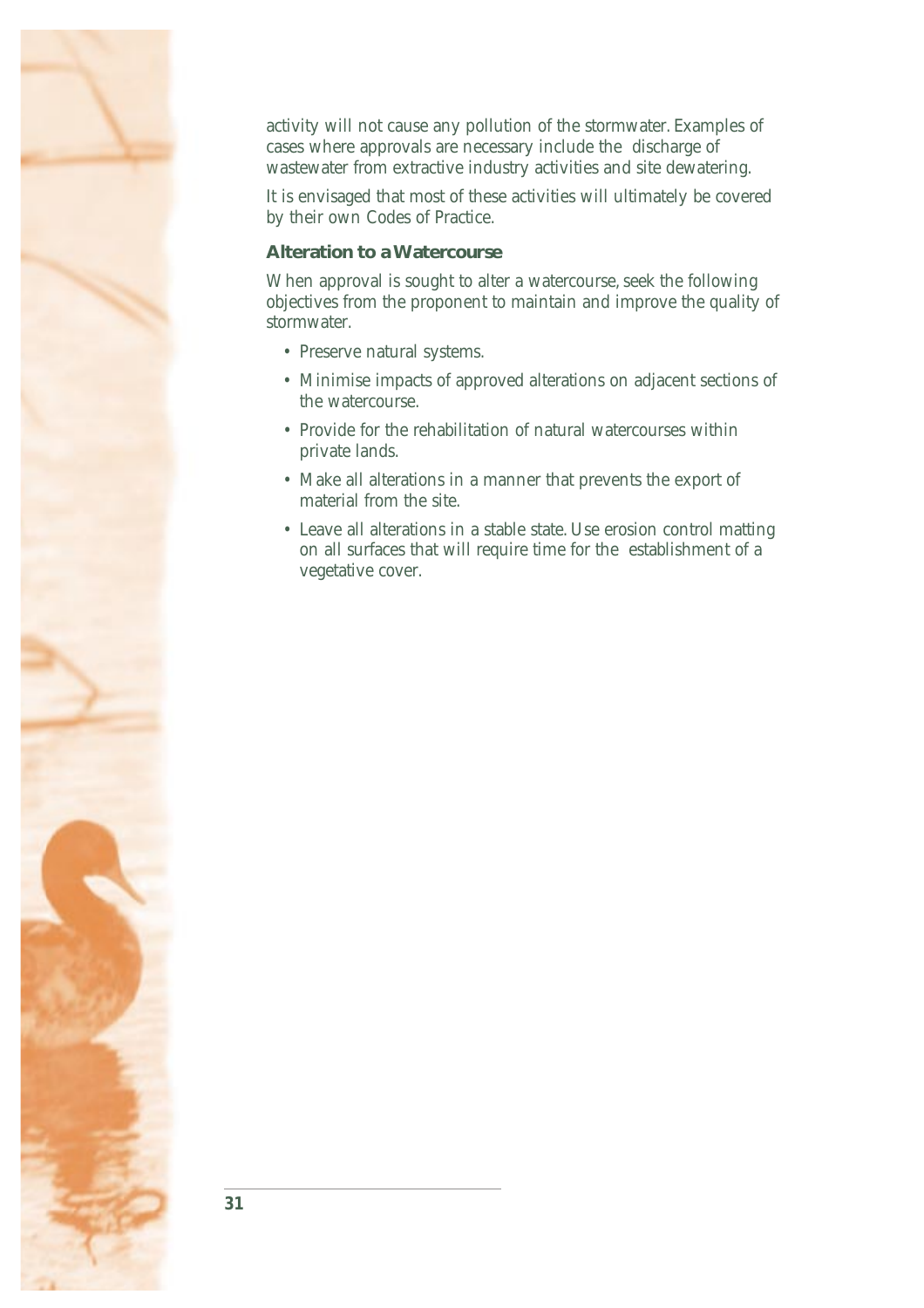activity will not cause any pollution of the stormwater. Examples of cases where approvals are necessary include the discharge of wastewater from extractive industry activities and site dewatering.

It is envisaged that most of these activities will ultimately be covered by their own Codes of Practice.

### Alteration to a Watercourse

When approval is sought to alter a watercourse, seek the following objectives from the proponent to maintain and improve the quality of stormwater.

- Preserve natural systems.
- Minimise impacts of approved alterations on adjacent sections of the watercourse.
- Provide for the rehabilitation of natural watercourses within private lands.
- Make all alterations in a manner that prevents the export of material from the site.
- Leave all alterations in a stable state. Use erosion control matting on all surfaces that will require time for the establishment of a vegetative cover.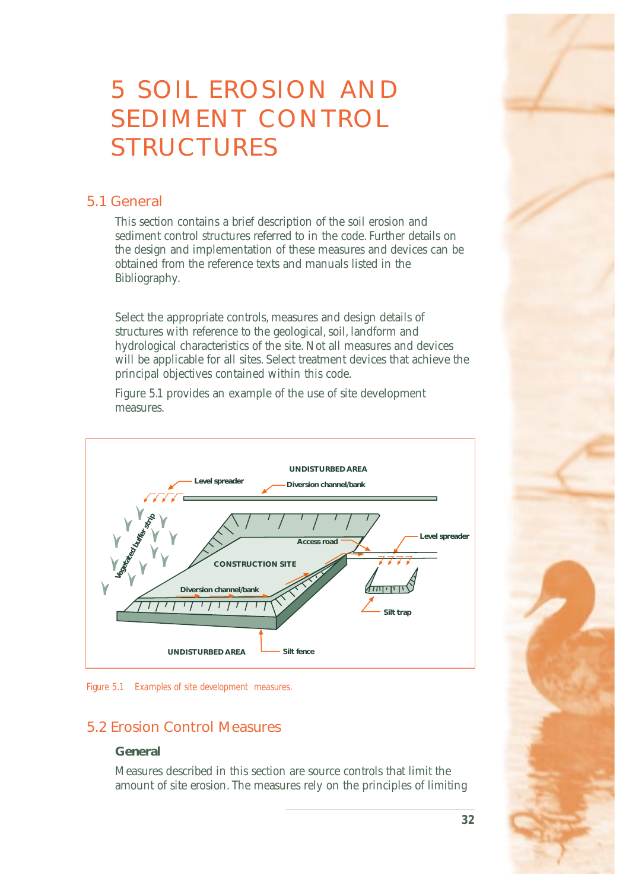# 5 SOIL EROSION AND SEDIMENT CONTROL STRUCTURES

## 5.1 General

This section contains a brief description of the soil erosion and sediment control structures referred to in the code. Further details on the design and implementation of these measures and devices can be obtained from the reference texts and manuals listed in the Bibliography.

Select the appropriate controls, measures and design details of structures with reference to the geological, soil, landform and hydrological characteristics of the site. Not all measures and devices will be applicable for all sites. Select treatment devices that achieve the principal objectives contained within this code.

Figure 5.1 provides an example of the use of site development measures.

*Figure 5.1 Examples of site development measures.*

## 5.2 Erosion Control Measures

### General

Measures described in this section are source controls that limit the amount of site erosion. The measures rely on the principles of limiting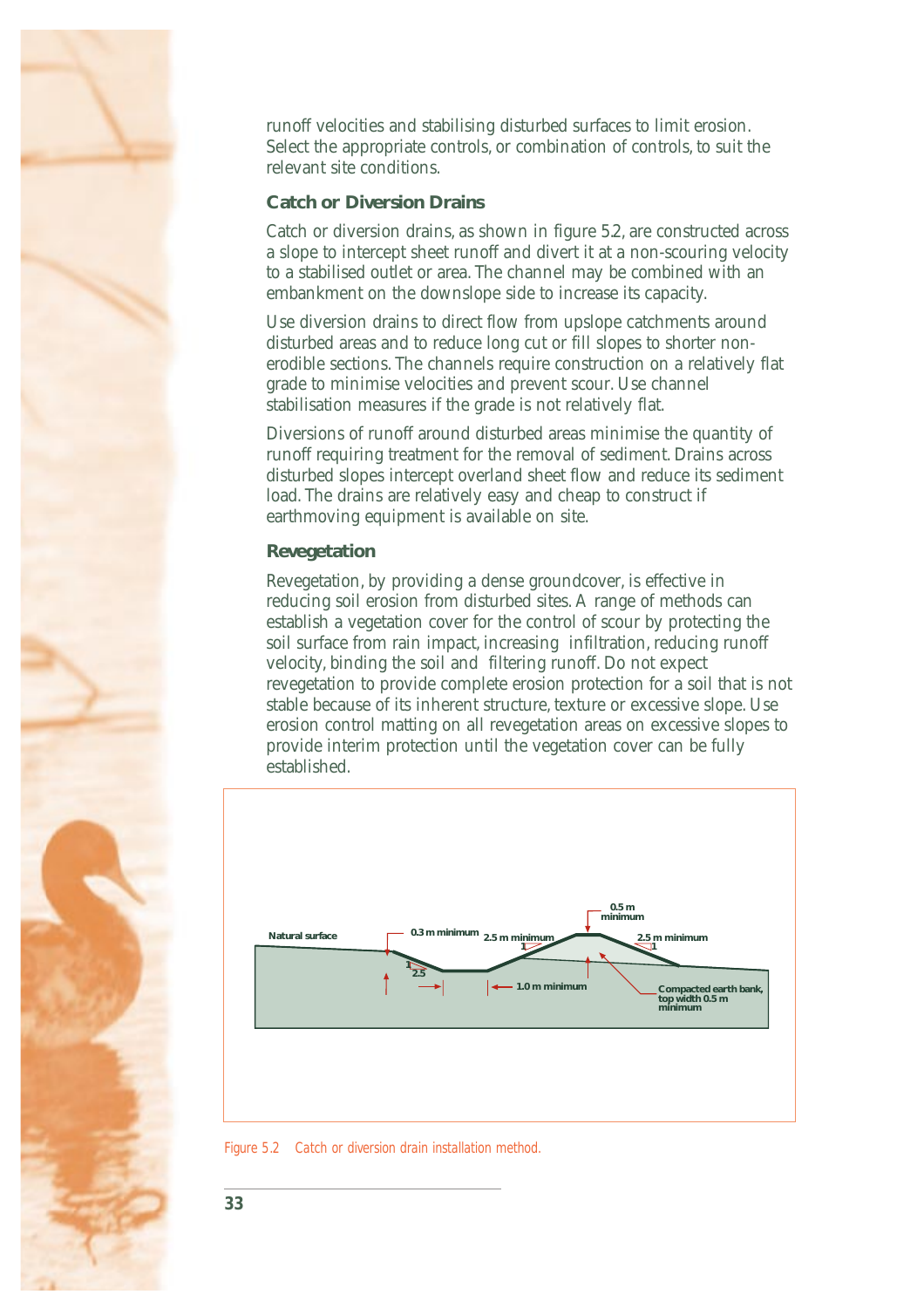runoff velocities and stabilising disturbed surfaces to limit erosion. Select the appropriate controls, or combination of controls, to suit the relevant site conditions.

### Catch or Diversion Drains

Catch or diversion drains, as shown in figure 5.2, are constructed across a slope to intercept sheet runoff and divert it at a non-scouring velocity to a stabilised outlet or area. The channel may be combined with an embankment on the downslope side to increase its capacity.

Use diversion drains to direct flow from upslope catchments around disturbed areas and to reduce long cut or fill slopes to shorter non-erodible sections. The channels require construction on a relatively flat grade to minimise velocities and prevent scour. Use channel stabilisation measures if the grade is not relatively flat.

Diversions of runoff around disturbed areas minimise the quantity of runoff requiring treatment for the removal of sediment. Drains across disturbed slopes intercept overland sheet flow and reduce its sediment load. The drains are relatively easy and cheap to construct if earthmoving equipment is available on site.

### Revegetation

Revegetation, by providing a dense groundcover, is effective in reducing soil erosion from disturbed sites. A range of methods can establish a vegetation cover for the control of scour by protecting the soil surface from rain impact, increasing infiltration, reducing runoff velocity, binding the soil and filtering runoff. Do not expect revegetation to provide complete erosion protection for a soil that is not stable because of its inherent structure, texture or excessive slope. Use erosion control matting on all revegetation areas on excessive slopes to provide interim protection until the vegetation cover can be fully established.

Natural surface · 0.3 m minimum · 1 : 2.5 · 2.5 m minimum · 1.0 m minimum · 0.5 m minimum · 2.5 m minimum · Compacted earth bank, top width 0.5 m minimum

Figure 5.2 Catch or diversion drain installation method.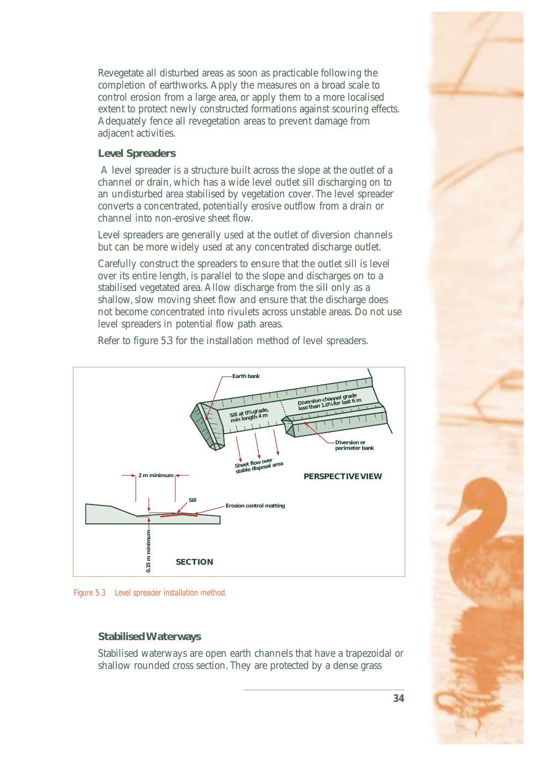Revegetate all disturbed areas as soon as practicable following the completion of earthworks. Apply the measures on a broad scale to control erosion from a large area, or apply them to a more localised extent to protect newly constructed formations against scouring effects. Adequately fence all revegetation areas to prevent damage from adjacent activities.

### Level Spreaders

A level spreader is a structure built across the slope at the outlet of a channel or drain, which has a wide level outlet sill discharging on to an undisturbed area stabilised by vegetation cover. The level spreader converts a concentrated, potentially erosive outflow from a drain or channel into non-erosive sheet flow.

Level spreaders are generally used at the outlet of diversion channels but can be more widely used at any concentrated discharge outlet.

Carefully construct the spreaders to ensure that the outlet sill is level over its entire length, is parallel to the slope and discharges on to a stabilised vegetated area. Allow discharge from the sill only as a shallow, slow moving sheet flow and ensure that the discharge does not become concentrated into rivulets across unstable areas. Do not use level spreaders in potential flow path areas.

Refer to figure 5.3 for the installation method of level spreaders.

Earth bank

Sill at 0% grade, min length 4 m

Diversion channel grade less than 1.0% for last 6 m

Diversion or perimeter bank

Sheet flow over stable disposal area

PERSPECTIVE VIEW

2 m minimum

Sill

Erosion control matting

0.15 m minimum

SECTION

Figure 5.3 Level spreader installation method.

### Stabilised Waterways

Stabilised waterways are open earth channels that have a trapezoidal or shallow rounded cross section. They are protected by a dense grass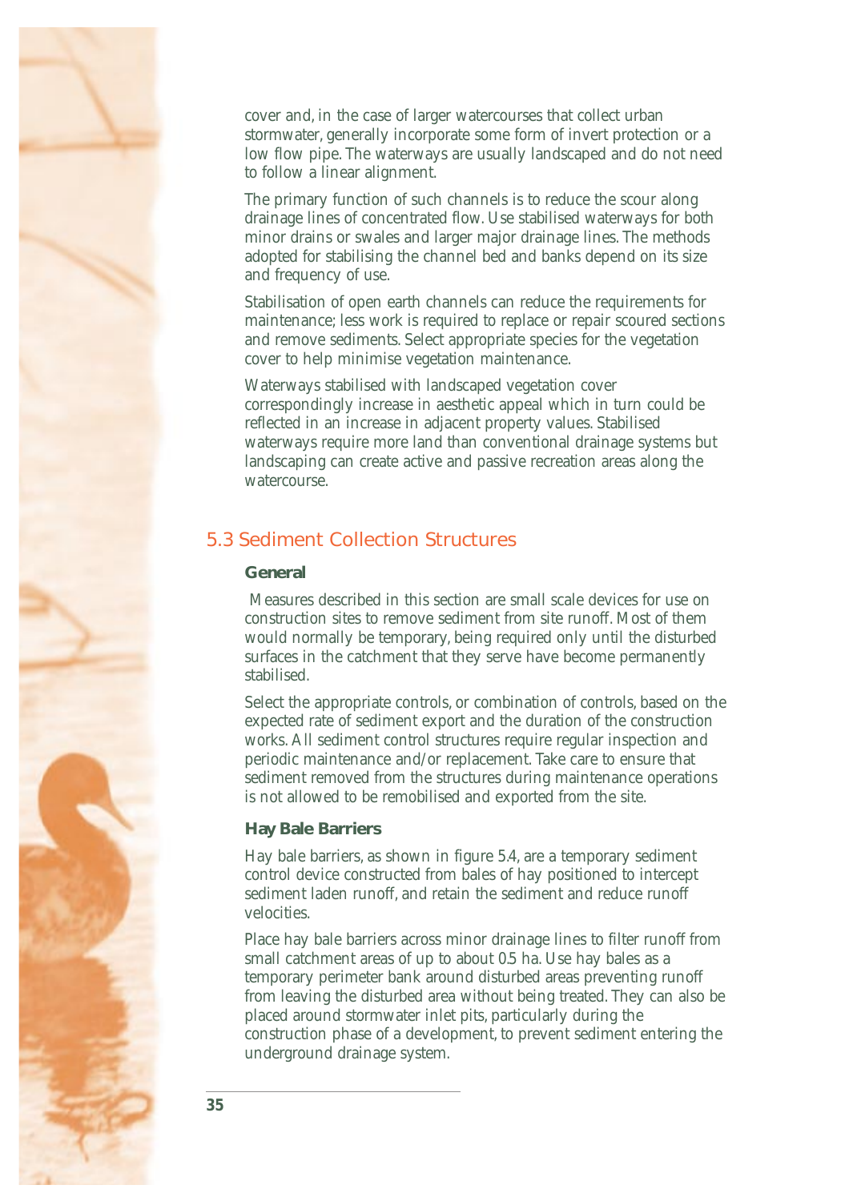cover and, in the case of larger watercourses that collect urban stormwater, generally incorporate some form of invert protection or a low flow pipe. The waterways are usually landscaped and do not need to follow a linear alignment.

The primary function of such channels is to reduce the scour along drainage lines of concentrated flow. Use stabilised waterways for both minor drains or swales and larger major drainage lines. The methods adopted for stabilising the channel bed and banks depend on its size and frequency of use.

Stabilisation of open earth channels can reduce the requirements for maintenance; less work is required to replace or repair scoured sections and remove sediments. Select appropriate species for the vegetation cover to help minimise vegetation maintenance.

Waterways stabilised with landscaped vegetation cover correspondingly increase in aesthetic appeal which in turn could be reflected in an increase in adjacent property values. Stabilised waterways require more land than conventional drainage systems but landscaping can create active and passive recreation areas along the watercourse.

## 5.3 Sediment Collection Structures

### General

Measures described in this section are small scale devices for use on construction sites to remove sediment from site runoff. Most of them would normally be temporary, being required only until the disturbed surfaces in the catchment that they serve have become permanently stabilised.

Select the appropriate controls, or combination of controls, based on the expected rate of sediment export and the duration of the construction works. All sediment control structures require regular inspection and periodic maintenance and/or replacement. Take care to ensure that sediment removed from the structures during maintenance operations is not allowed to be remobilised and exported from the site.

### Hay Bale Barriers

Hay bale barriers, as shown in figure 5.4, are a temporary sediment control device constructed from bales of hay positioned to intercept sediment laden runoff, and retain the sediment and reduce runoff velocities.

Place hay bale barriers across minor drainage lines to filter runoff from small catchment areas of up to about 0.5 ha. Use hay bales as a temporary perimeter bank around disturbed areas preventing runoff from leaving the disturbed area without being treated. They can also be placed around stormwater inlet pits, particularly during the construction phase of a development, to prevent sediment entering the underground drainage system.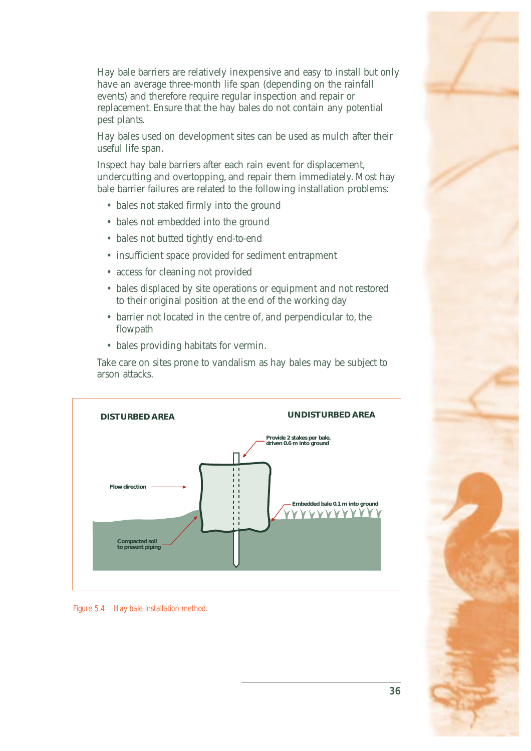Hay bale barriers are relatively inexpensive and easy to install but only have an average three-month life span (depending on the rainfall events) and therefore require regular inspection and repair or replacement. Ensure that the hay bales do not contain any potential pest plants.

Hay bales used on development sites can be used as mulch after their useful life span.

Inspect hay bale barriers after each rain event for displacement, undercutting and overtopping, and repair them immediately. Most hay bale barrier failures are related to the following installation problems:

- bales not staked firmly into the ground
- bales not embedded into the ground
- bales not butted tightly end-to-end
- insufficient space provided for sediment entrapment
- access for cleaning not provided
- bales displaced by site operations or equipment and not restored to their original position at the end of the working day
- barrier not located in the centre of, and perpendicular to, the flowpath
- bales providing habitats for vermin.

Take care on sites prone to vandalism as hay bales may be subject to arson attacks.

DISTURBED AREA

UNDISTURBED AREA

Provide 2 stakes per bale, driven 0.6 m into ground

Flow direction

Embedded bale 0.1 m into ground

Compacted soil to prevent piping

Figure 5.4 Hay bale installation method.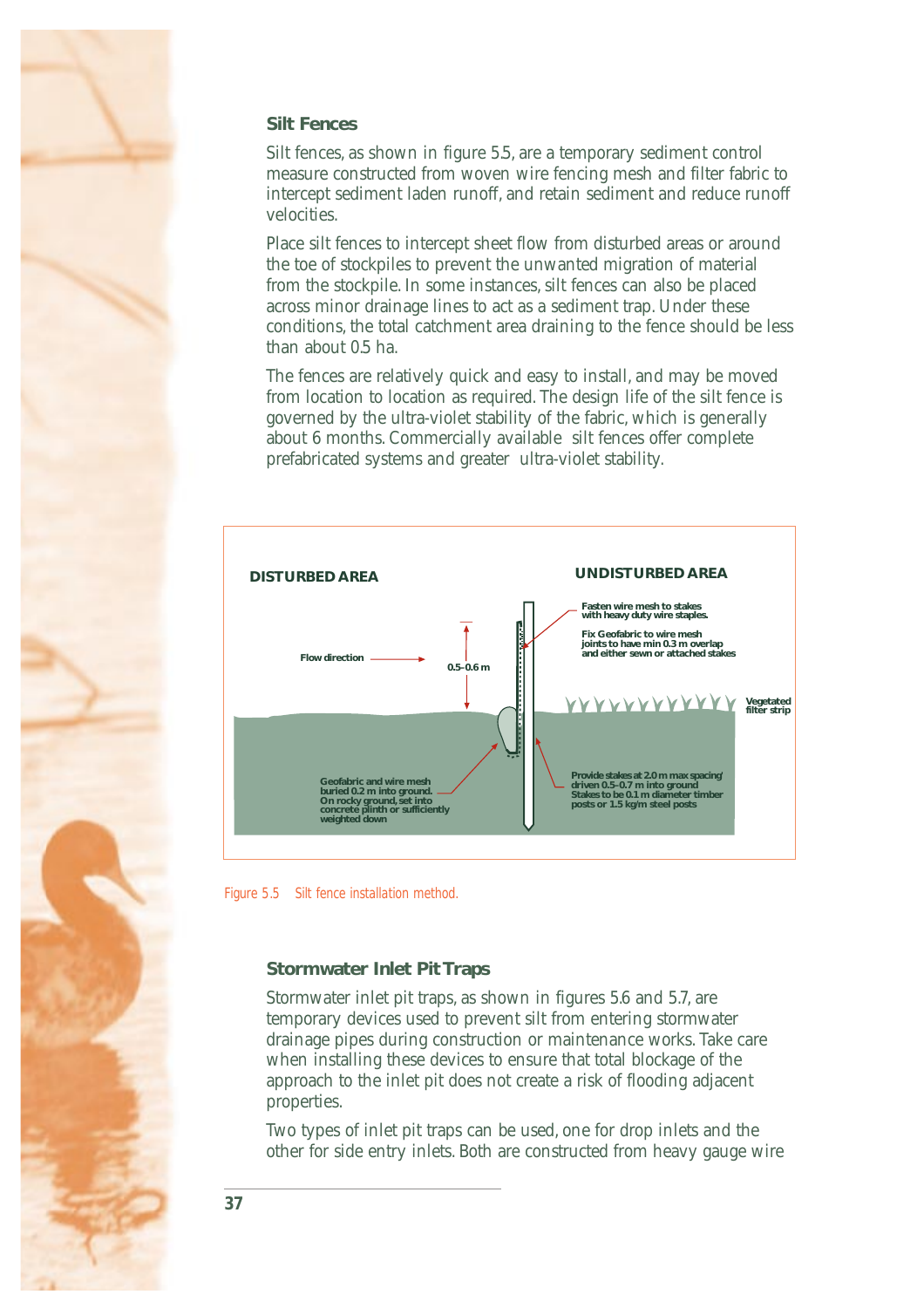### Silt Fences

Silt fences, as shown in figure 5.5, are a temporary sediment control measure constructed from woven wire fencing mesh and filter fabric to intercept sediment laden runoff, and retain sediment and reduce runoff velocities.

Place silt fences to intercept sheet flow from disturbed areas or around the toe of stockpiles to prevent the unwanted migration of material from the stockpile. In some instances, silt fences can also be placed across minor drainage lines to act as a sediment trap. Under these conditions, the total catchment area draining to the fence should be less than about 0.5 ha.

The fences are relatively quick and easy to install, and may be moved from location to location as required. The design life of the silt fence is governed by the ultra-violet stability of the fabric, which is generally about 6 months. Commercially available silt fences offer complete prefabricated systems and greater ultra-violet stability.

DISTURBED AREA

UNDISTURBED AREA

Flow direction

0.5–0.6 m

Fasten wire mesh to stakes with heavy duty wire staples.

Fix Geofabric to wire mesh joints to have min 0.3 m overlap and either sewn or attached stakes

Vegetated filter strip

Geofabric and wire mesh buried 0.2 m into ground. On rocky ground, set into concrete plinth or sufficiently weighted down

Provide stakes at 2.0 m max spacing/ driven 0.5–0.7 m into ground Stakes to be 0.1 m diameter timber posts or 1.5 kg/m steel posts

Figure 5.5 Silt fence installation method.

### Stormwater Inlet Pit Traps

Stormwater inlet pit traps, as shown in figures 5.6 and 5.7, are temporary devices used to prevent silt from entering stormwater drainage pipes during construction or maintenance works. Take care when installing these devices to ensure that total blockage of the approach to the inlet pit does not create a risk of flooding adjacent properties.

Two types of inlet pit traps can be used, one for drop inlets and the other for side entry inlets. Both are constructed from heavy gauge wire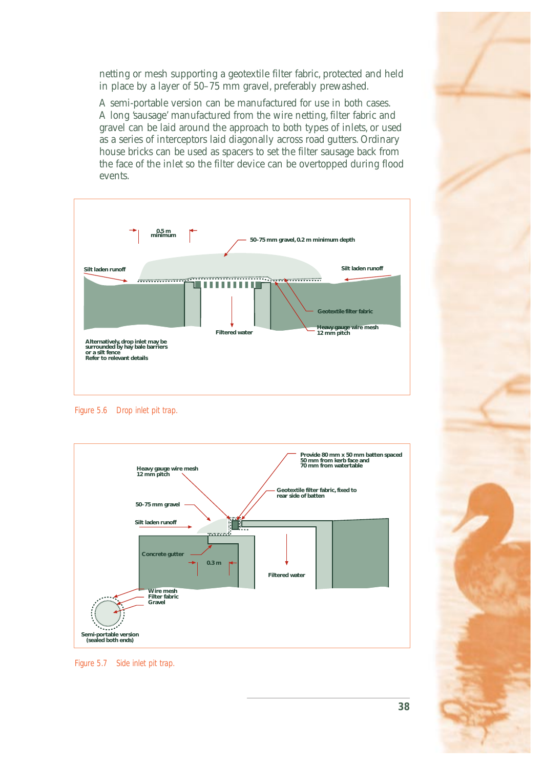netting or mesh supporting a geotextile filter fabric, protected and held in place by a layer of 50–75 mm gravel, preferably prewashed.

A semi-portable version can be manufactured for use in both cases. A long 'sausage' manufactured from the wire netting, filter fabric and gravel can be laid around the approach to both types of inlets, or used as a series of interceptors laid diagonally across road gutters. Ordinary house bricks can be used as spacers to set the filter sausage back from the face of the inlet so the filter device can be overtopped during flood events.

0.5 m minimum

50-75 mm gravel, 0.2 m minimum depth

Silt laden runoff

Silt laden runoff

Geotextile filter fabric

Heavy gauge wire mesh 12 mm pitch

Filtered water

Alternatively, drop inlet may be surrounded by hay bale barriers or a silt fence
Refer to relevant details

Figure 5.6 Drop inlet pit trap.

Provide 80 mm x 50 mm batten spaced 50 mm from kerb face and 70 mm from watertable

Heavy gauge wire mesh 12 mm pitch

Geotextile filter fabric, fixed to rear side of batten

50-75 mm gravel

Silt laden runoff

Concrete gutter

0.3 m

Filtered water

Wire mesh
Filter fabric
Gravel

Semi-portable version (sealed both ends)

Figure 5.7 Side inlet pit trap.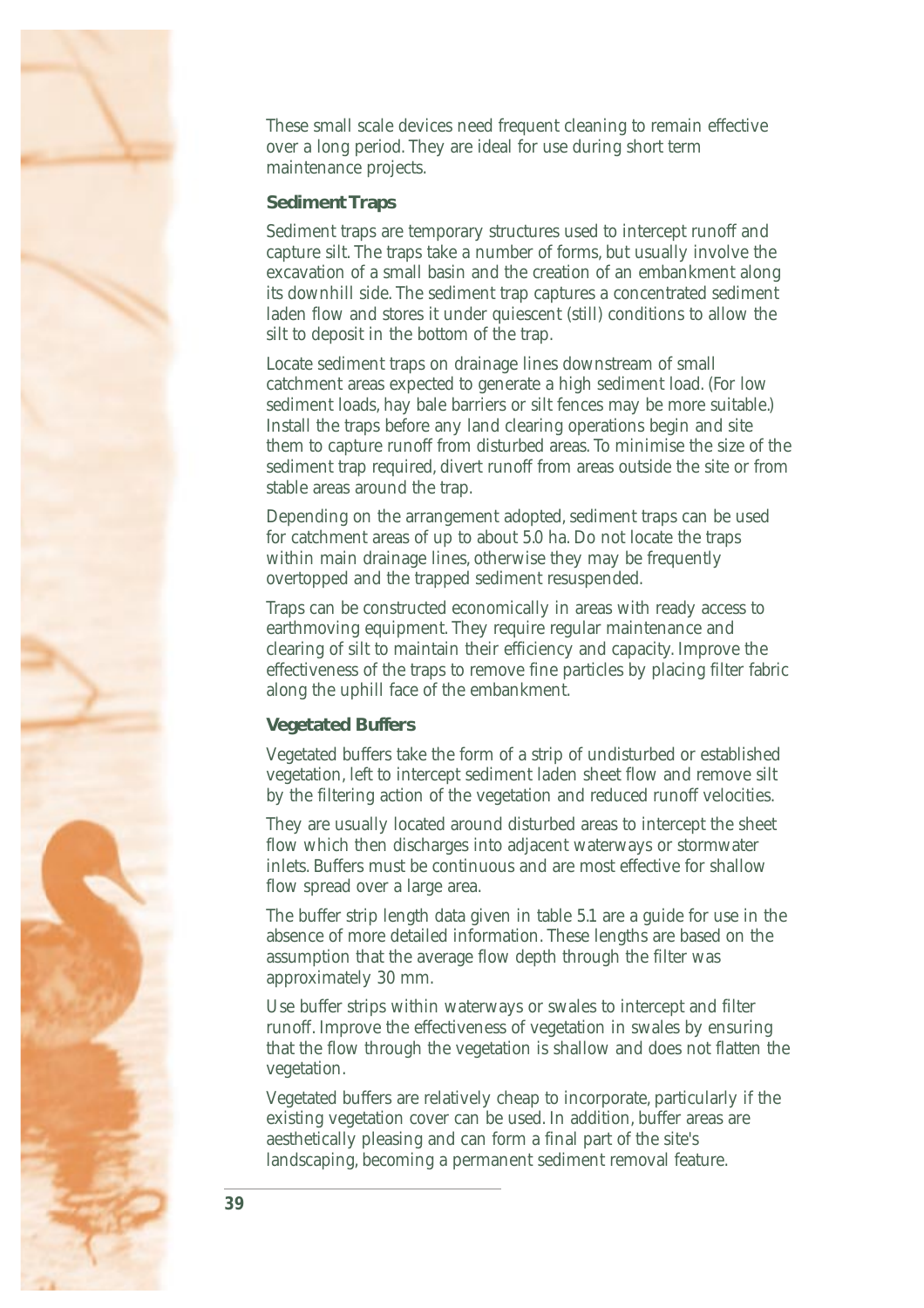These small scale devices need frequent cleaning to remain effective over a long period. They are ideal for use during short term maintenance projects.

### Sediment Traps

Sediment traps are temporary structures used to intercept runoff and capture silt. The traps take a number of forms, but usually involve the excavation of a small basin and the creation of an embankment along its downhill side. The sediment trap captures a concentrated sediment laden flow and stores it under quiescent (still) conditions to allow the silt to deposit in the bottom of the trap.

Locate sediment traps on drainage lines downstream of small catchment areas expected to generate a high sediment load. (For low sediment loads, hay bale barriers or silt fences may be more suitable.) Install the traps before any land clearing operations begin and site them to capture runoff from disturbed areas. To minimise the size of the sediment trap required, divert runoff from areas outside the site or from stable areas around the trap.

Depending on the arrangement adopted, sediment traps can be used for catchment areas of up to about 5.0 ha. Do not locate the traps within main drainage lines, otherwise they may be frequently overtopped and the trapped sediment resuspended.

Traps can be constructed economically in areas with ready access to earthmoving equipment. They require regular maintenance and clearing of silt to maintain their efficiency and capacity. Improve the effectiveness of the traps to remove fine particles by placing filter fabric along the uphill face of the embankment.

### Vegetated Buffers

Vegetated buffers take the form of a strip of undisturbed or established vegetation, left to intercept sediment laden sheet flow and remove silt by the filtering action of the vegetation and reduced runoff velocities.

They are usually located around disturbed areas to intercept the sheet flow which then discharges into adjacent waterways or stormwater inlets. Buffers must be continuous and are most effective for shallow flow spread over a large area.

The buffer strip length data given in table 5.1 are a guide for use in the absence of more detailed information. These lengths are based on the assumption that the average flow depth through the filter was approximately 30 mm.

Use buffer strips within waterways or swales to intercept and filter runoff. Improve the effectiveness of vegetation in swales by ensuring that the flow through the vegetation is shallow and does not flatten the vegetation.

Vegetated buffers are relatively cheap to incorporate, particularly if the existing vegetation cover can be used. In addition, buffer areas are aesthetically pleasing and can form a final part of the site's landscaping, becoming a permanent sediment removal feature.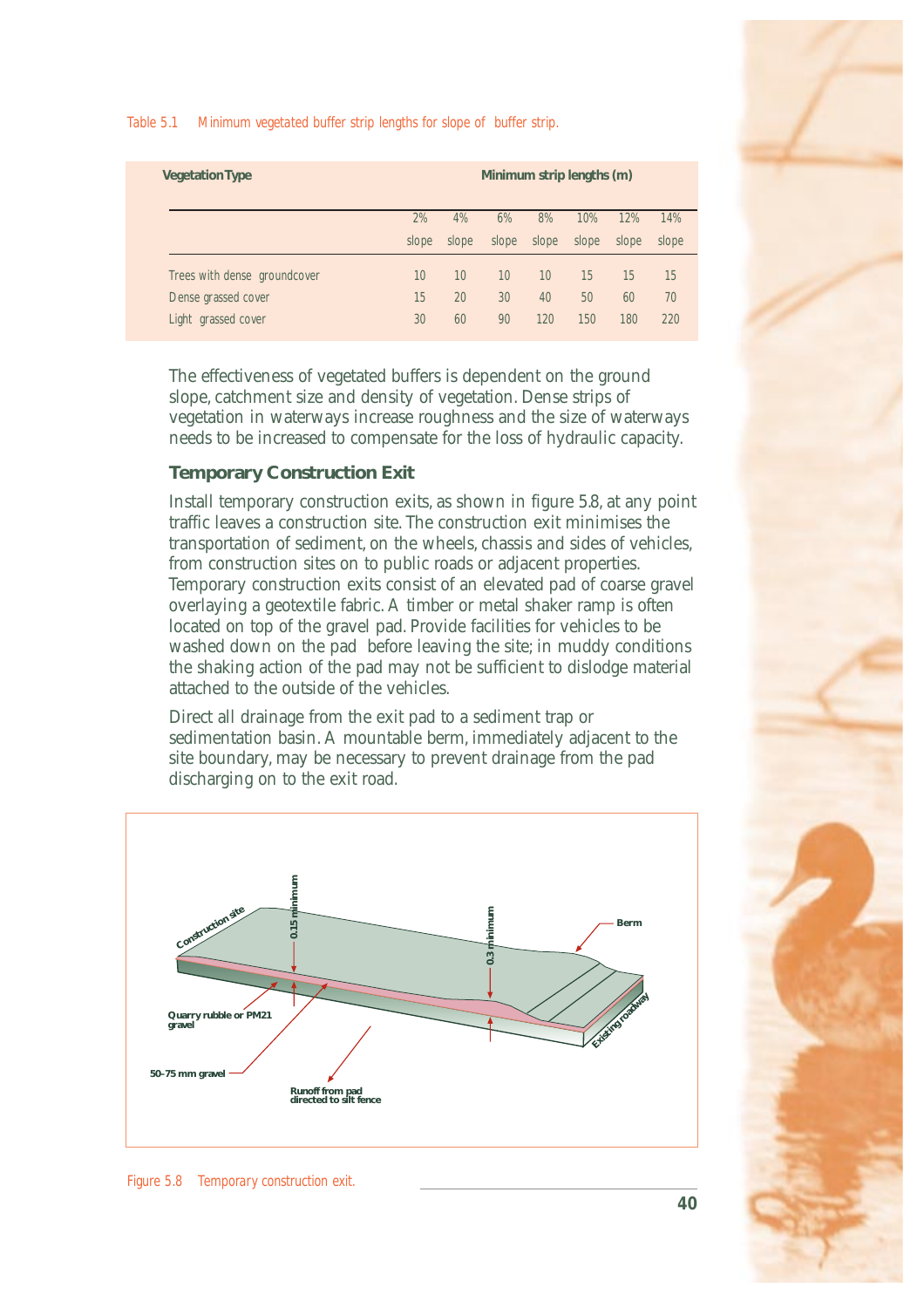Table 5.1 Minimum vegetated buffer strip lengths for slope of buffer strip.

| Vegetation Type | Minimum strip lengths (m) | | | | | | |
|---|---|---|---|---|---|---|---|
| | 2% slope | 4% slope | 6% slope | 8% slope | 10% slope | 12% slope | 14% slope |
| Trees with dense groundcover | 10 | 10 | 10 | 10 | 15 | 15 | 15 |
| Dense grassed cover | 15 | 20 | 30 | 40 | 50 | 60 | 70 |
| Light grassed cover | 30 | 60 | 90 | 120 | 150 | 180 | 220 |

The effectiveness of vegetated buffers is dependent on the ground slope, catchment size and density of vegetation. Dense strips of vegetation in waterways increase roughness and the size of waterways needs to be increased to compensate for the loss of hydraulic capacity.

### Temporary Construction Exit

Install temporary construction exits, as shown in figure 5.8, at any point traffic leaves a construction site. The construction exit minimises the transportation of sediment, on the wheels, chassis and sides of vehicles, from construction sites on to public roads or adjacent properties. Temporary construction exits consist of an elevated pad of coarse gravel overlaying a geotextile fabric. A timber or metal shaker ramp is often located on top of the gravel pad. Provide facilities for vehicles to be washed down on the pad before leaving the site; in muddy conditions the shaking action of the pad may not be sufficient to dislodge material attached to the outside of the vehicles.

Direct all drainage from the exit pad to a sediment trap or sedimentation basin. A mountable berm, immediately adjacent to the site boundary, may be necessary to prevent drainage from the pad discharging on to the exit road.

Figure 5.8 Temporary construction exit.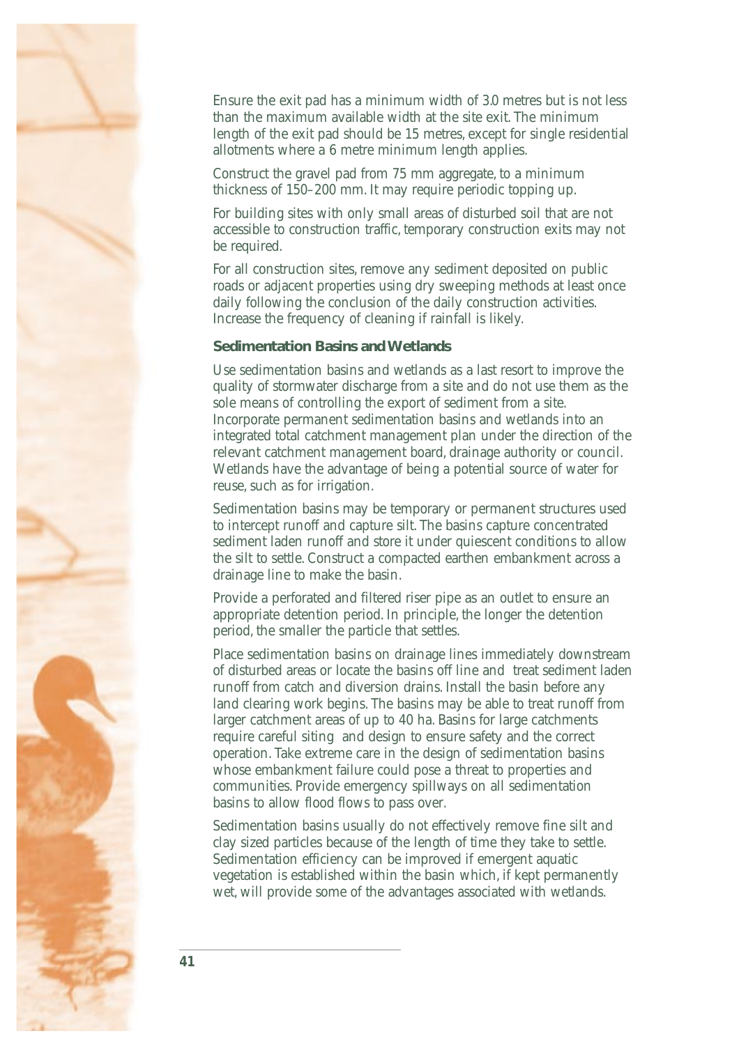Ensure the exit pad has a minimum width of 3.0 metres but is not less than the maximum available width at the site exit. The minimum length of the exit pad should be 15 metres, except for single residential allotments where a 6 metre minimum length applies.

Construct the gravel pad from 75 mm aggregate, to a minimum thickness of 150–200 mm. It may require periodic topping up.

For building sites with only small areas of disturbed soil that are not accessible to construction traffic, temporary construction exits may not be required.

For all construction sites, remove any sediment deposited on public roads or adjacent properties using dry sweeping methods at least once daily following the conclusion of the daily construction activities. Increase the frequency of cleaning if rainfall is likely.

### Sedimentation Basins and Wetlands

Use sedimentation basins and wetlands as a last resort to improve the quality of stormwater discharge from a site and do not use them as the sole means of controlling the export of sediment from a site. Incorporate permanent sedimentation basins and wetlands into an integrated total catchment management plan under the direction of the relevant catchment management board, drainage authority or council. Wetlands have the advantage of being a potential source of water for reuse, such as for irrigation.

Sedimentation basins may be temporary or permanent structures used to intercept runoff and capture silt. The basins capture concentrated sediment laden runoff and store it under quiescent conditions to allow the silt to settle. Construct a compacted earthen embankment across a drainage line to make the basin.

Provide a perforated and filtered riser pipe as an outlet to ensure an appropriate detention period. In principle, the longer the detention period, the smaller the particle that settles.

Place sedimentation basins on drainage lines immediately downstream of disturbed areas or locate the basins off line and treat sediment laden runoff from catch and diversion drains. Install the basin before any land clearing work begins. The basins may be able to treat runoff from larger catchment areas of up to 40 ha. Basins for large catchments require careful siting and design to ensure safety and the correct operation. Take extreme care in the design of sedimentation basins whose embankment failure could pose a threat to properties and communities. Provide emergency spillways on all sedimentation basins to allow flood flows to pass over.

Sedimentation basins usually do not effectively remove fine silt and clay sized particles because of the length of time they take to settle. Sedimentation efficiency can be improved if emergent aquatic vegetation is established within the basin which, if kept permanently wet, will provide some of the advantages associated with wetlands.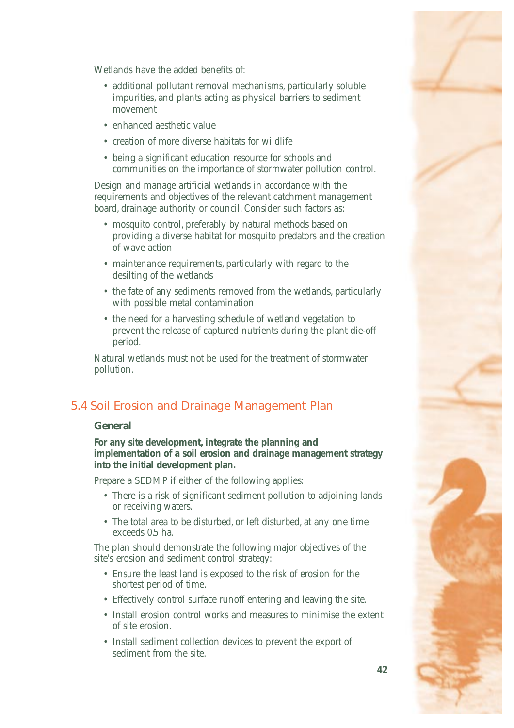Wetlands have the added benefits of:

- additional pollutant removal mechanisms, particularly soluble impurities, and plants acting as physical barriers to sediment movement
- enhanced aesthetic value
- creation of more diverse habitats for wildlife
- being a significant education resource for schools and communities on the importance of stormwater pollution control.

Design and manage artificial wetlands in accordance with the requirements and objectives of the relevant catchment management board, drainage authority or council. Consider such factors as:

- mosquito control, preferably by natural methods based on providing a diverse habitat for mosquito predators and the creation of wave action
- maintenance requirements, particularly with regard to the desilting of the wetlands
- the fate of any sediments removed from the wetlands, particularly with possible metal contamination
- the need for a harvesting schedule of wetland vegetation to prevent the release of captured nutrients during the plant die-off period.

Natural wetlands must not be used for the treatment of stormwater pollution.

## 5.4 Soil Erosion and Drainage Management Plan

### General

**For any site development, integrate the planning and implementation of a soil erosion and drainage management strategy into the initial development plan.**

Prepare a SEDMP if either of the following applies:

- There is a risk of significant sediment pollution to adjoining lands or receiving waters.
- The total area to be disturbed, or left disturbed, at any one time exceeds 0.5 ha.

The plan should demonstrate the following major objectives of the site's erosion and sediment control strategy:

- Ensure the least land is exposed to the risk of erosion for the shortest period of time.
- Effectively control surface runoff entering and leaving the site.
- Install erosion control works and measures to minimise the extent of site erosion.
- Install sediment collection devices to prevent the export of sediment from the site.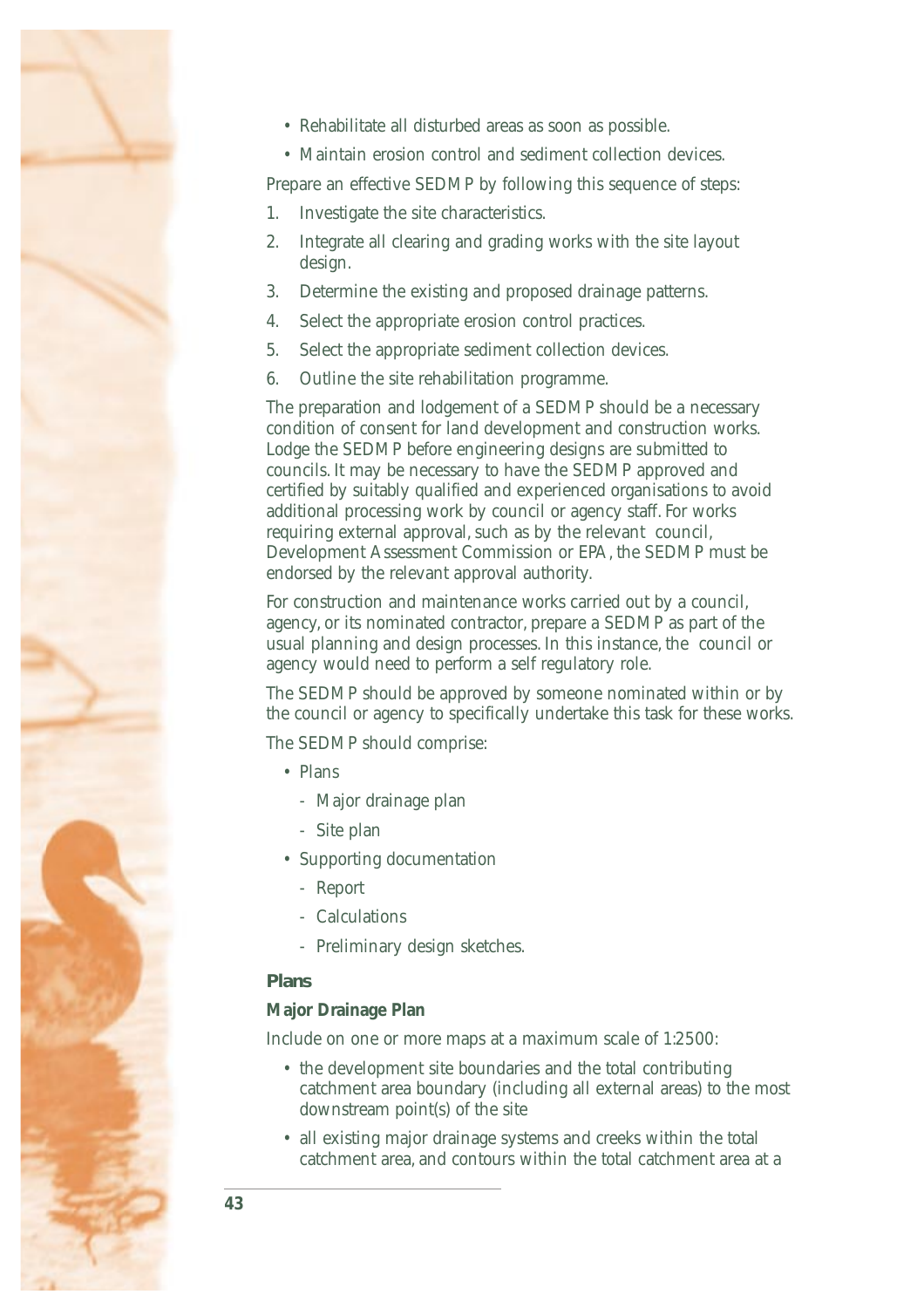- Rehabilitate all disturbed areas as soon as possible.
- Maintain erosion control and sediment collection devices.

Prepare an effective SEDMP by following this sequence of steps:

1. Investigate the site characteristics.
2. Integrate all clearing and grading works with the site layout design.
3. Determine the existing and proposed drainage patterns.
4. Select the appropriate erosion control practices.
5. Select the appropriate sediment collection devices.
6. Outline the site rehabilitation programme.

The preparation and lodgement of a SEDMP should be a necessary condition of consent for land development and construction works. Lodge the SEDMP before engineering designs are submitted to councils. It may be necessary to have the SEDMP approved and certified by suitably qualified and experienced organisations to avoid additional processing work by council or agency staff. For works requiring external approval, such as by the relevant council, Development Assessment Commission or EPA, the SEDMP must be endorsed by the relevant approval authority.

For construction and maintenance works carried out by a council, agency, or its nominated contractor, prepare a SEDMP as part of the usual planning and design processes. In this instance, the council or agency would need to perform a self regulatory role.

The SEDMP should be approved by someone nominated within or by the council or agency to specifically undertake this task for these works.

The SEDMP should comprise:

- Plans
  - Major drainage plan
  - Site plan
- Supporting documentation
  - Report
  - Calculations
  - Preliminary design sketches.

### Plans

#### Major Drainage Plan

Include on one or more maps at a maximum scale of 1:2500:

- the development site boundaries and the total contributing catchment area boundary (including all external areas) to the most downstream point(s) of the site
- all existing major drainage systems and creeks within the total catchment area, and contours within the total catchment area at a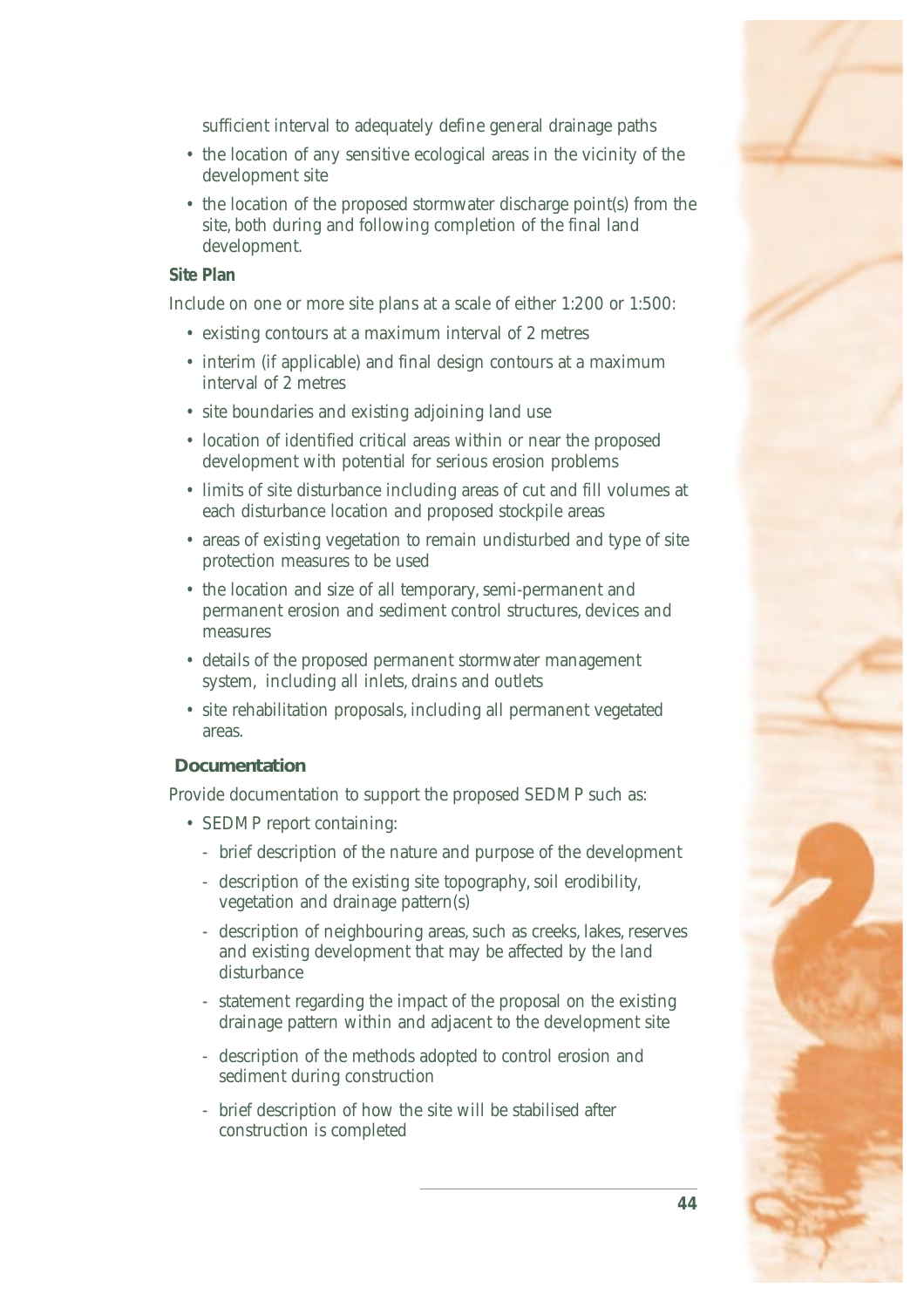sufficient interval to adequately define general drainage paths

- the location of any sensitive ecological areas in the vicinity of the development site
- the location of the proposed stormwater discharge point(s) from the site, both during and following completion of the final land development.

**Site Plan**

Include on one or more site plans at a scale of either 1:200 or 1:500:

- existing contours at a maximum interval of 2 metres
- interim (if applicable) and final design contours at a maximum interval of 2 metres
- site boundaries and existing adjoining land use
- location of identified critical areas within or near the proposed development with potential for serious erosion problems
- limits of site disturbance including areas of cut and fill volumes at each disturbance location and proposed stockpile areas
- areas of existing vegetation to remain undisturbed and type of site protection measures to be used
- the location and size of all temporary, semi-permanent and permanent erosion and sediment control structures, devices and measures
- details of the proposed permanent stormwater management system, including all inlets, drains and outlets
- site rehabilitation proposals, including all permanent vegetated areas.

**Documentation**

Provide documentation to support the proposed SEDMP such as:

- SEDMP report containing:
  - brief description of the nature and purpose of the development
  - description of the existing site topography, soil erodibility, vegetation and drainage pattern(s)
  - description of neighbouring areas, such as creeks, lakes, reserves and existing development that may be affected by the land disturbance
  - statement regarding the impact of the proposal on the existing drainage pattern within and adjacent to the development site
  - description of the methods adopted to control erosion and sediment during construction
  - brief description of how the site will be stabilised after construction is completed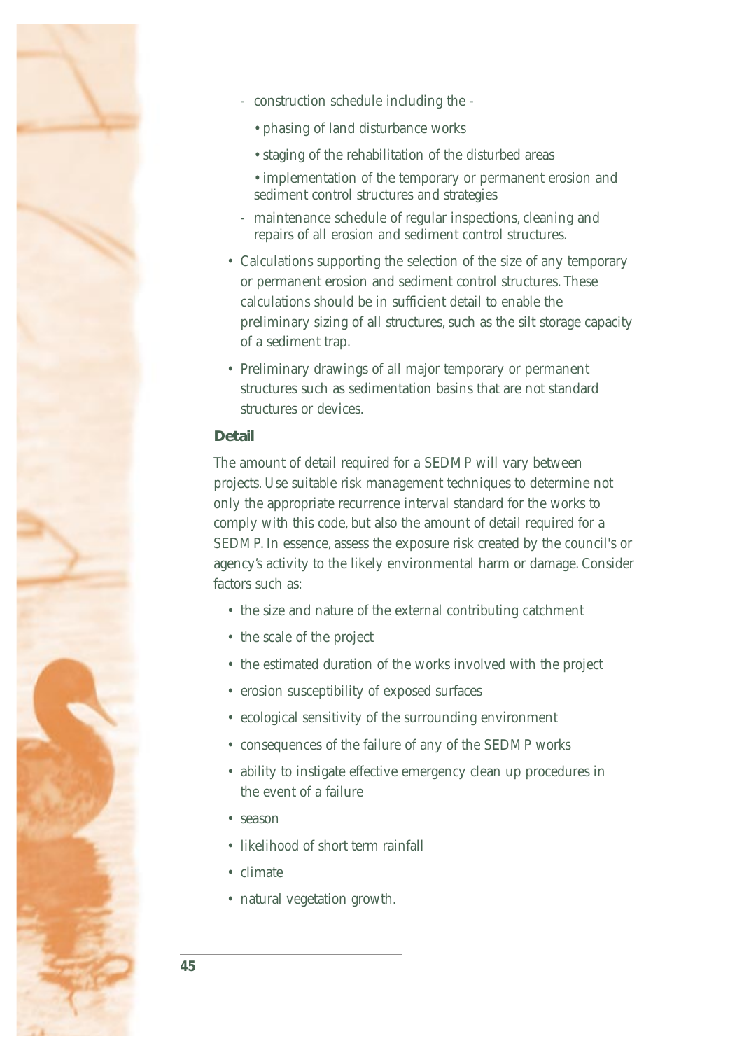- construction schedule including the -
  - phasing of land disturbance works
  - staging of the rehabilitation of the disturbed areas
  - implementation of the temporary or permanent erosion and sediment control structures and strategies
- maintenance schedule of regular inspections, cleaning and repairs of all erosion and sediment control structures.

- Calculations supporting the selection of the size of any temporary or permanent erosion and sediment control structures. These calculations should be in sufficient detail to enable the preliminary sizing of all structures, such as the silt storage capacity of a sediment trap.
- Preliminary drawings of all major temporary or permanent structures such as sedimentation basins that are not standard structures or devices.

**Detail**

The amount of detail required for a SEDMP will vary between projects. Use suitable risk management techniques to determine not only the appropriate recurrence interval standard for the works to comply with this code, but also the amount of detail required for a SEDMP. In essence, assess the exposure risk created by the council's or agency's activity to the likely environmental harm or damage. Consider factors such as:

- the size and nature of the external contributing catchment
- the scale of the project
- the estimated duration of the works involved with the project
- erosion susceptibility of exposed surfaces
- ecological sensitivity of the surrounding environment
- consequences of the failure of any of the SEDMP works
- ability to instigate effective emergency clean up procedures in the event of a failure
- season
- likelihood of short term rainfall
- climate
- natural vegetation growth.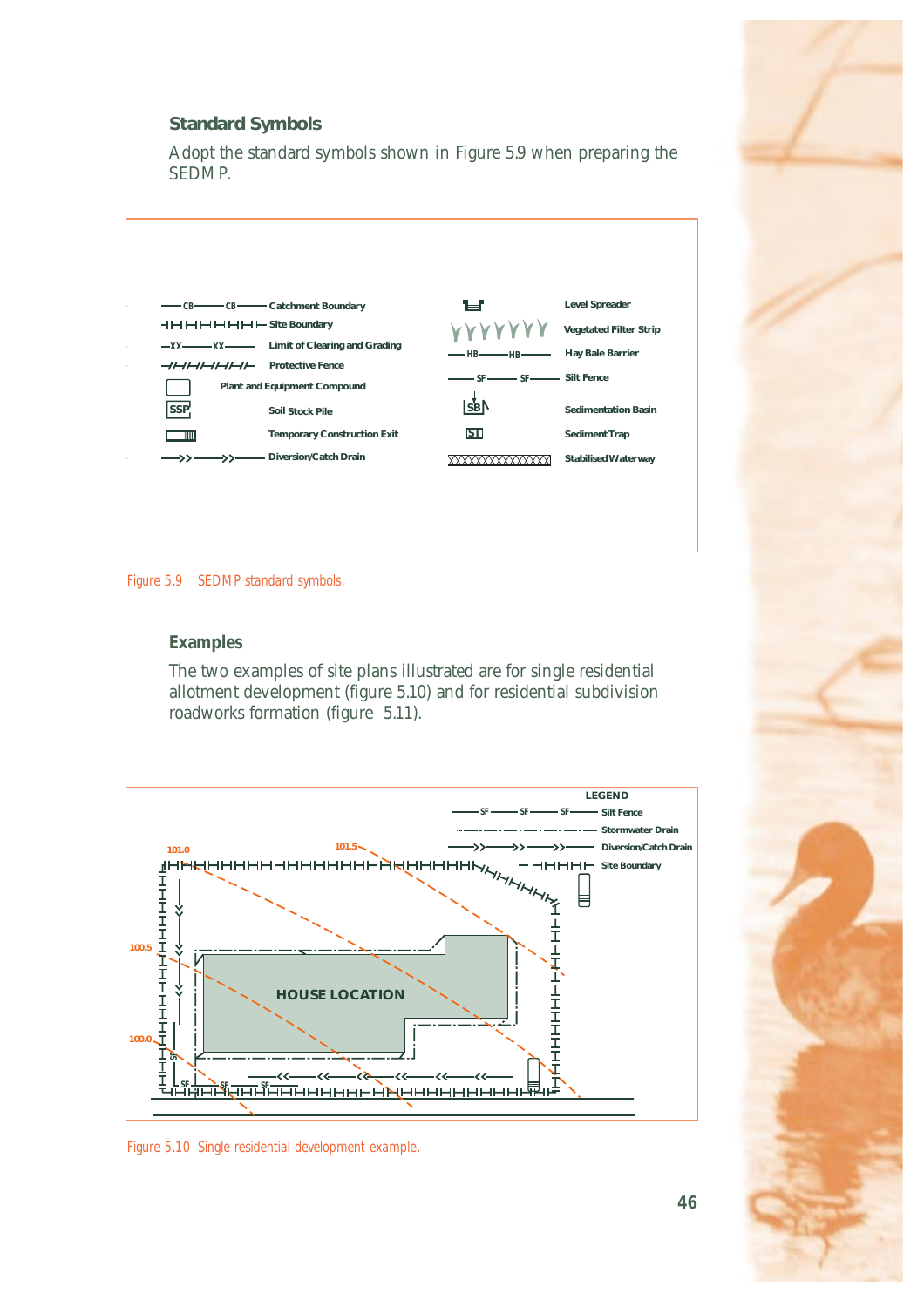## Standard Symbols

Adopt the standard symbols shown in Figure 5.9 when preparing the SEDMP.

| Symbol | Meaning | Symbol | Meaning |
|---|---|---|---|
| —CB——CB—— | Catchment Boundary | | Level Spreader |
| ┤├┤├┤├┤├┤├ | Site Boundary | YYYYYYY | Vegetated Filter Strip |
| —XX——XX—— | Limit of Clearing and Grading | —HB——HB—— | Hay Bale Barrier |
| -//-//-//-//- | Protective Fence | —SF——SF—— | Silt Fence |
| ▭ | Plant and Equipment Compound | SB | Sedimentation Basin |
| SSP | Soil Stock Pile | ST | Sediment Trap |
| | Temporary Construction Exit | XXXXXXXXXXXXXX | Stabilised Waterway |
| —>>——>>—— | Diversion/Catch Drain | | |

Figure 5.9 SEDMP standard symbols.

## Examples

The two examples of site plans illustrated are for single residential allotment development (figure 5.10) and for residential subdivision roadworks formation (figure 5.11).

Figure 5.10 Single residential development example.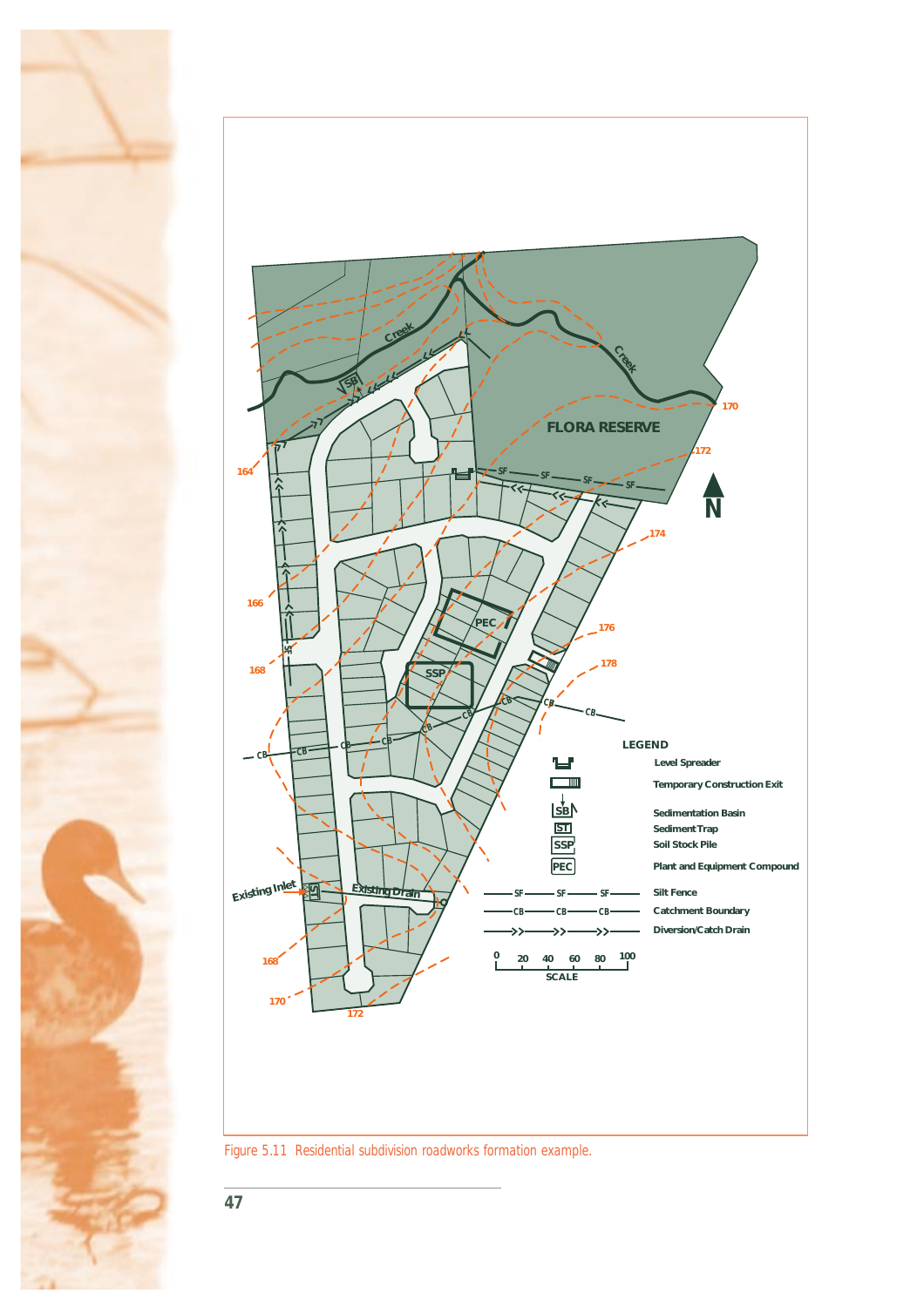FLORA RESERVE

Creek

N

LEGEND

- Level Spreader
- Temporary Construction Exit
- SB — Sedimentation Basin
- ST — Sediment Trap
- SSP — Soil Stock Pile
- PEC — Plant and Equipment Compound
- —SF—SF—SF— Silt Fence
- —CB—CB—CB— Catchment Boundary
- —>>—>>—>>— Diversion/Catch Drain

0 20 40 60 80 100
SCALE

Existing Inlet

Existing Drain

Figure 5.11 Residential subdivision roadworks formation example.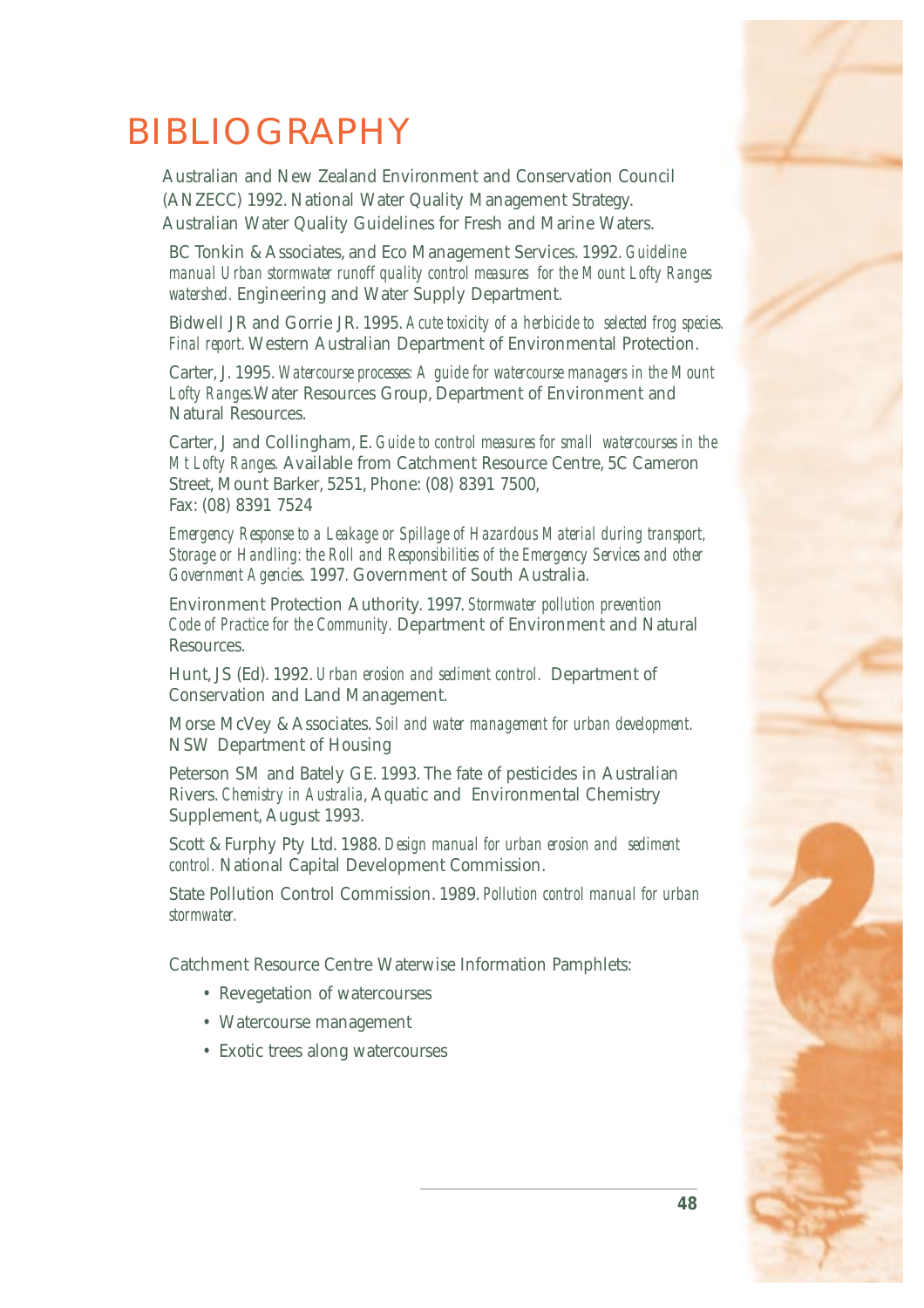# BIBLIOGRAPHY

Australian and New Zealand Environment and Conservation Council (ANZECC) 1992. National Water Quality Management Strategy. Australian Water Quality Guidelines for Fresh and Marine Waters.

BC Tonkin & Associates, and Eco Management Services. 1992. *Guideline manual Urban stormwater runoff quality control measures for the Mount Lofty Ranges watershed.* Engineering and Water Supply Department.

Bidwell JR and Gorrie JR. 1995. *Acute toxicity of a herbicide to selected frog species. Final report*. Western Australian Department of Environmental Protection.

Carter, J. 1995. *Watercourse processes: A guide for watercourse managers in the Mount Lofty Ranges.*Water Resources Group, Department of Environment and Natural Resources.

Carter, J and Collingham, E. *Guide to control measures for small watercourses in the Mt Lofty Ranges.* Available from Catchment Resource Centre, 5C Cameron Street, Mount Barker, 5251, Phone: (08) 8391 7500, Fax: (08) 8391 7524

*Emergency Response to a Leakage or Spillage of Hazardous Material during transport, Storage or Handling: the Roll and Responsibilities of the Emergency Services and other Government Agencies.* 1997. Government of South Australia.

Environment Protection Authority. 1997. *Stormwater pollution prevention Code of Practice for the Community.* Department of Environment and Natural Resources.

Hunt, JS (Ed). 1992. *Urban erosion and sediment control.* Department of Conservation and Land Management.

Morse McVey & Associates. *Soil and water management for urban development.* NSW Department of Housing

Peterson SM and Bately GE. 1993. The fate of pesticides in Australian Rivers. *Chemistry in Australia*, Aquatic and Environmental Chemistry Supplement, August 1993.

Scott & Furphy Pty Ltd. 1988. *Design manual for urban erosion and sediment control.* National Capital Development Commission.

State Pollution Control Commission. 1989. *Pollution control manual for urban stormwater.*

Catchment Resource Centre Waterwise Information Pamphlets:

- Revegetation of watercourses
- Watercourse management
- Exotic trees along watercourses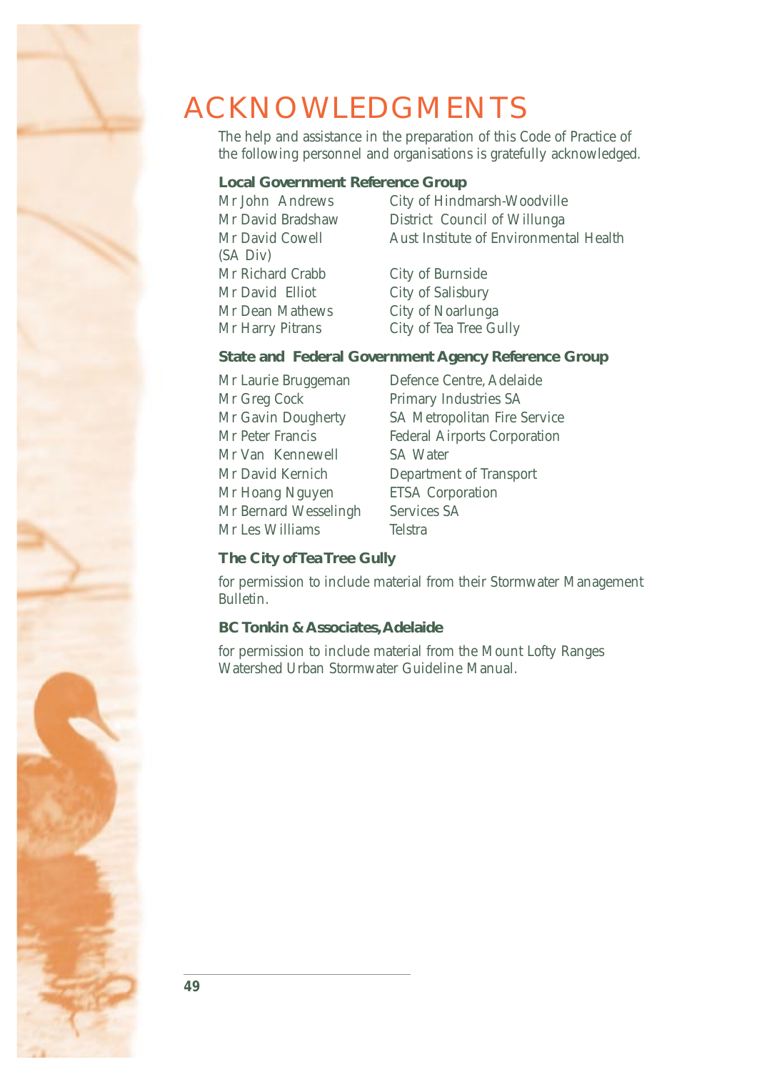# ACKNOWLEDGMENTS

The help and assistance in the preparation of this Code of Practice of the following personnel and organisations is gratefully acknowledged.

### Local Government Reference Group

| | |
|---|---|
| Mr John Andrews | City of Hindmarsh-Woodville |
| Mr David Bradshaw | District Council of Willunga |
| Mr David Cowell | Aust Institute of Environmental Health (SA Div) |
| Mr Richard Crabb | City of Burnside |
| Mr David Elliot | City of Salisbury |
| Mr Dean Mathews | City of Noarlunga |
| Mr Harry Pitrans | City of Tea Tree Gully |

### State and Federal Government Agency Reference Group

| | |
|---|---|
| Mr Laurie Bruggeman | Defence Centre, Adelaide |
| Mr Greg Cock | Primary Industries SA |
| Mr Gavin Dougherty | SA Metropolitan Fire Service |
| Mr Peter Francis | Federal Airports Corporation |
| Mr Van Kennewell | SA Water |
| Mr David Kernich | Department of Transport |
| Mr Hoang Nguyen | ETSA Corporation |
| Mr Bernard Wesselingh | Services SA |
| Mr Les Williams | Telstra |

### The City of Tea Tree Gully

for permission to include material from their Stormwater Management Bulletin.

### BC Tonkin & Associates, Adelaide

for permission to include material from the Mount Lofty Ranges Watershed Urban Stormwater Guideline Manual.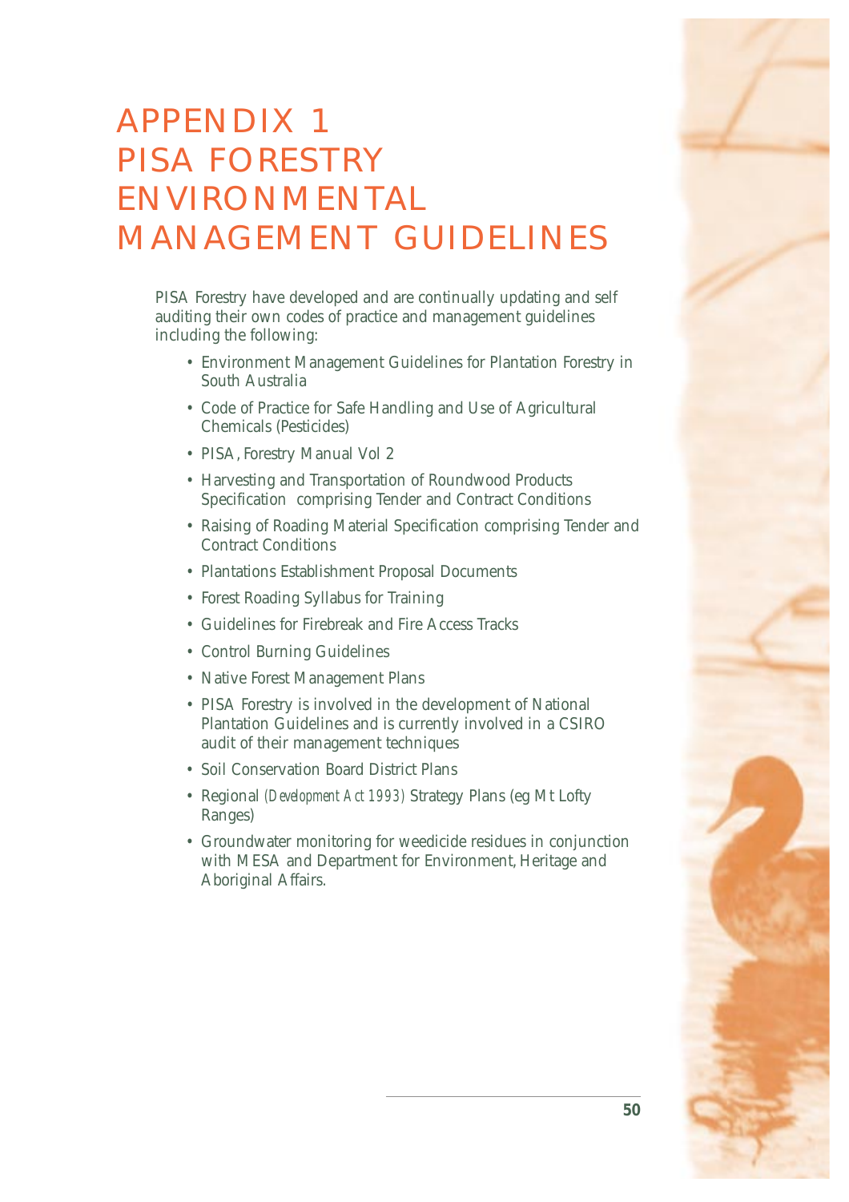# APPENDIX 1 PISA FORESTRY ENVIRONMENTAL MANAGEMENT GUIDELINES

PISA Forestry have developed and are continually updating and self auditing their own codes of practice and management guidelines including the following:

- Environment Management Guidelines for Plantation Forestry in South Australia
- Code of Practice for Safe Handling and Use of Agricultural Chemicals (Pesticides)
- PISA, Forestry Manual Vol 2
- Harvesting and Transportation of Roundwood Products Specification comprising Tender and Contract Conditions
- Raising of Roading Material Specification comprising Tender and Contract Conditions
- Plantations Establishment Proposal Documents
- Forest Roading Syllabus for Training
- Guidelines for Firebreak and Fire Access Tracks
- Control Burning Guidelines
- Native Forest Management Plans
- PISA Forestry is involved in the development of National Plantation Guidelines and is currently involved in a CSIRO audit of their management techniques
- Soil Conservation Board District Plans
- Regional *(Development Act 1993)* Strategy Plans (eg Mt Lofty Ranges)
- Groundwater monitoring for weedicide residues in conjunction with MESA and Department for Environment, Heritage and Aboriginal Affairs.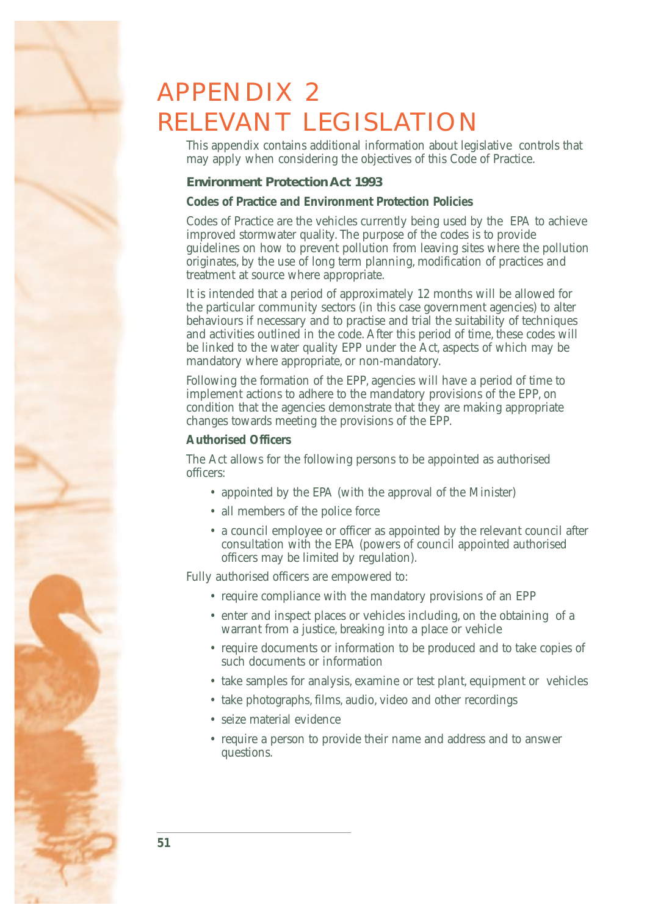# APPENDIX 2 RELEVANT LEGISLATION

This appendix contains additional information about legislative controls that may apply when considering the objectives of this Code of Practice.

## Environment Protection Act 1993

### Codes of Practice and Environment Protection Policies

Codes of Practice are the vehicles currently being used by the EPA to achieve improved stormwater quality. The purpose of the codes is to provide guidelines on how to prevent pollution from leaving sites where the pollution originates, by the use of long term planning, modification of practices and treatment at source where appropriate.

It is intended that a period of approximately 12 months will be allowed for the particular community sectors (in this case government agencies) to alter behaviours if necessary and to practise and trial the suitability of techniques and activities outlined in the code. After this period of time, these codes will be linked to the water quality EPP under the Act, aspects of which may be mandatory where appropriate, or non-mandatory.

Following the formation of the EPP, agencies will have a period of time to implement actions to adhere to the mandatory provisions of the EPP, on condition that the agencies demonstrate that they are making appropriate changes towards meeting the provisions of the EPP.

### Authorised Officers

The Act allows for the following persons to be appointed as authorised officers:

- appointed by the EPA (with the approval of the Minister)
- all members of the police force
- a council employee or officer as appointed by the relevant council after consultation with the EPA (powers of council appointed authorised officers may be limited by regulation).

Fully authorised officers are empowered to:

- require compliance with the mandatory provisions of an EPP
- enter and inspect places or vehicles including, on the obtaining of a warrant from a justice, breaking into a place or vehicle
- require documents or information to be produced and to take copies of such documents or information
- take samples for analysis, examine or test plant, equipment or vehicles
- take photographs, films, audio, video and other recordings
- seize material evidence
- require a person to provide their name and address and to answer questions.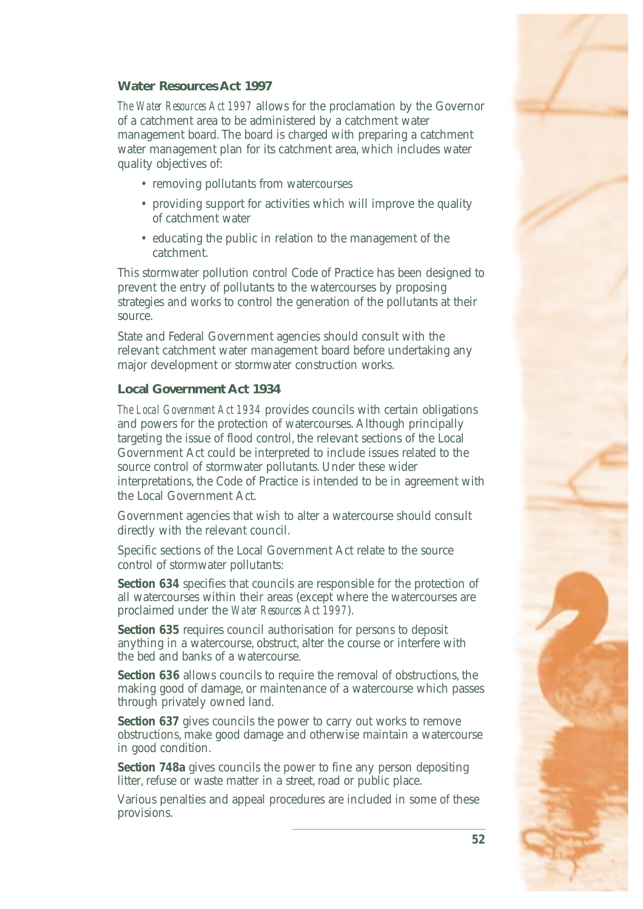### Water Resources Act 1997

*The Water Resources Act 1997* allows for the proclamation by the Governor of a catchment area to be administered by a catchment water management board. The board is charged with preparing a catchment water management plan for its catchment area, which includes water quality objectives of:

- removing pollutants from watercourses
- providing support for activities which will improve the quality of catchment water
- educating the public in relation to the management of the catchment.

This stormwater pollution control Code of Practice has been designed to prevent the entry of pollutants to the watercourses by proposing strategies and works to control the generation of the pollutants at their source.

State and Federal Government agencies should consult with the relevant catchment water management board before undertaking any major development or stormwater construction works.

### Local Government Act 1934

*The Local Government Act 1934* provides councils with certain obligations and powers for the protection of watercourses. Although principally targeting the issue of flood control, the relevant sections of the Local Government Act could be interpreted to include issues related to the source control of stormwater pollutants. Under these wider interpretations, the Code of Practice is intended to be in agreement with the Local Government Act.

Government agencies that wish to alter a watercourse should consult directly with the relevant council.

Specific sections of the Local Government Act relate to the source control of stormwater pollutants:

**Section 634** specifies that councils are responsible for the protection of all watercourses within their areas (except where the watercourses are proclaimed under the *Water Resources Act 1997*).

**Section 635** requires council authorisation for persons to deposit anything in a watercourse, obstruct, alter the course or interfere with the bed and banks of a watercourse.

**Section 636** allows councils to require the removal of obstructions, the making good of damage, or maintenance of a watercourse which passes through privately owned land.

**Section 637** gives councils the power to carry out works to remove obstructions, make good damage and otherwise maintain a watercourse in good condition.

**Section 748a** gives councils the power to fine any person depositing litter, refuse or waste matter in a street, road or public place.

Various penalties and appeal procedures are included in some of these provisions.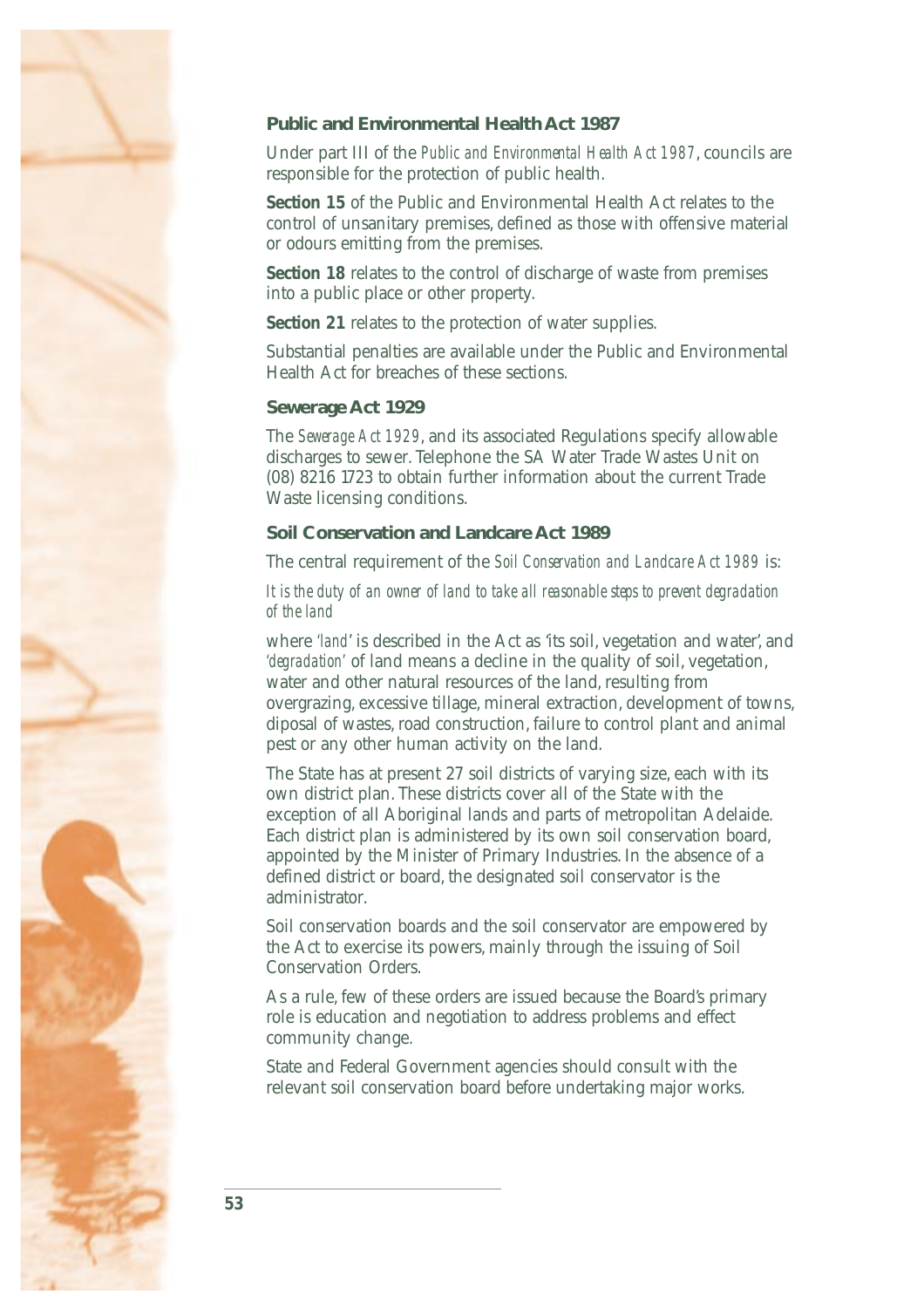### Public and Environmental Health Act 1987

Under part III of the *Public and Environmental Health Act 1987*, councils are responsible for the protection of public health.

**Section 15** of the Public and Environmental Health Act relates to the control of unsanitary premises, defined as those with offensive material or odours emitting from the premises.

**Section 18** relates to the control of discharge of waste from premises into a public place or other property.

**Section 21** relates to the protection of water supplies.

Substantial penalties are available under the Public and Environmental Health Act for breaches of these sections.

### Sewerage Act 1929

The *Sewerage Act 1929*, and its associated Regulations specify allowable discharges to sewer. Telephone the SA Water Trade Wastes Unit on (08) 8216 1723 to obtain further information about the current Trade Waste licensing conditions.

### Soil Conservation and Landcare Act 1989

The central requirement of the *Soil Conservation and Landcare Act 1989* is:

*It is the duty of an owner of land to take all reasonable steps to prevent degradation of the land*

where *'land'* is described in the Act as 'its soil, vegetation and water', and *'degradation'* of land means a decline in the quality of soil, vegetation, water and other natural resources of the land, resulting from overgrazing, excessive tillage, mineral extraction, development of towns, diposal of wastes, road construction, failure to control plant and animal pest or any other human activity on the land.

The State has at present 27 soil districts of varying size, each with its own district plan. These districts cover all of the State with the exception of all Aboriginal lands and parts of metropolitan Adelaide. Each district plan is administered by its own soil conservation board, appointed by the Minister of Primary Industries. In the absence of a defined district or board, the designated soil conservator is the administrator.

Soil conservation boards and the soil conservator are empowered by the Act to exercise its powers, mainly through the issuing of Soil Conservation Orders.

As a rule, few of these orders are issued because the Board's primary role is education and negotiation to address problems and effect community change.

State and Federal Government agencies should consult with the relevant soil conservation board before undertaking major works.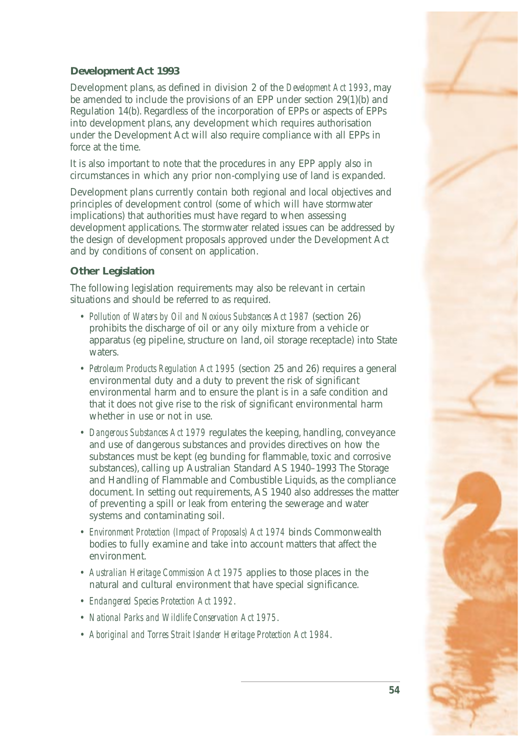### Development Act 1993

Development plans, as defined in division 2 of the *Development Act 1993*, may be amended to include the provisions of an EPP under section 29(1)(b) and Regulation 14(b). Regardless of the incorporation of EPPs or aspects of EPPs into development plans, any development which requires authorisation under the Development Act will also require compliance with all EPPs in force at the time.

It is also important to note that the procedures in any EPP apply also in circumstances in which any prior non-complying use of land is expanded.

Development plans currently contain both regional and local objectives and principles of development control (some of which will have stormwater implications) that authorities must have regard to when assessing development applications. The stormwater related issues can be addressed by the design of development proposals approved under the Development Act and by conditions of consent on application.

### Other Legislation

The following legislation requirements may also be relevant in certain situations and should be referred to as required.

- *Pollution of Waters by Oil and Noxious Substances Act 1987* (section 26) prohibits the discharge of oil or any oily mixture from a vehicle or apparatus (eg pipeline, structure on land, oil storage receptacle) into State waters.
- *Petroleum Products Regulation Act 1995* (section 25 and 26) requires a general environmental duty and a duty to prevent the risk of significant environmental harm and to ensure the plant is in a safe condition and that it does not give rise to the risk of significant environmental harm whether in use or not in use.
- *Dangerous Substances Act 1979* regulates the keeping, handling, conveyance and use of dangerous substances and provides directives on how the substances must be kept (eg bunding for flammable, toxic and corrosive substances), calling up Australian Standard AS 1940–1993 The Storage and Handling of Flammable and Combustible Liquids, as the compliance document. In setting out requirements, AS 1940 also addresses the matter of preventing a spill or leak from entering the sewerage and water systems and contaminating soil.
- *Environment Protection (Impact of Proposals) Act 1974* binds Commonwealth bodies to fully examine and take into account matters that affect the environment.
- *Australian Heritage Commission Act 1975* applies to those places in the natural and cultural environment that have special significance.
- *Endangered Species Protection Act 1992*.
- *National Parks and Wildlife Conservation Act 1975*.
- *Aboriginal and Torres Strait Islander Heritage Protection Act 1984*.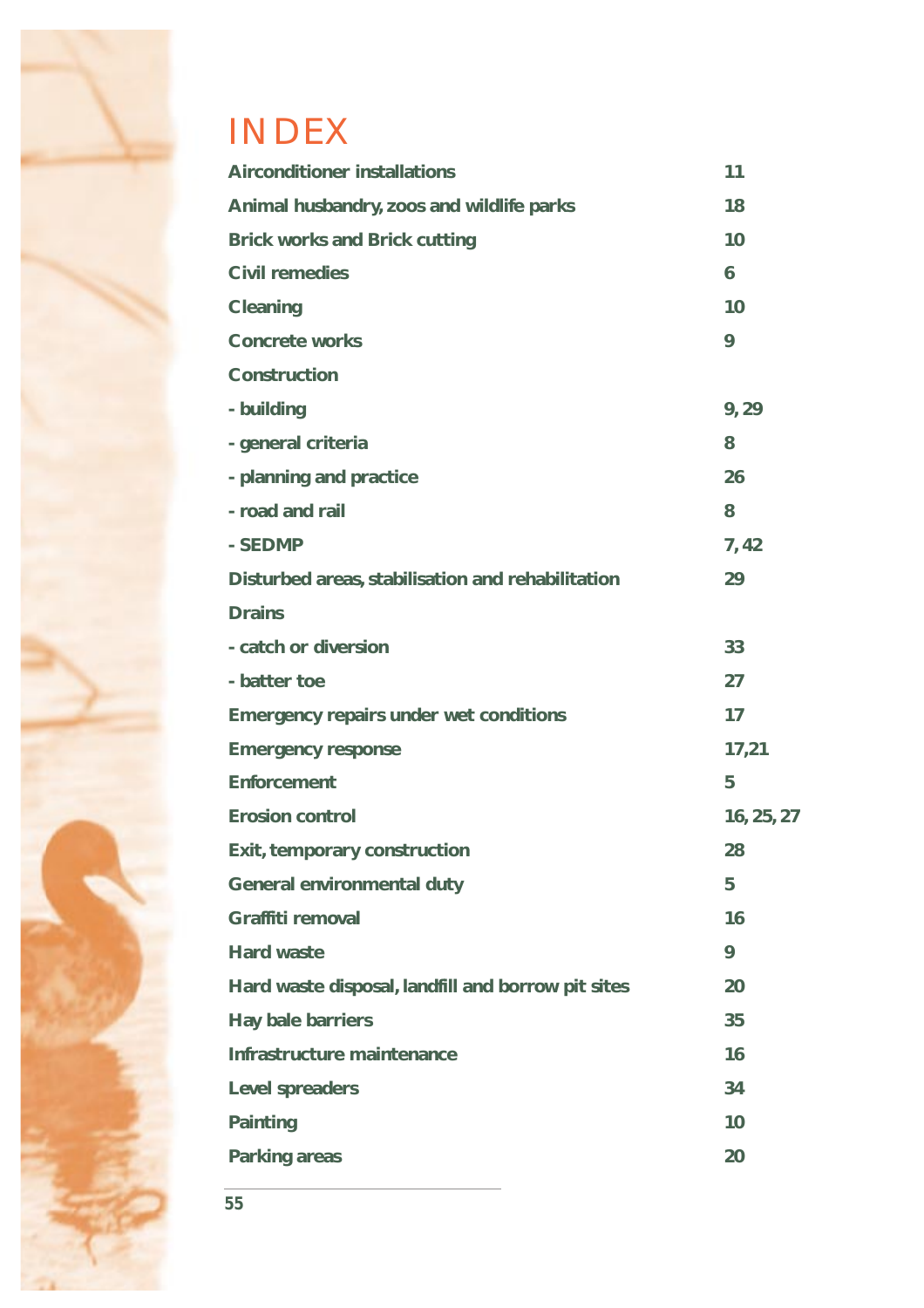# INDEX

| | |
|---|---|
| **Airconditioner installations** | **11** |
| **Animal husbandry, zoos and wildlife parks** | **18** |
| **Brick works and Brick cutting** | **10** |
| **Civil remedies** | **6** |
| **Cleaning** | **10** |
| **Concrete works** | **9** |
| **Construction** | |
| **- building** | **9, 29** |
| **- general criteria** | **8** |
| **- planning and practice** | **26** |
| **- road and rail** | **8** |
| **- SEDMP** | **7, 42** |
| **Disturbed areas, stabilisation and rehabilitation** | **29** |
| **Drains** | |
| **- catch or diversion** | **33** |
| **- batter toe** | **27** |
| **Emergency repairs under wet conditions** | **17** |
| **Emergency response** | **17,21** |
| **Enforcement** | **5** |
| **Erosion control** | **16, 25, 27** |
| **Exit, temporary construction** | **28** |
| **General environmental duty** | **5** |
| **Graffiti removal** | **16** |
| **Hard waste** | **9** |
| **Hard waste disposal, landfill and borrow pit sites** | **20** |
| **Hay bale barriers** | **35** |
| **Infrastructure maintenance** | **16** |
| **Level spreaders** | **34** |
| **Painting** | **10** |
| **Parking areas** | **20** |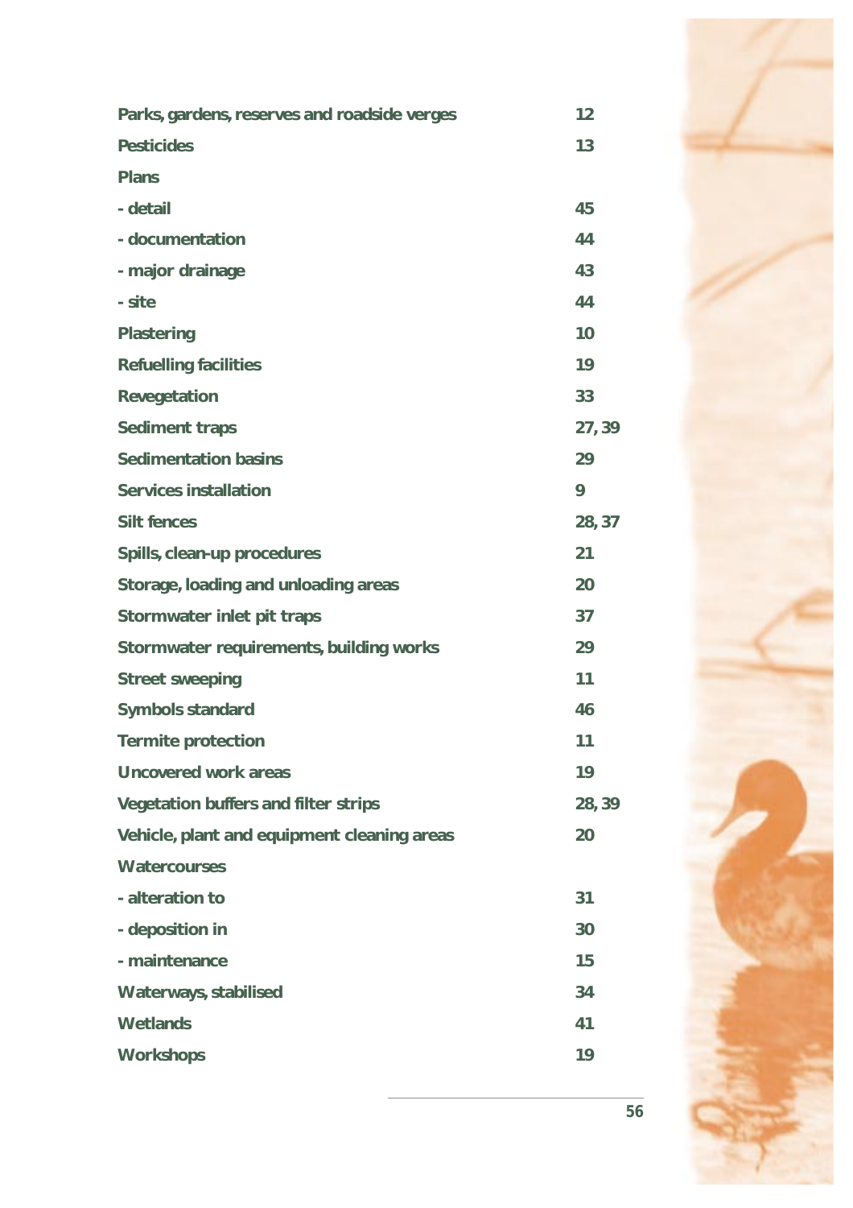| | |
|---|---|
| Parks, gardens, reserves and roadside verges | 12 |
| Pesticides | 13 |
| Plans | |
| - detail | 45 |
| - documentation | 44 |
| - major drainage | 43 |
| - site | 44 |
| Plastering | 10 |
| Refuelling facilities | 19 |
| Revegetation | 33 |
| Sediment traps | 27, 39 |
| Sedimentation basins | 29 |
| Services installation | 9 |
| Silt fences | 28, 37 |
| Spills, clean-up procedures | 21 |
| Storage, loading and unloading areas | 20 |
| Stormwater inlet pit traps | 37 |
| Stormwater requirements, building works | 29 |
| Street sweeping | 11 |
| Symbols standard | 46 |
| Termite protection | 11 |
| Uncovered work areas | 19 |
| Vegetation buffers and filter strips | 28, 39 |
| Vehicle, plant and equipment cleaning areas | 20 |
| Watercourses | |
| - alteration to | 31 |
| - deposition in | 30 |
| - maintenance | 15 |
| Waterways, stabilised | 34 |
| Wetlands | 41 |
| Workshops | 19 |